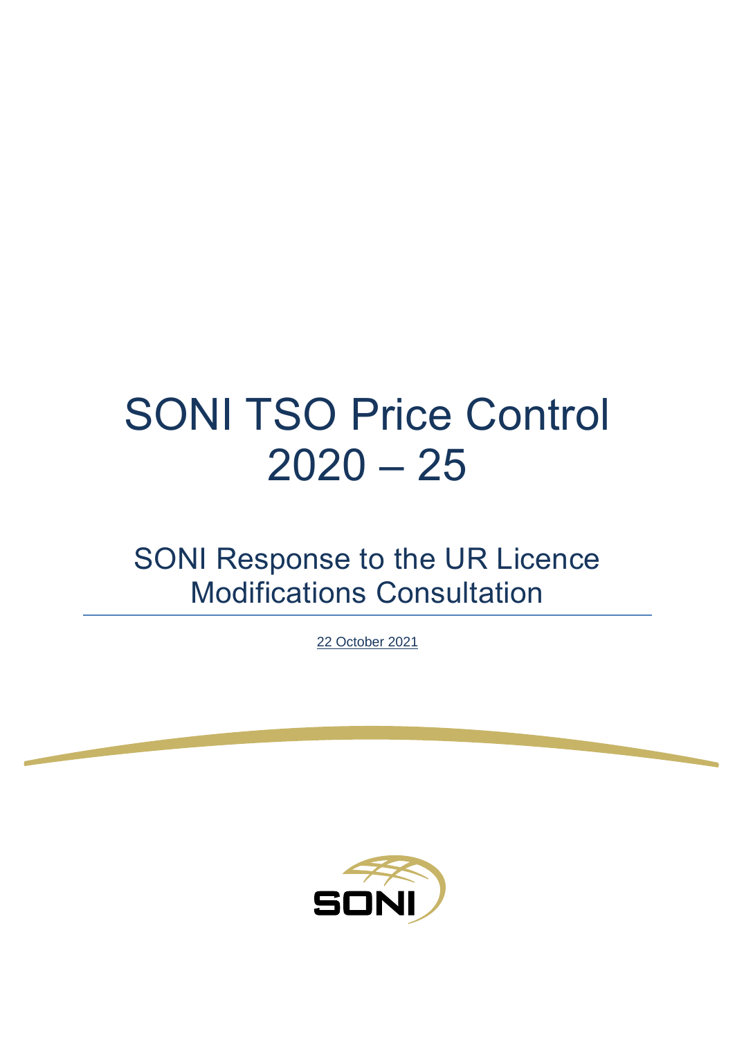# SONI TSO Price Control 2020 – 25

## SONI Response to the UR Licence Modifications Consultation

22 October 2021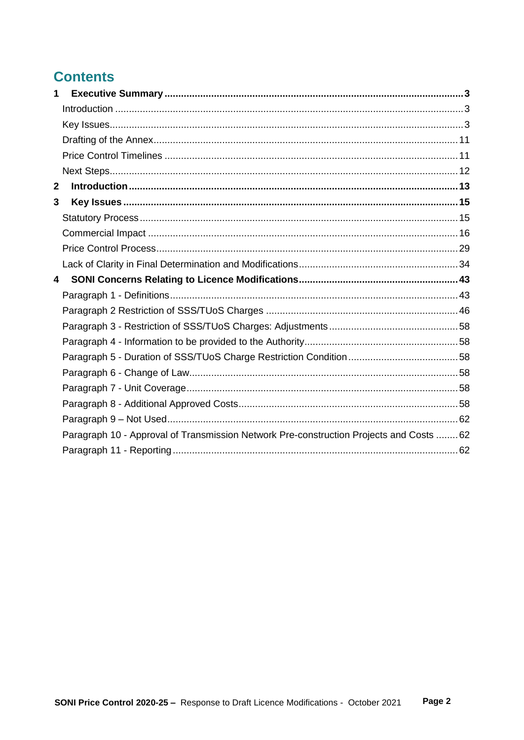# Contents

**1 Executive Summary** ........ 3

- Introduction ........ 3
- Key Issues ........ 3
- Drafting of the Annex ........ 11
- Price Control Timelines ........ 11
- Next Steps ........ 12

**2 Introduction** ........ 13

**3 Key Issues** ........ 15

- Statutory Process ........ 15
- Commercial Impact ........ 16
- Price Control Process ........ 29
- Lack of Clarity in Final Determination and Modifications ........ 34

**4 SONI Concerns Relating to Licence Modifications** ........ 43

- Paragraph 1 - Definitions ........ 43
- Paragraph 2 Restriction of SSS/TUoS Charges ........ 46
- Paragraph 3 - Restriction of SSS/TUoS Charges: Adjustments ........ 58
- Paragraph 4 - Information to be provided to the Authority ........ 58
- Paragraph 5 - Duration of SSS/TUoS Charge Restriction Condition ........ 58
- Paragraph 6 - Change of Law ........ 58
- Paragraph 7 - Unit Coverage ........ 58
- Paragraph 8 - Additional Approved Costs ........ 58
- Paragraph 9 – Not Used ........ 62
- Paragraph 10 - Approval of Transmission Network Pre-construction Projects and Costs ........ 62
- Paragraph 11 - Reporting ........ 62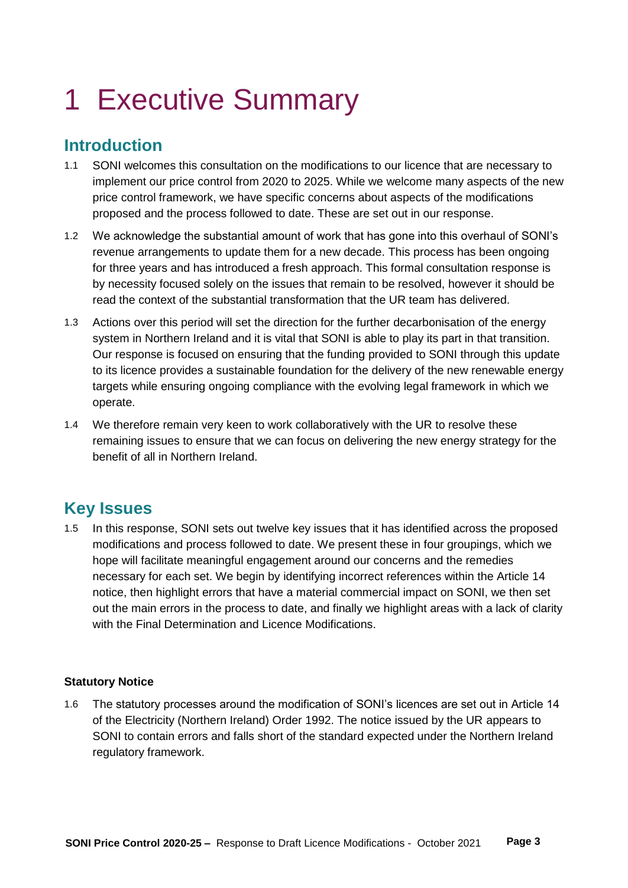# 1 Executive Summary

## Introduction

1.1 SONI welcomes this consultation on the modifications to our licence that are necessary to implement our price control from 2020 to 2025. While we welcome many aspects of the new price control framework, we have specific concerns about aspects of the modifications proposed and the process followed to date. These are set out in our response.

1.2 We acknowledge the substantial amount of work that has gone into this overhaul of SONI's revenue arrangements to update them for a new decade. This process has been ongoing for three years and has introduced a fresh approach. This formal consultation response is by necessity focused solely on the issues that remain to be resolved, however it should be read the context of the substantial transformation that the UR team has delivered.

1.3 Actions over this period will set the direction for the further decarbonisation of the energy system in Northern Ireland and it is vital that SONI is able to play its part in that transition. Our response is focused on ensuring that the funding provided to SONI through this update to its licence provides a sustainable foundation for the delivery of the new renewable energy targets while ensuring ongoing compliance with the evolving legal framework in which we operate.

1.4 We therefore remain very keen to work collaboratively with the UR to resolve these remaining issues to ensure that we can focus on delivering the new energy strategy for the benefit of all in Northern Ireland.

## Key Issues

1.5 In this response, SONI sets out twelve key issues that it has identified across the proposed modifications and process followed to date. We present these in four groupings, which we hope will facilitate meaningful engagement around our concerns and the remedies necessary for each set. We begin by identifying incorrect references within the Article 14 notice, then highlight errors that have a material commercial impact on SONI, we then set out the main errors in the process to date, and finally we highlight areas with a lack of clarity with the Final Determination and Licence Modifications.

**Statutory Notice**

1.6 The statutory processes around the modification of SONI's licences are set out in Article 14 of the Electricity (Northern Ireland) Order 1992. The notice issued by the UR appears to SONI to contain errors and falls short of the standard expected under the Northern Ireland regulatory framework.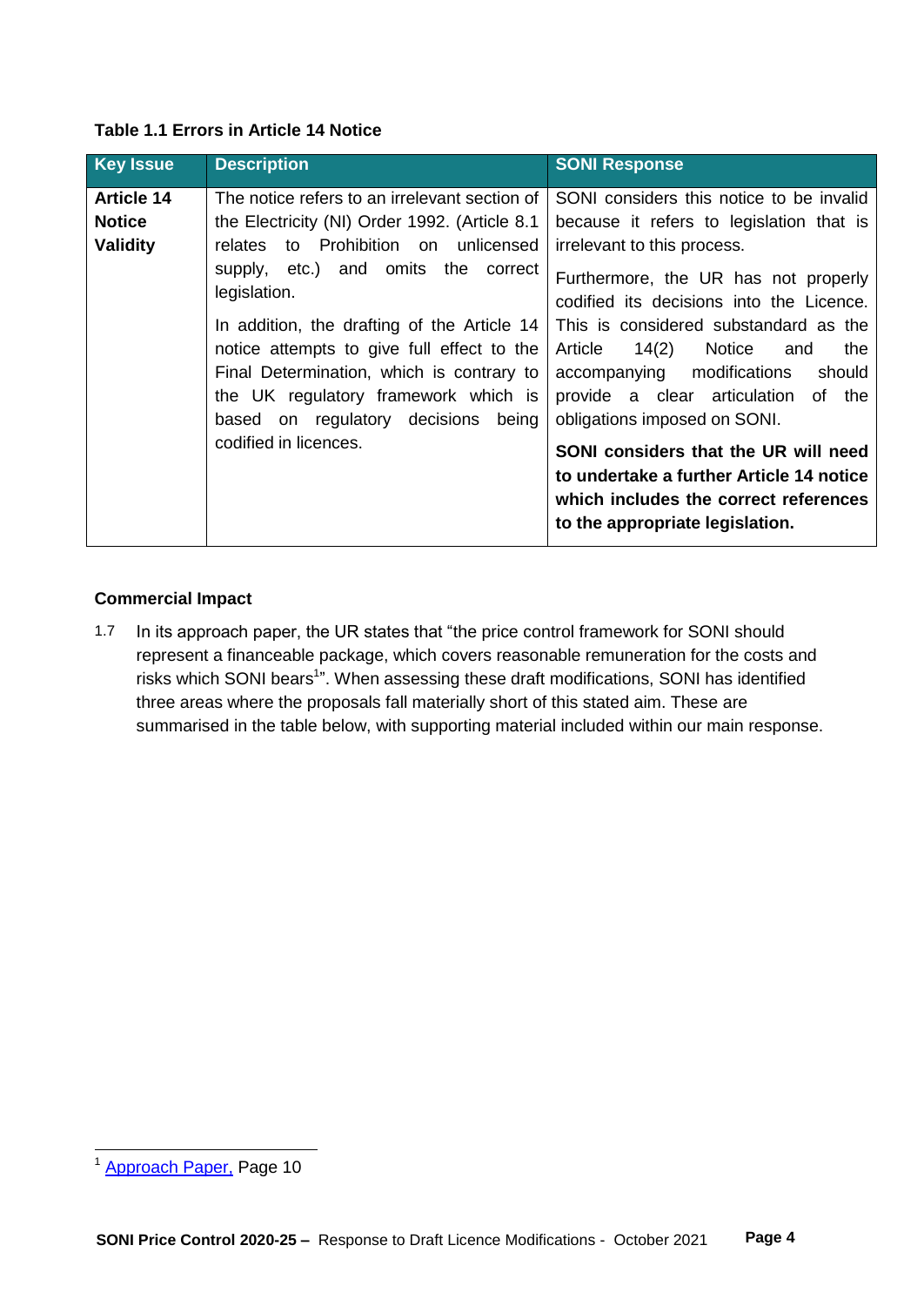**Table 1.1 Errors in Article 14 Notice**

| Key Issue | Description | SONI Response |
|---|---|---|
| **Article 14 Notice Validity** | The notice refers to an irrelevant section of the Electricity (NI) Order 1992. (Article 8.1 relates to Prohibition on unlicensed supply, etc.) and omits the correct legislation.<br><br>In addition, the drafting of the Article 14 notice attempts to give full effect to the Final Determination, which is contrary to the UK regulatory framework which is based on regulatory decisions being codified in licences. | SONI considers this notice to be invalid because it refers to legislation that is irrelevant to this process.<br><br>Furthermore, the UR has not properly codified its decisions into the Licence. This is considered substandard as the Article 14(2) Notice and the accompanying modifications should provide a clear articulation of the obligations imposed on SONI.<br><br>**SONI considers that the UR will need to undertake a further Article 14 notice which includes the correct references to the appropriate legislation.** |

**Commercial Impact**

1.7 In its approach paper, the UR states that "the price control framework for SONI should represent a financeable package, which covers reasonable remuneration for the costs and risks which SONI bears[1]". When assessing these draft modifications, SONI has identified three areas where the proposals fall materially short of this stated aim. These are summarised in the table below, with supporting material included within our main response.

[1] Approach Paper, Page 10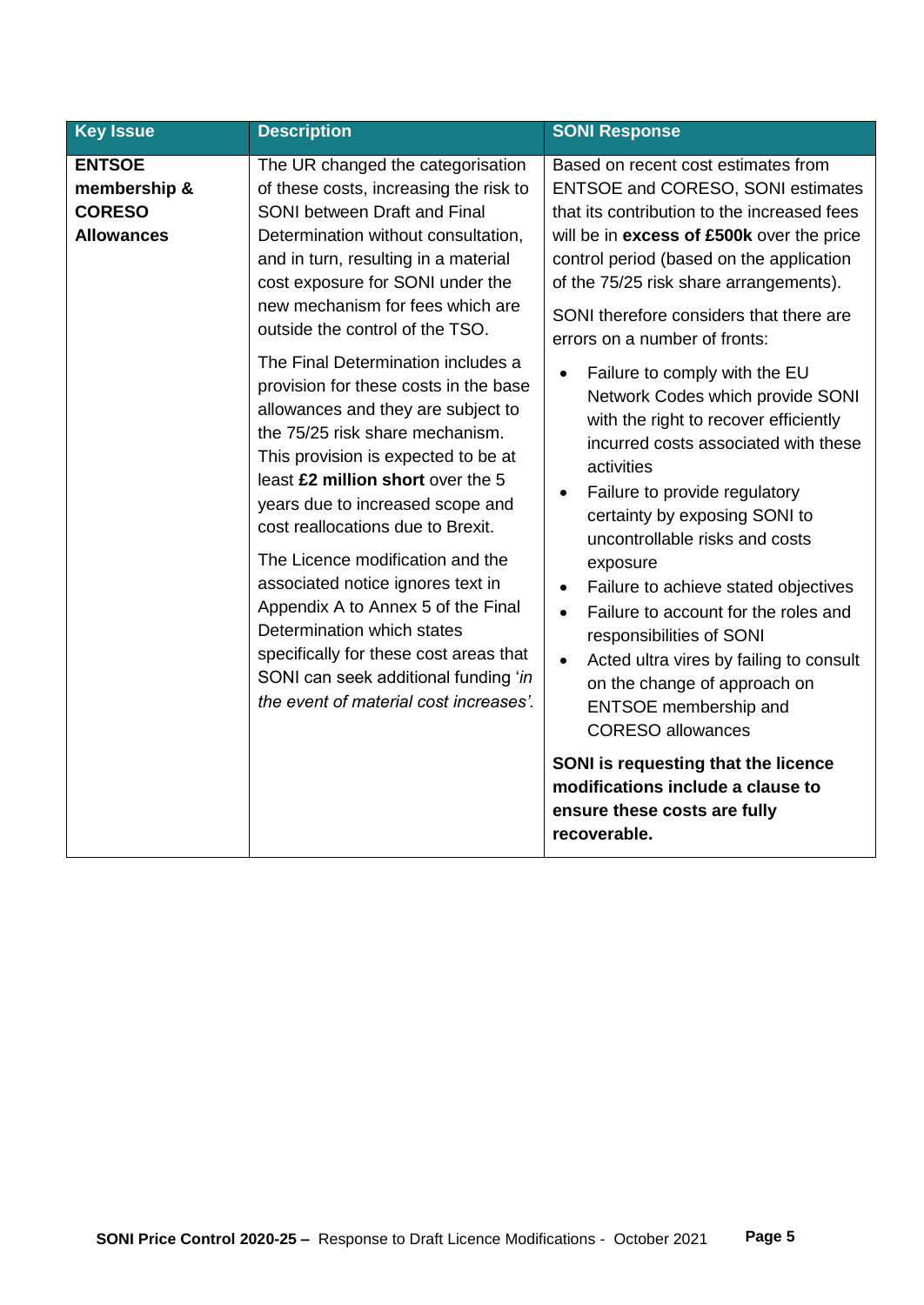| Key Issue | Description | SONI Response |
|---|---|---|
| **ENTSOE membership & CORESO Allowances** | The UR changed the categorisation of these costs, increasing the risk to SONI between Draft and Final Determination without consultation, and in turn, resulting in a material cost exposure for SONI under the new mechanism for fees which are outside the control of the TSO.<br><br>The Final Determination includes a provision for these costs in the base allowances and they are subject to the 75/25 risk share mechanism. This provision is expected to be at least **£2 million short** over the 5 years due to increased scope and cost reallocations due to Brexit.<br><br>The Licence modification and the associated notice ignores text in Appendix A to Annex 5 of the Final Determination which states specifically for these cost areas that SONI can seek additional funding '*in the event of material cost increases'*. | Based on recent cost estimates from ENTSOE and CORESO, SONI estimates that its contribution to the increased fees will be in **excess of £500k** over the price control period (based on the application of the 75/25 risk share arrangements).<br><br>SONI therefore considers that there are errors on a number of fronts:<br><br>• Failure to comply with the EU Network Codes which provide SONI with the right to recover efficiently incurred costs associated with these activities<br>• Failure to provide regulatory certainty by exposing SONI to uncontrollable risks and costs exposure<br>• Failure to achieve stated objectives<br>• Failure to account for the roles and responsibilities of SONI<br>• Acted ultra vires by failing to consult on the change of approach on ENTSOE membership and CORESO allowances<br><br>**SONI is requesting that the licence modifications include a clause to ensure these costs are fully recoverable.** |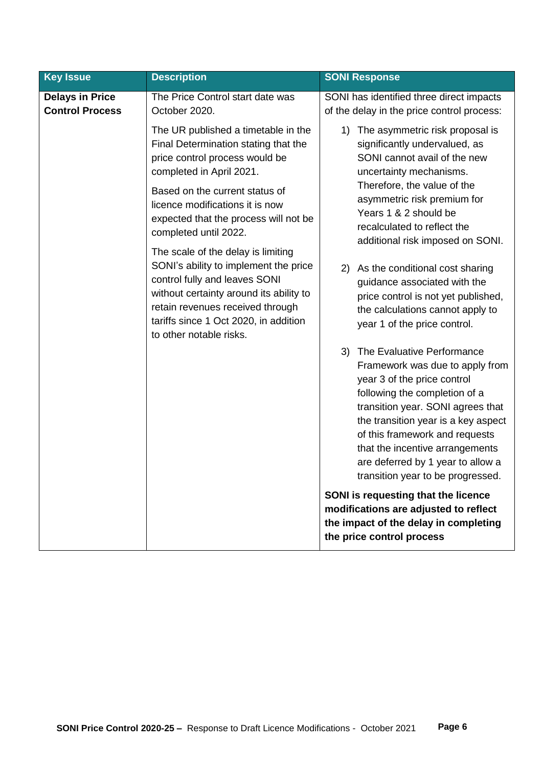| Key Issue | Description | SONI Response |
|---|---|---|
| **Delays in Price Control Process** | The Price Control start date was October 2020.<br><br>The UR published a timetable in the Final Determination stating that the price control process would be completed in April 2021.<br><br>Based on the current status of licence modifications it is now expected that the process will not be completed until 2022.<br><br>The scale of the delay is limiting SONI's ability to implement the price control fully and leaves SONI without certainty around its ability to retain revenues received through tariffs since 1 Oct 2020, in addition to other notable risks. | SONI has identified three direct impacts of the delay in the price control process:<br><br>1) The asymmetric risk proposal is significantly undervalued, as SONI cannot avail of the new uncertainty mechanisms. Therefore, the value of the asymmetric risk premium for Years 1 & 2 should be recalculated to reflect the additional risk imposed on SONI.<br><br>2) As the conditional cost sharing guidance associated with the price control is not yet published, the calculations cannot apply to year 1 of the price control.<br><br>3) The Evaluative Performance Framework was due to apply from year 3 of the price control following the completion of a transition year. SONI agrees that the transition year is a key aspect of this framework and requests that the incentive arrangements are deferred by 1 year to allow a transition year to be progressed.<br><br>**SONI is requesting that the licence modifications are adjusted to reflect the impact of the delay in completing the price control process** |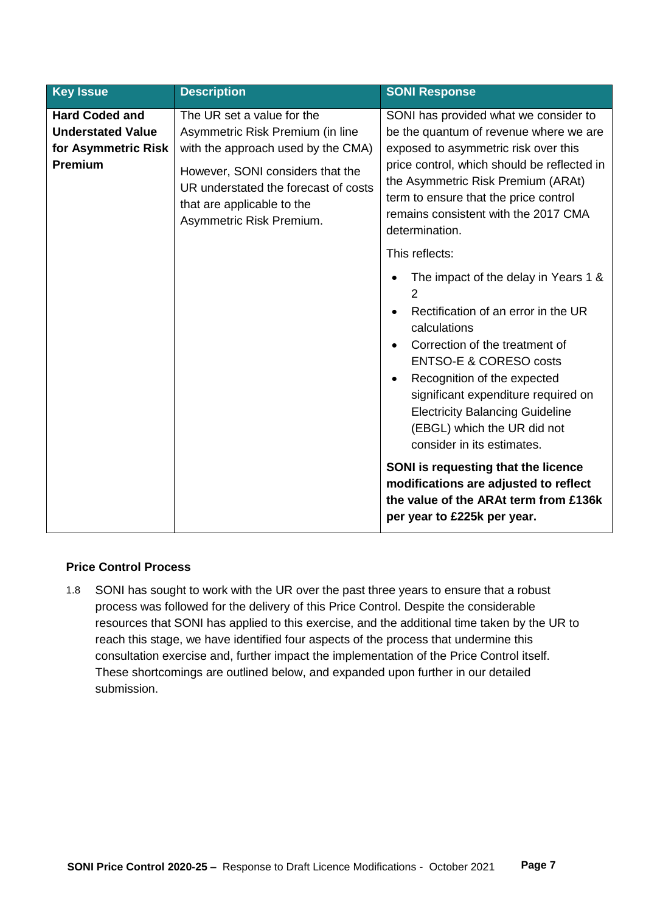| Key Issue | Description | SONI Response |
|---|---|---|
| **Hard Coded and Understated Value for Asymmetric Risk Premium** | The UR set a value for the Asymmetric Risk Premium (in line with the approach used by the CMA)<br><br>However, SONI considers that the UR understated the forecast of costs that are applicable to the Asymmetric Risk Premium. | SONI has provided what we consider to be the quantum of revenue where we are exposed to asymmetric risk over this price control, which should be reflected in the Asymmetric Risk Premium (ARAt) term to ensure that the price control remains consistent with the 2017 CMA determination.<br><br>This reflects:<br><br>• The impact of the delay in Years 1 & 2<br>• Rectification of an error in the UR calculations<br>• Correction of the treatment of ENTSO-E & CORESO costs<br>• Recognition of the expected significant expenditure required on Electricity Balancing Guideline (EBGL) which the UR did not consider in its estimates.<br><br>**SONI is requesting that the licence modifications are adjusted to reflect the value of the ARAt term from £136k per year to £225k per year.** |

### Price Control Process

1.8 SONI has sought to work with the UR over the past three years to ensure that a robust process was followed for the delivery of this Price Control. Despite the considerable resources that SONI has applied to this exercise, and the additional time taken by the UR to reach this stage, we have identified four aspects of the process that undermine this consultation exercise and, further impact the implementation of the Price Control itself. These shortcomings are outlined below, and expanded upon further in our detailed submission.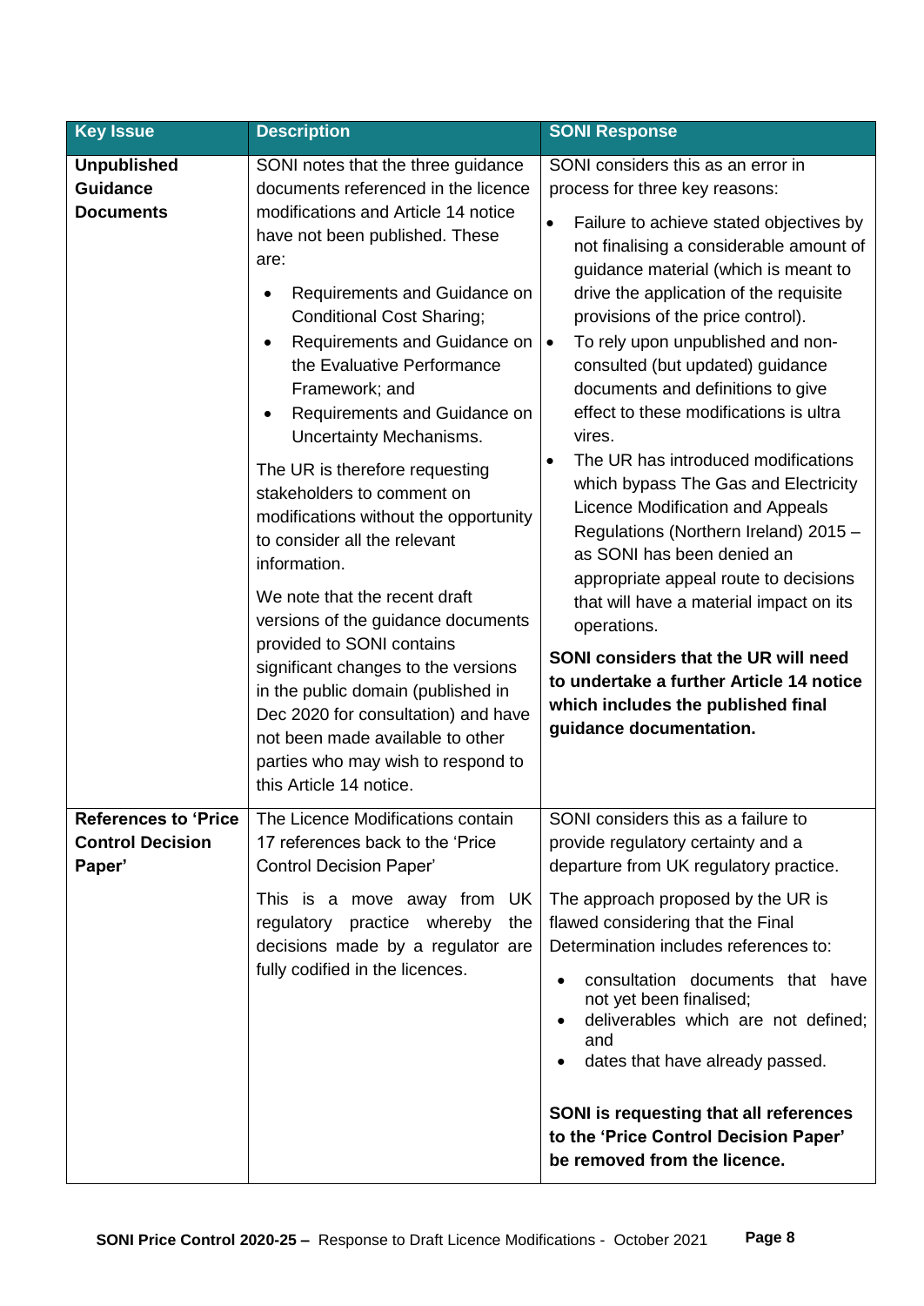| Key Issue | Description | SONI Response |
|---|---|---|
| **Unpublished Guidance Documents** | SONI notes that the three guidance documents referenced in the licence modifications and Article 14 notice have not been published. These are:<br>• Requirements and Guidance on Conditional Cost Sharing;<br>• Requirements and Guidance on the Evaluative Performance Framework; and<br>• Requirements and Guidance on Uncertainty Mechanisms.<br><br>The UR is therefore requesting stakeholders to comment on modifications without the opportunity to consider all the relevant information.<br><br>We note that the recent draft versions of the guidance documents provided to SONI contains significant changes to the versions in the public domain (published in Dec 2020 for consultation) and have not been made available to other parties who may wish to respond to this Article 14 notice. | SONI considers this as an error in process for three key reasons:<br>• Failure to achieve stated objectives by not finalising a considerable amount of guidance material (which is meant to drive the application of the requisite provisions of the price control).<br>• To rely upon unpublished and non-consulted (but updated) guidance documents and definitions to give effect to these modifications is ultra vires.<br>• The UR has introduced modifications which bypass The Gas and Electricity Licence Modification and Appeals Regulations (Northern Ireland) 2015 – as SONI has been denied an appropriate appeal route to decisions that will have a material impact on its operations.<br><br>**SONI considers that the UR will need to undertake a further Article 14 notice which includes the published final guidance documentation.** |
| **References to 'Price Control Decision Paper'** | The Licence Modifications contain 17 references back to the 'Price Control Decision Paper'<br><br>This is a move away from UK regulatory practice whereby the decisions made by a regulator are fully codified in the licences. | SONI considers this as a failure to provide regulatory certainty and a departure from UK regulatory practice.<br><br>The approach proposed by the UR is flawed considering that the Final Determination includes references to:<br>• consultation documents that have not yet been finalised;<br>• deliverables which are not defined; and<br>• dates that have already passed.<br><br>**SONI is requesting that all references to the 'Price Control Decision Paper' be removed from the licence.** |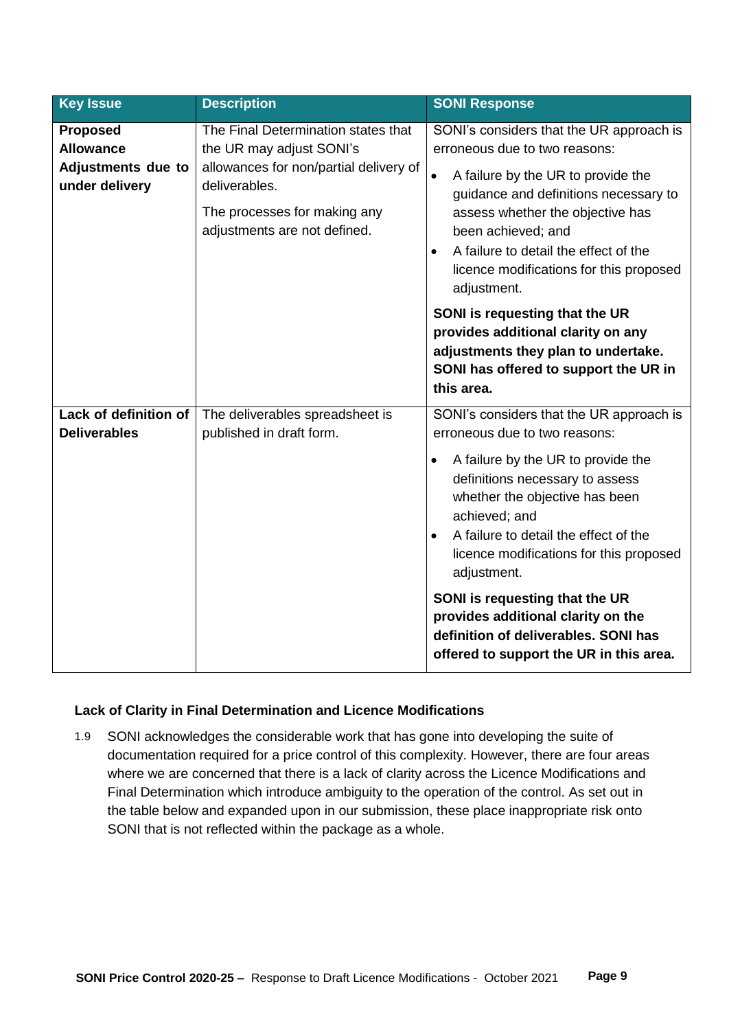| Key Issue | Description | SONI Response |
|---|---|---|
| **Proposed Allowance Adjustments due to under delivery** | The Final Determination states that the UR may adjust SONI's allowances for non/partial delivery of deliverables.<br><br>The processes for making any adjustments are not defined. | SONI's considers that the UR approach is erroneous due to two reasons:<br><br>• A failure by the UR to provide the guidance and definitions necessary to assess whether the objective has been achieved; and<br>• A failure to detail the effect of the licence modifications for this proposed adjustment.<br><br>**SONI is requesting that the UR provides additional clarity on any adjustments they plan to undertake. SONI has offered to support the UR in this area.** |
| **Lack of definition of Deliverables** | The deliverables spreadsheet is published in draft form. | SONI's considers that the UR approach is erroneous due to two reasons:<br><br>• A failure by the UR to provide the definitions necessary to assess whether the objective has been achieved; and<br>• A failure to detail the effect of the licence modifications for this proposed adjustment.<br><br>**SONI is requesting that the UR provides additional clarity on the definition of deliverables. SONI has offered to support the UR in this area.** |

### Lack of Clarity in Final Determination and Licence Modifications

1.9 SONI acknowledges the considerable work that has gone into developing the suite of documentation required for a price control of this complexity. However, there are four areas where we are concerned that there is a lack of clarity across the Licence Modifications and Final Determination which introduce ambiguity to the operation of the control. As set out in the table below and expanded upon in our submission, these place inappropriate risk onto SONI that is not reflected within the package as a whole.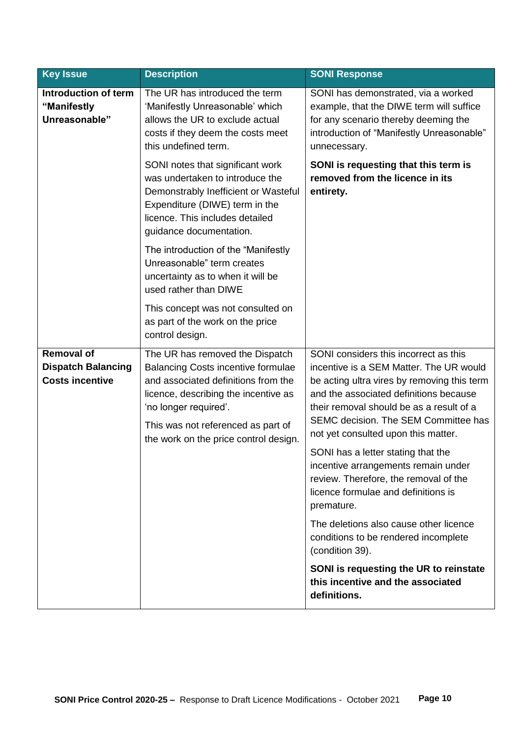| Key Issue | Description | SONI Response |
|---|---|---|
| **Introduction of term "Manifestly Unreasonable"** | The UR has introduced the term 'Manifestly Unreasonable' which allows the UR to exclude actual costs if they deem the costs meet this undefined term.<br><br>SONI notes that significant work was undertaken to introduce the Demonstrably Inefficient or Wasteful Expenditure (DIWE) term in the licence. This includes detailed guidance documentation.<br><br>The introduction of the "Manifestly Unreasonable" term creates uncertainty as to when it will be used rather than DIWE<br><br>This concept was not consulted on as part of the work on the price control design. | SONI has demonstrated, via a worked example, that the DIWE term will suffice for any scenario thereby deeming the introduction of "Manifestly Unreasonable" unnecessary.<br><br>**SONI is requesting that this term is removed from the licence in its entirety.** |
| **Removal of Dispatch Balancing Costs incentive** | The UR has removed the Dispatch Balancing Costs incentive formulae and associated definitions from the licence, describing the incentive as 'no longer required'.<br><br>This was not referenced as part of the work on the price control design. | SONI considers this incorrect as this incentive is a SEM Matter. The UR would be acting ultra vires by removing this term and the associated definitions because their removal should be as a result of a SEMC decision. The SEM Committee has not yet consulted upon this matter.<br><br>SONI has a letter stating that the incentive arrangements remain under review. Therefore, the removal of the licence formulae and definitions is premature.<br><br>The deletions also cause other licence conditions to be rendered incomplete (condition 39).<br><br>**SONI is requesting the UR to reinstate this incentive and the associated definitions.** |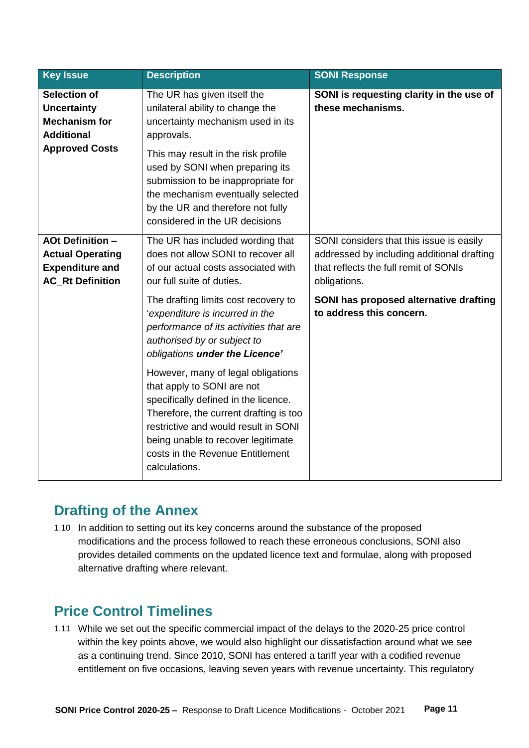| Key Issue | Description | SONI Response |
|---|---|---|
| **Selection of Uncertainty Mechanism for Additional Approved Costs** | The UR has given itself the unilateral ability to change the uncertainty mechanism used in its approvals.<br><br>This may result in the risk profile used by SONI when preparing its submission to be inappropriate for the mechanism eventually selected by the UR and therefore not fully considered in the UR decisions | **SONI is requesting clarity in the use of these mechanisms.** |
| **AOt Definition – Actual Operating Expenditure and AC_Rt Definition** | The UR has included wording that does not allow SONI to recover all of our actual costs associated with our full suite of duties.<br><br>The drafting limits cost recovery to '*expenditure is incurred in the performance of its activities that are authorised by or subject to obligations **under the Licence'***<br><br>However, many of legal obligations that apply to SONI are not specifically defined in the licence. Therefore, the current drafting is too restrictive and would result in SONI being unable to recover legitimate costs in the Revenue Entitlement calculations. | SONI considers that this issue is easily addressed by including additional drafting that reflects the full remit of SONIs obligations.<br><br>**SONI has proposed alternative drafting to address this concern.** |

## Drafting of the Annex

1.10 In addition to setting out its key concerns around the substance of the proposed modifications and the process followed to reach these erroneous conclusions, SONI also provides detailed comments on the updated licence text and formulae, along with proposed alternative drafting where relevant.

## Price Control Timelines

1.11 While we set out the specific commercial impact of the delays to the 2020-25 price control within the key points above, we would also highlight our dissatisfaction around what we see as a continuing trend. Since 2010, SONI has entered a tariff year with a codified revenue entitlement on five occasions, leaving seven years with revenue uncertainty. This regulatory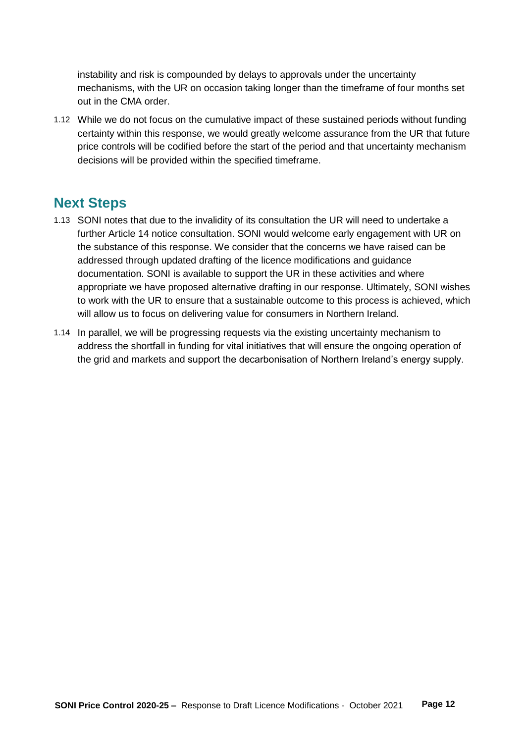instability and risk is compounded by delays to approvals under the uncertainty mechanisms, with the UR on occasion taking longer than the timeframe of four months set out in the CMA order.

1.12 While we do not focus on the cumulative impact of these sustained periods without funding certainty within this response, we would greatly welcome assurance from the UR that future price controls will be codified before the start of the period and that uncertainty mechanism decisions will be provided within the specified timeframe.

## Next Steps

1.13 SONI notes that due to the invalidity of its consultation the UR will need to undertake a further Article 14 notice consultation. SONI would welcome early engagement with UR on the substance of this response. We consider that the concerns we have raised can be addressed through updated drafting of the licence modifications and guidance documentation. SONI is available to support the UR in these activities and where appropriate we have proposed alternative drafting in our response. Ultimately, SONI wishes to work with the UR to ensure that a sustainable outcome to this process is achieved, which will allow us to focus on delivering value for consumers in Northern Ireland.

1.14 In parallel, we will be progressing requests via the existing uncertainty mechanism to address the shortfall in funding for vital initiatives that will ensure the ongoing operation of the grid and markets and support the decarbonisation of Northern Ireland's energy supply.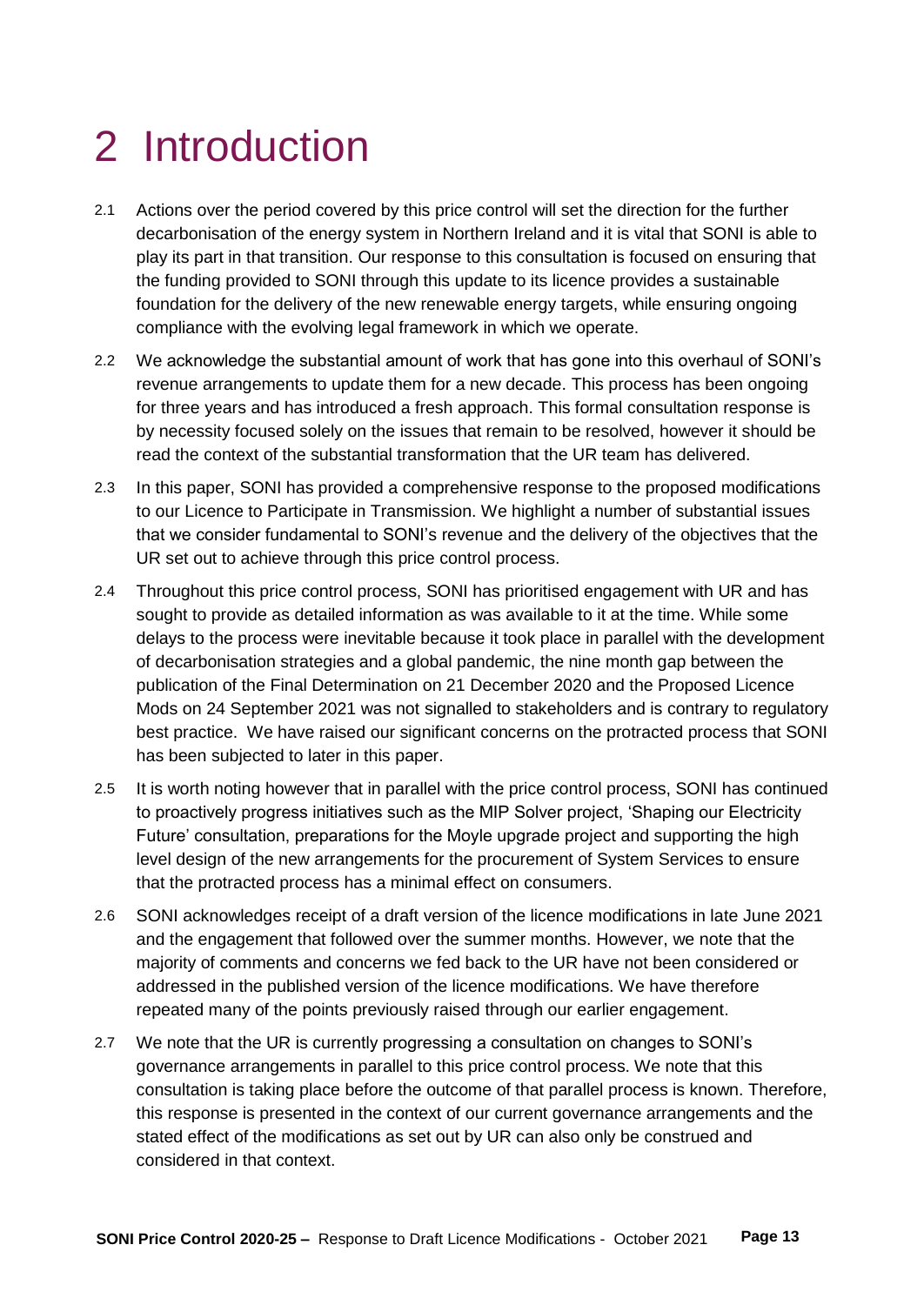# 2 Introduction

2.1 Actions over the period covered by this price control will set the direction for the further decarbonisation of the energy system in Northern Ireland and it is vital that SONI is able to play its part in that transition. Our response to this consultation is focused on ensuring that the funding provided to SONI through this update to its licence provides a sustainable foundation for the delivery of the new renewable energy targets, while ensuring ongoing compliance with the evolving legal framework in which we operate.

2.2 We acknowledge the substantial amount of work that has gone into this overhaul of SONI's revenue arrangements to update them for a new decade. This process has been ongoing for three years and has introduced a fresh approach. This formal consultation response is by necessity focused solely on the issues that remain to be resolved, however it should be read the context of the substantial transformation that the UR team has delivered.

2.3 In this paper, SONI has provided a comprehensive response to the proposed modifications to our Licence to Participate in Transmission. We highlight a number of substantial issues that we consider fundamental to SONI's revenue and the delivery of the objectives that the UR set out to achieve through this price control process.

2.4 Throughout this price control process, SONI has prioritised engagement with UR and has sought to provide as detailed information as was available to it at the time. While some delays to the process were inevitable because it took place in parallel with the development of decarbonisation strategies and a global pandemic, the nine month gap between the publication of the Final Determination on 21 December 2020 and the Proposed Licence Mods on 24 September 2021 was not signalled to stakeholders and is contrary to regulatory best practice. We have raised our significant concerns on the protracted process that SONI has been subjected to later in this paper.

2.5 It is worth noting however that in parallel with the price control process, SONI has continued to proactively progress initiatives such as the MIP Solver project, 'Shaping our Electricity Future' consultation, preparations for the Moyle upgrade project and supporting the high level design of the new arrangements for the procurement of System Services to ensure that the protracted process has a minimal effect on consumers.

2.6 SONI acknowledges receipt of a draft version of the licence modifications in late June 2021 and the engagement that followed over the summer months. However, we note that the majority of comments and concerns we fed back to the UR have not been considered or addressed in the published version of the licence modifications. We have therefore repeated many of the points previously raised through our earlier engagement.

2.7 We note that the UR is currently progressing a consultation on changes to SONI's governance arrangements in parallel to this price control process. We note that this consultation is taking place before the outcome of that parallel process is known. Therefore, this response is presented in the context of our current governance arrangements and the stated effect of the modifications as set out by UR can also only be construed and considered in that context.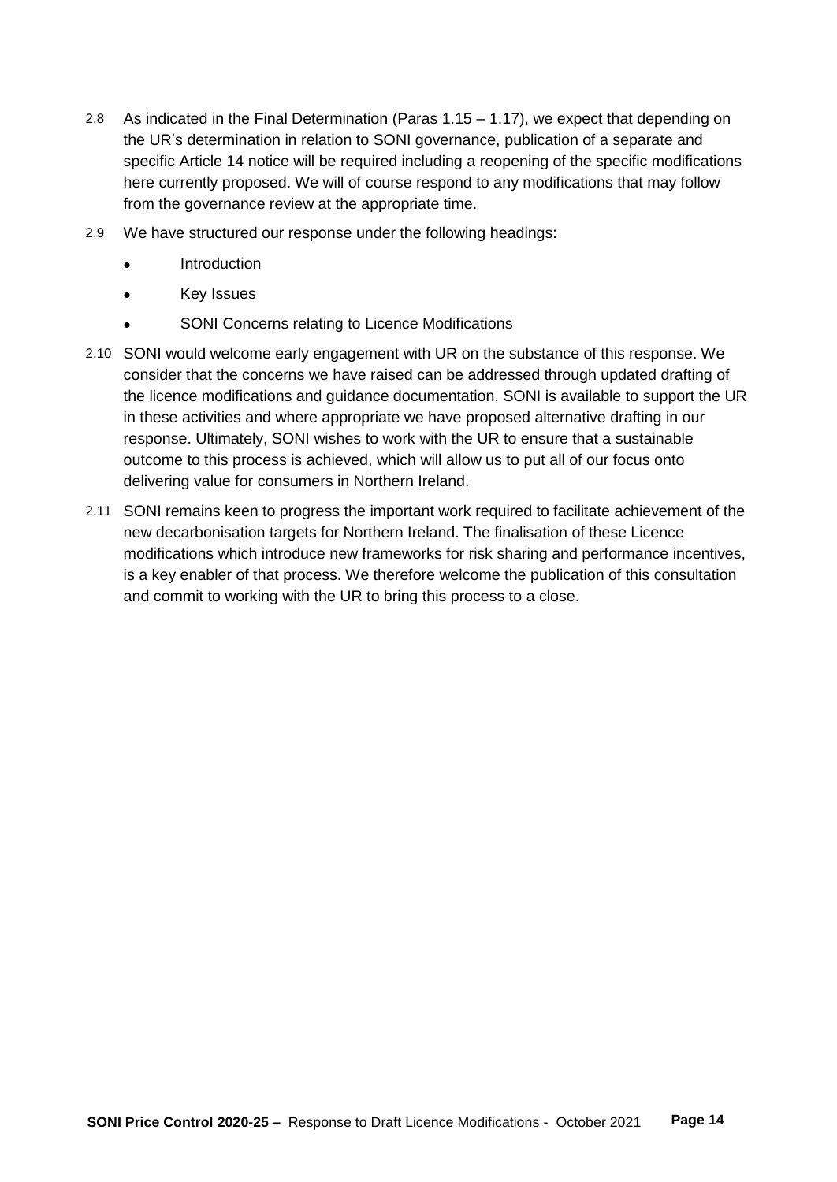2.8 As indicated in the Final Determination (Paras 1.15 – 1.17), we expect that depending on the UR's determination in relation to SONI governance, publication of a separate and specific Article 14 notice will be required including a reopening of the specific modifications here currently proposed. We will of course respond to any modifications that may follow from the governance review at the appropriate time.

2.9 We have structured our response under the following headings:

- Introduction
- Key Issues
- SONI Concerns relating to Licence Modifications

2.10 SONI would welcome early engagement with UR on the substance of this response. We consider that the concerns we have raised can be addressed through updated drafting of the licence modifications and guidance documentation. SONI is available to support the UR in these activities and where appropriate we have proposed alternative drafting in our response. Ultimately, SONI wishes to work with the UR to ensure that a sustainable outcome to this process is achieved, which will allow us to put all of our focus onto delivering value for consumers in Northern Ireland.

2.11 SONI remains keen to progress the important work required to facilitate achievement of the new decarbonisation targets for Northern Ireland. The finalisation of these Licence modifications which introduce new frameworks for risk sharing and performance incentives, is a key enabler of that process. We therefore welcome the publication of this consultation and commit to working with the UR to bring this process to a close.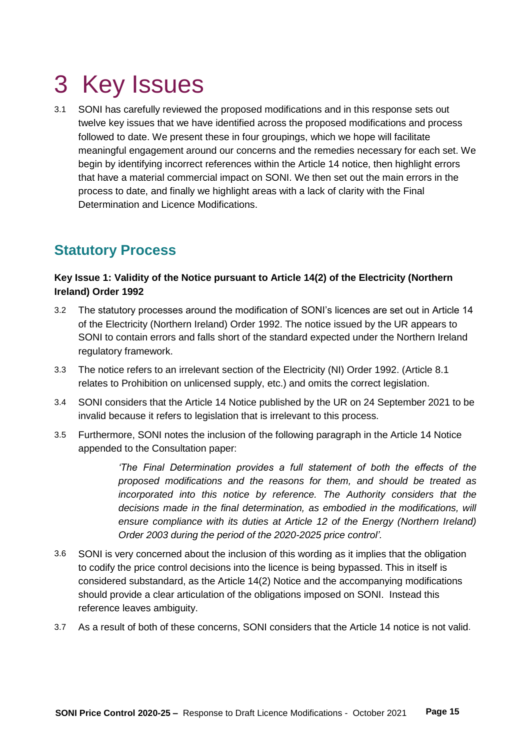# 3 Key Issues

3.1 SONI has carefully reviewed the proposed modifications and in this response sets out twelve key issues that we have identified across the proposed modifications and process followed to date. We present these in four groupings, which we hope will facilitate meaningful engagement around our concerns and the remedies necessary for each set. We begin by identifying incorrect references within the Article 14 notice, then highlight errors that have a material commercial impact on SONI. We then set out the main errors in the process to date, and finally we highlight areas with a lack of clarity with the Final Determination and Licence Modifications.

## Statutory Process

**Key Issue 1: Validity of the Notice pursuant to Article 14(2) of the Electricity (Northern Ireland) Order 1992**

3.2 The statutory processes around the modification of SONI's licences are set out in Article 14 of the Electricity (Northern Ireland) Order 1992. The notice issued by the UR appears to SONI to contain errors and falls short of the standard expected under the Northern Ireland regulatory framework.

3.3 The notice refers to an irrelevant section of the Electricity (NI) Order 1992. (Article 8.1 relates to Prohibition on unlicensed supply, etc.) and omits the correct legislation.

3.4 SONI considers that the Article 14 Notice published by the UR on 24 September 2021 to be invalid because it refers to legislation that is irrelevant to this process.

3.5 Furthermore, SONI notes the inclusion of the following paragraph in the Article 14 Notice appended to the Consultation paper:

> *'The Final Determination provides a full statement of both the effects of the proposed modifications and the reasons for them, and should be treated as incorporated into this notice by reference. The Authority considers that the decisions made in the final determination, as embodied in the modifications, will ensure compliance with its duties at Article 12 of the Energy (Northern Ireland) Order 2003 during the period of the 2020-2025 price control'.*

3.6 SONI is very concerned about the inclusion of this wording as it implies that the obligation to codify the price control decisions into the licence is being bypassed. This in itself is considered substandard, as the Article 14(2) Notice and the accompanying modifications should provide a clear articulation of the obligations imposed on SONI. Instead this reference leaves ambiguity.

3.7 As a result of both of these concerns, SONI considers that the Article 14 notice is not valid.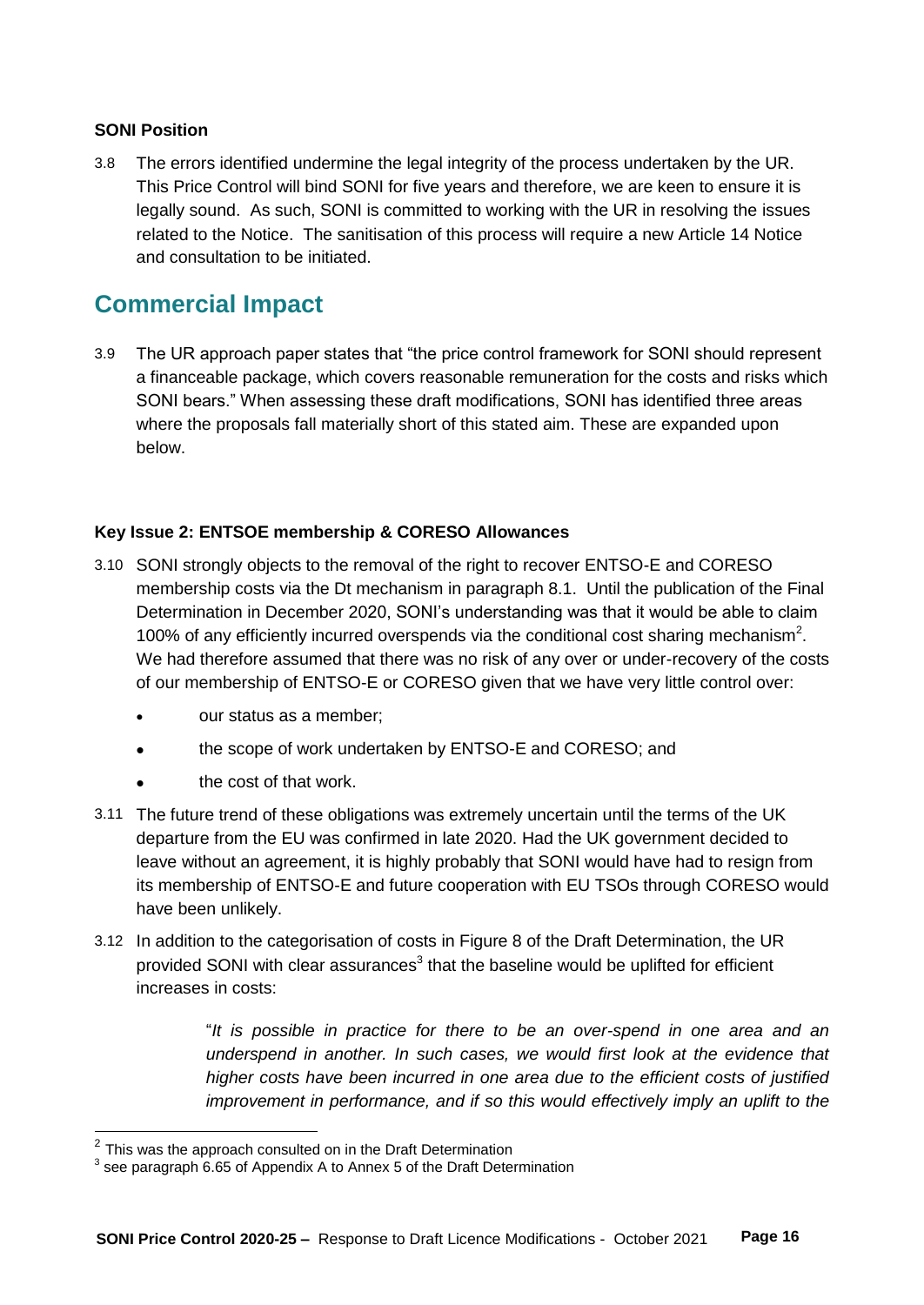**SONI Position**

3.8 The errors identified undermine the legal integrity of the process undertaken by the UR. This Price Control will bind SONI for five years and therefore, we are keen to ensure it is legally sound. As such, SONI is committed to working with the UR in resolving the issues related to the Notice. The sanitisation of this process will require a new Article 14 Notice and consultation to be initiated.

## Commercial Impact

3.9 The UR approach paper states that "the price control framework for SONI should represent a financeable package, which covers reasonable remuneration for the costs and risks which SONI bears." When assessing these draft modifications, SONI has identified three areas where the proposals fall materially short of this stated aim. These are expanded upon below.

**Key Issue 2: ENTSOE membership & CORESO Allowances**

3.10 SONI strongly objects to the removal of the right to recover ENTSO-E and CORESO membership costs via the Dt mechanism in paragraph 8.1. Until the publication of the Final Determination in December 2020, SONI's understanding was that it would be able to claim 100% of any efficiently incurred overspends via the conditional cost sharing mechanism[2]. We had therefore assumed that there was no risk of any over or under-recovery of the costs of our membership of ENTSO-E or CORESO given that we have very little control over:

- our status as a member;
- the scope of work undertaken by ENTSO-E and CORESO; and
- the cost of that work.

3.11 The future trend of these obligations was extremely uncertain until the terms of the UK departure from the EU was confirmed in late 2020. Had the UK government decided to leave without an agreement, it is highly probably that SONI would have had to resign from its membership of ENTSO-E and future cooperation with EU TSOs through CORESO would have been unlikely.

3.12 In addition to the categorisation of costs in Figure 8 of the Draft Determination, the UR provided SONI with clear assurances[3] that the baseline would be uplifted for efficient increases in costs:

> "*It is possible in practice for there to be an over-spend in one area and an underspend in another. In such cases, we would first look at the evidence that higher costs have been incurred in one area due to the efficient costs of justified improvement in performance, and if so this would effectively imply an uplift to the*

[2] This was the approach consulted on in the Draft Determination

[3] see paragraph 6.65 of Appendix A to Annex 5 of the Draft Determination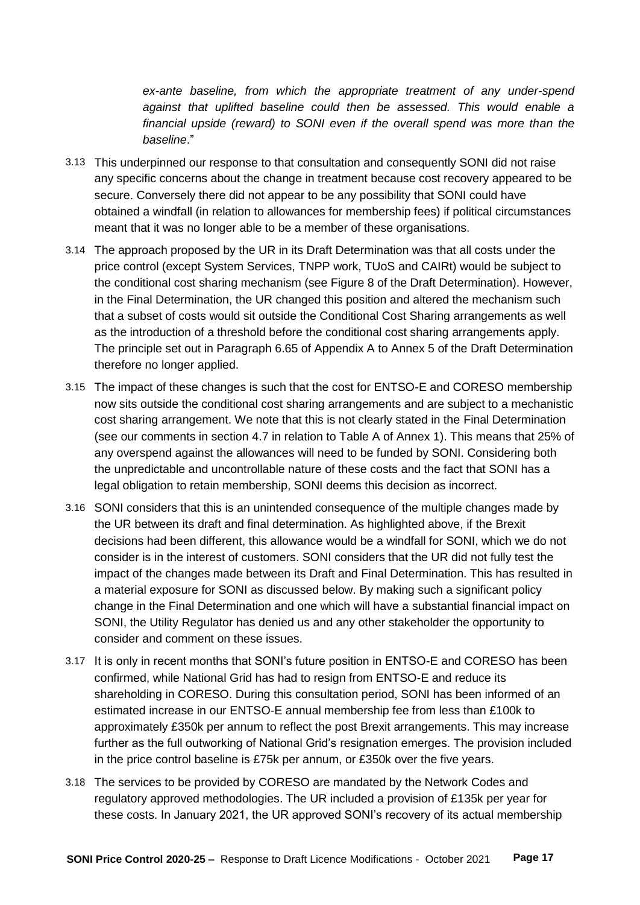*ex-ante baseline, from which the appropriate treatment of any under-spend against that uplifted baseline could then be assessed. This would enable a financial upside (reward) to SONI even if the overall spend was more than the baseline*."

3.13 This underpinned our response to that consultation and consequently SONI did not raise any specific concerns about the change in treatment because cost recovery appeared to be secure. Conversely there did not appear to be any possibility that SONI could have obtained a windfall (in relation to allowances for membership fees) if political circumstances meant that it was no longer able to be a member of these organisations.

3.14 The approach proposed by the UR in its Draft Determination was that all costs under the price control (except System Services, TNPP work, TUoS and CAIRt) would be subject to the conditional cost sharing mechanism (see Figure 8 of the Draft Determination). However, in the Final Determination, the UR changed this position and altered the mechanism such that a subset of costs would sit outside the Conditional Cost Sharing arrangements as well as the introduction of a threshold before the conditional cost sharing arrangements apply. The principle set out in Paragraph 6.65 of Appendix A to Annex 5 of the Draft Determination therefore no longer applied.

3.15 The impact of these changes is such that the cost for ENTSO-E and CORESO membership now sits outside the conditional cost sharing arrangements and are subject to a mechanistic cost sharing arrangement. We note that this is not clearly stated in the Final Determination (see our comments in section 4.7 in relation to Table A of Annex 1). This means that 25% of any overspend against the allowances will need to be funded by SONI. Considering both the unpredictable and uncontrollable nature of these costs and the fact that SONI has a legal obligation to retain membership, SONI deems this decision as incorrect.

3.16 SONI considers that this is an unintended consequence of the multiple changes made by the UR between its draft and final determination. As highlighted above, if the Brexit decisions had been different, this allowance would be a windfall for SONI, which we do not consider is in the interest of customers. SONI considers that the UR did not fully test the impact of the changes made between its Draft and Final Determination. This has resulted in a material exposure for SONI as discussed below. By making such a significant policy change in the Final Determination and one which will have a substantial financial impact on SONI, the Utility Regulator has denied us and any other stakeholder the opportunity to consider and comment on these issues.

3.17 It is only in recent months that SONI's future position in ENTSO-E and CORESO has been confirmed, while National Grid has had to resign from ENTSO-E and reduce its shareholding in CORESO. During this consultation period, SONI has been informed of an estimated increase in our ENTSO-E annual membership fee from less than £100k to approximately £350k per annum to reflect the post Brexit arrangements. This may increase further as the full outworking of National Grid's resignation emerges. The provision included in the price control baseline is £75k per annum, or £350k over the five years.

3.18 The services to be provided by CORESO are mandated by the Network Codes and regulatory approved methodologies. The UR included a provision of £135k per year for these costs. In January 2021, the UR approved SONI's recovery of its actual membership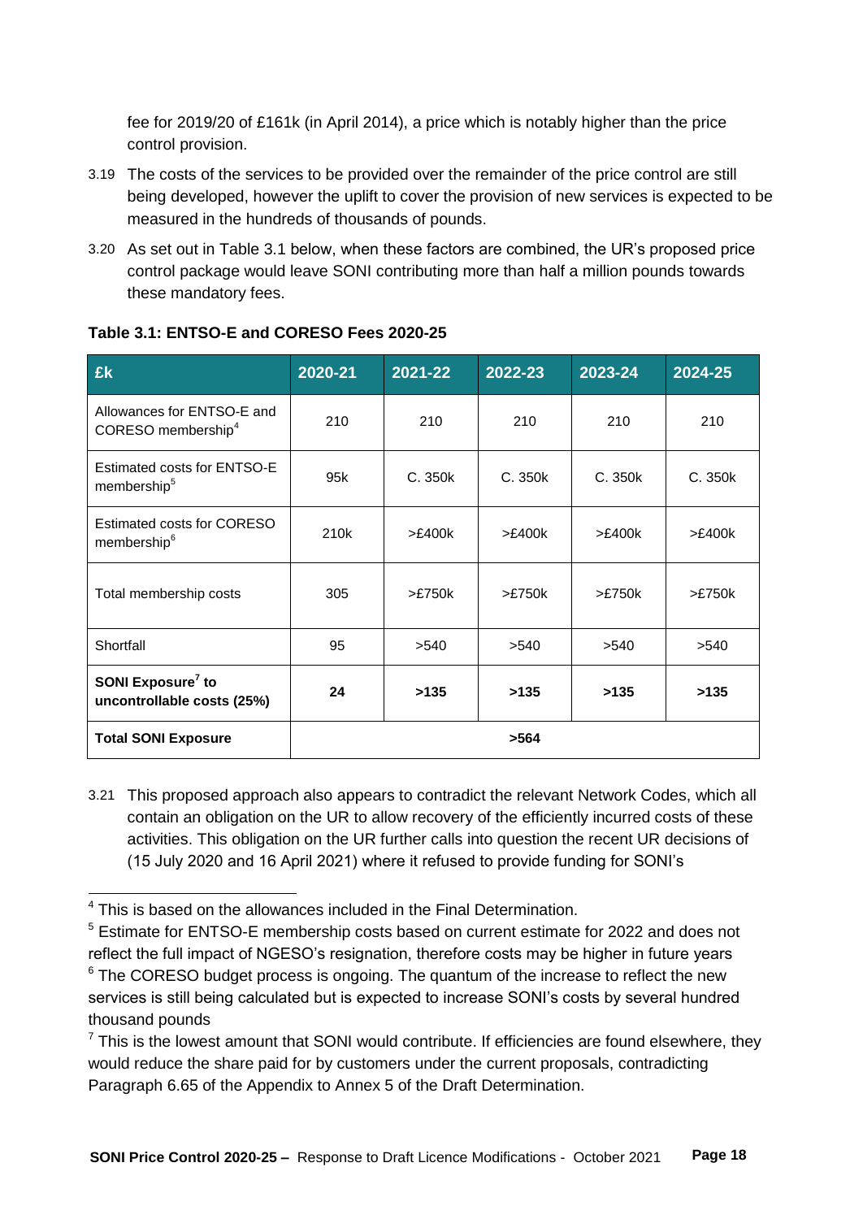fee for 2019/20 of £161k (in April 2014), a price which is notably higher than the price control provision.

3.19 The costs of the services to be provided over the remainder of the price control are still being developed, however the uplift to cover the provision of new services is expected to be measured in the hundreds of thousands of pounds.

3.20 As set out in Table 3.1 below, when these factors are combined, the UR's proposed price control package would leave SONI contributing more than half a million pounds towards these mandatory fees.

**Table 3.1: ENTSO-E and CORESO Fees 2020-25**

| £k | 2020-21 | 2021-22 | 2022-23 | 2023-24 | 2024-25 |
|---|---|---|---|---|---|
| Allowances for ENTSO-E and CORESO membership[4] | 210 | 210 | 210 | 210 | 210 |
| Estimated costs for ENTSO-E membership[5] | 95k | C. 350k | C. 350k | C. 350k | C. 350k |
| Estimated costs for CORESO membership[6] | 210k | >£400k | >£400k | >£400k | >£400k |
| Total membership costs | 305 | >£750k | >£750k | >£750k | >£750k |
| Shortfall | 95 | >540 | >540 | >540 | >540 |
| **SONI Exposure[7] to uncontrollable costs (25%)** | **24** | **>135** | **>135** | **>135** | **>135** |
| **Total SONI Exposure** | **>564** | | | | |

3.21 This proposed approach also appears to contradict the relevant Network Codes, which all contain an obligation on the UR to allow recovery of the efficiently incurred costs of these activities. This obligation on the UR further calls into question the recent UR decisions of (15 July 2020 and 16 April 2021) where it refused to provide funding for SONI's

---

[4] This is based on the allowances included in the Final Determination.

[5] Estimate for ENTSO-E membership costs based on current estimate for 2022 and does not reflect the full impact of NGESO's resignation, therefore costs may be higher in future years

[6] The CORESO budget process is ongoing. The quantum of the increase to reflect the new services is still being calculated but is expected to increase SONI's costs by several hundred thousand pounds

[7] This is the lowest amount that SONI would contribute. If efficiencies are found elsewhere, they would reduce the share paid for by customers under the current proposals, contradicting Paragraph 6.65 of the Appendix to Annex 5 of the Draft Determination.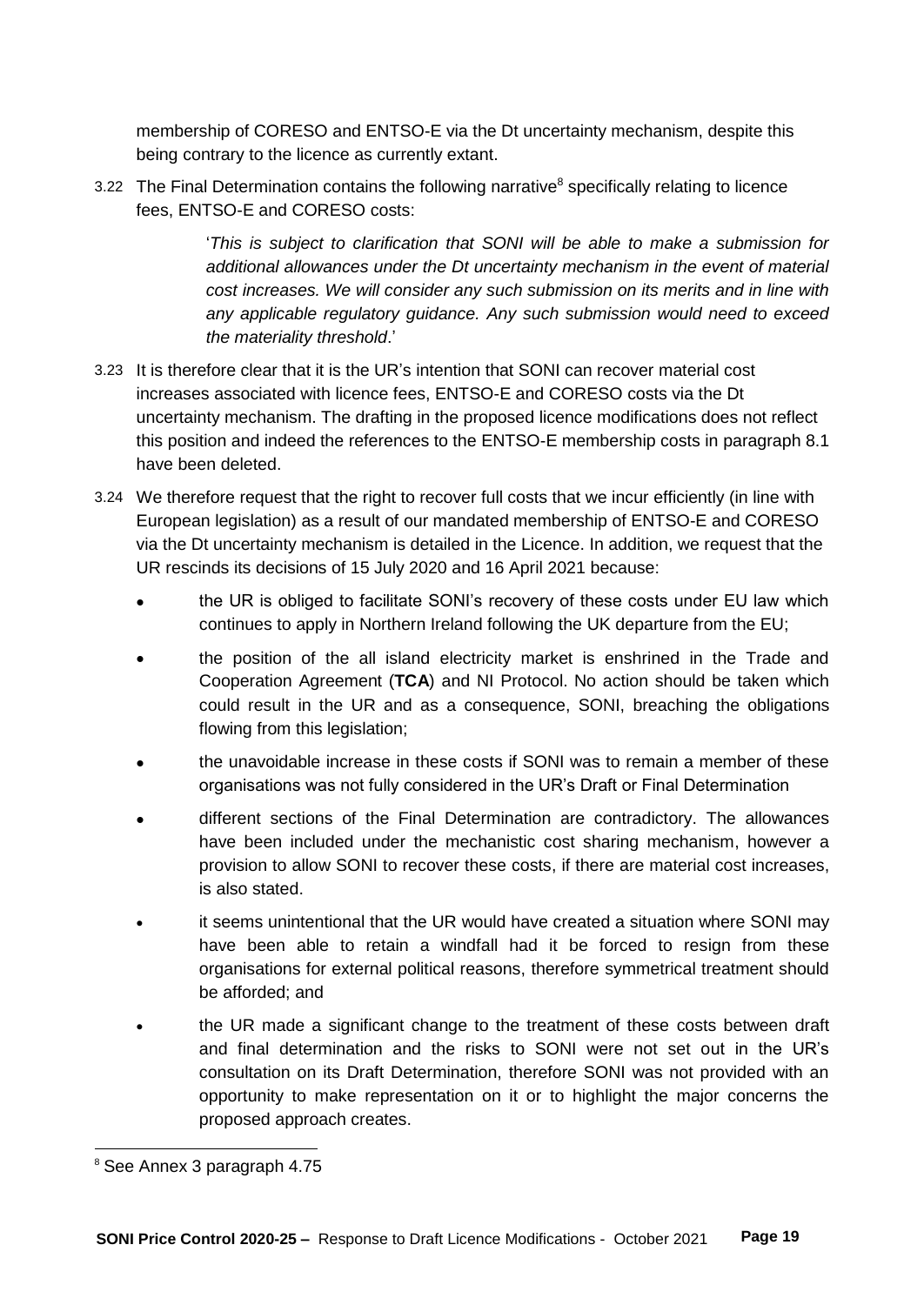membership of CORESO and ENTSO-E via the Dt uncertainty mechanism, despite this being contrary to the licence as currently extant.

3.22 The Final Determination contains the following narrative[8] specifically relating to licence fees, ENTSO-E and CORESO costs:

> '*This is subject to clarification that SONI will be able to make a submission for additional allowances under the Dt uncertainty mechanism in the event of material cost increases. We will consider any such submission on its merits and in line with any applicable regulatory guidance. Any such submission would need to exceed the materiality threshold*.'

3.23 It is therefore clear that it is the UR's intention that SONI can recover material cost increases associated with licence fees, ENTSO-E and CORESO costs via the Dt uncertainty mechanism. The drafting in the proposed licence modifications does not reflect this position and indeed the references to the ENTSO-E membership costs in paragraph 8.1 have been deleted.

3.24 We therefore request that the right to recover full costs that we incur efficiently (in line with European legislation) as a result of our mandated membership of ENTSO-E and CORESO via the Dt uncertainty mechanism is detailed in the Licence. In addition, we request that the UR rescinds its decisions of 15 July 2020 and 16 April 2021 because:

- the UR is obliged to facilitate SONI's recovery of these costs under EU law which continues to apply in Northern Ireland following the UK departure from the EU;
- the position of the all island electricity market is enshrined in the Trade and Cooperation Agreement (**TCA**) and NI Protocol. No action should be taken which could result in the UR and as a consequence, SONI, breaching the obligations flowing from this legislation;
- the unavoidable increase in these costs if SONI was to remain a member of these organisations was not fully considered in the UR's Draft or Final Determination
- different sections of the Final Determination are contradictory. The allowances have been included under the mechanistic cost sharing mechanism, however a provision to allow SONI to recover these costs, if there are material cost increases, is also stated.
- it seems unintentional that the UR would have created a situation where SONI may have been able to retain a windfall had it be forced to resign from these organisations for external political reasons, therefore symmetrical treatment should be afforded; and
- the UR made a significant change to the treatment of these costs between draft and final determination and the risks to SONI were not set out in the UR's consultation on its Draft Determination, therefore SONI was not provided with an opportunity to make representation on it or to highlight the major concerns the proposed approach creates.

[8] See Annex 3 paragraph 4.75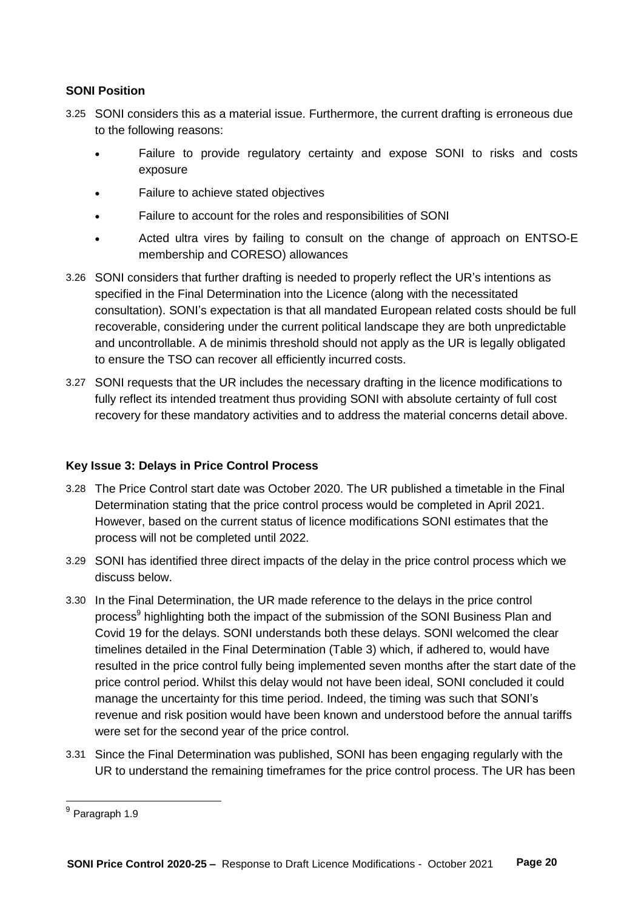**SONI Position**

3.25 SONI considers this as a material issue. Furthermore, the current drafting is erroneous due to the following reasons:

- Failure to provide regulatory certainty and expose SONI to risks and costs exposure
- Failure to achieve stated objectives
- Failure to account for the roles and responsibilities of SONI
- Acted ultra vires by failing to consult on the change of approach on ENTSO-E membership and CORESO) allowances

3.26 SONI considers that further drafting is needed to properly reflect the UR's intentions as specified in the Final Determination into the Licence (along with the necessitated consultation). SONI's expectation is that all mandated European related costs should be full recoverable, considering under the current political landscape they are both unpredictable and uncontrollable. A de minimis threshold should not apply as the UR is legally obligated to ensure the TSO can recover all efficiently incurred costs.

3.27 SONI requests that the UR includes the necessary drafting in the licence modifications to fully reflect its intended treatment thus providing SONI with absolute certainty of full cost recovery for these mandatory activities and to address the material concerns detail above.

**Key Issue 3: Delays in Price Control Process**

3.28 The Price Control start date was October 2020. The UR published a timetable in the Final Determination stating that the price control process would be completed in April 2021. However, based on the current status of licence modifications SONI estimates that the process will not be completed until 2022.

3.29 SONI has identified three direct impacts of the delay in the price control process which we discuss below.

3.30 In the Final Determination, the UR made reference to the delays in the price control process[9] highlighting both the impact of the submission of the SONI Business Plan and Covid 19 for the delays. SONI understands both these delays. SONI welcomed the clear timelines detailed in the Final Determination (Table 3) which, if adhered to, would have resulted in the price control fully being implemented seven months after the start date of the price control period. Whilst this delay would not have been ideal, SONI concluded it could manage the uncertainty for this time period. Indeed, the timing was such that SONI's revenue and risk position would have been known and understood before the annual tariffs were set for the second year of the price control.

3.31 Since the Final Determination was published, SONI has been engaging regularly with the UR to understand the remaining timeframes for the price control process. The UR has been

[9] Paragraph 1.9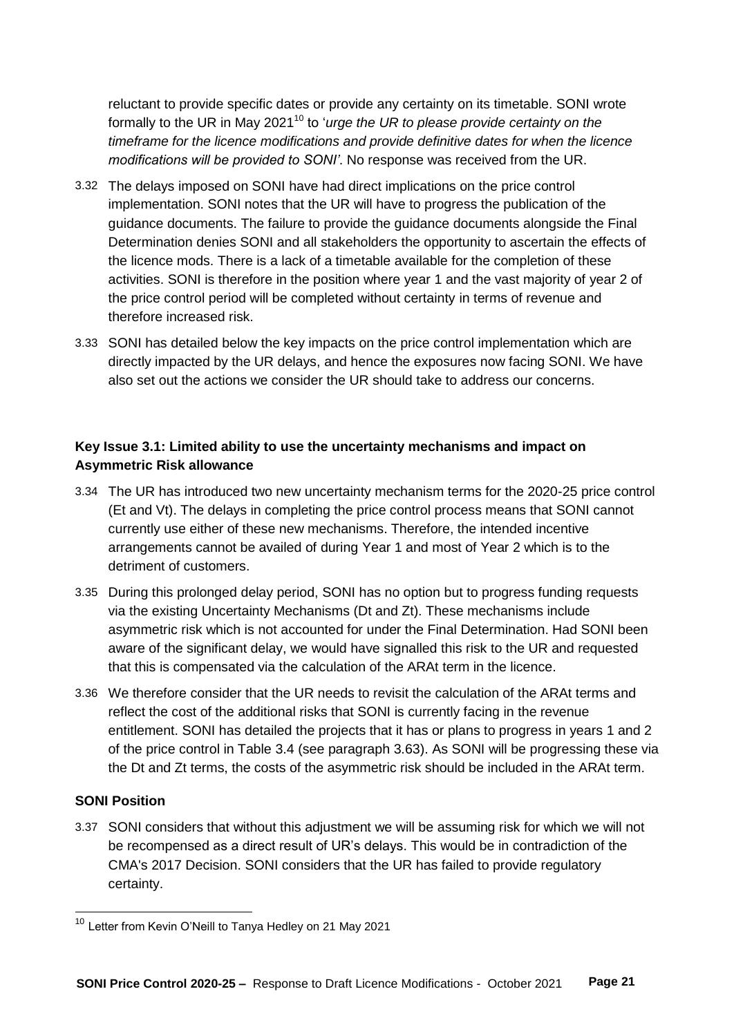reluctant to provide specific dates or provide any certainty on its timetable. SONI wrote formally to the UR in May 2021[10] to '*urge the UR to please provide certainty on the timeframe for the licence modifications and provide definitive dates for when the licence modifications will be provided to SONI'*. No response was received from the UR.

3.32 The delays imposed on SONI have had direct implications on the price control implementation. SONI notes that the UR will have to progress the publication of the guidance documents. The failure to provide the guidance documents alongside the Final Determination denies SONI and all stakeholders the opportunity to ascertain the effects of the licence mods. There is a lack of a timetable available for the completion of these activities. SONI is therefore in the position where year 1 and the vast majority of year 2 of the price control period will be completed without certainty in terms of revenue and therefore increased risk.

3.33 SONI has detailed below the key impacts on the price control implementation which are directly impacted by the UR delays, and hence the exposures now facing SONI. We have also set out the actions we consider the UR should take to address our concerns.

### Key Issue 3.1: Limited ability to use the uncertainty mechanisms and impact on Asymmetric Risk allowance

3.34 The UR has introduced two new uncertainty mechanism terms for the 2020-25 price control (Et and Vt). The delays in completing the price control process means that SONI cannot currently use either of these new mechanisms. Therefore, the intended incentive arrangements cannot be availed of during Year 1 and most of Year 2 which is to the detriment of customers.

3.35 During this prolonged delay period, SONI has no option but to progress funding requests via the existing Uncertainty Mechanisms (Dt and Zt). These mechanisms include asymmetric risk which is not accounted for under the Final Determination. Had SONI been aware of the significant delay, we would have signalled this risk to the UR and requested that this is compensated via the calculation of the ARAt term in the licence.

3.36 We therefore consider that the UR needs to revisit the calculation of the ARAt terms and reflect the cost of the additional risks that SONI is currently facing in the revenue entitlement. SONI has detailed the projects that it has or plans to progress in years 1 and 2 of the price control in Table 3.4 (see paragraph 3.63). As SONI will be progressing these via the Dt and Zt terms, the costs of the asymmetric risk should be included in the ARAt term.

### SONI Position

3.37 SONI considers that without this adjustment we will be assuming risk for which we will not be recompensed as a direct result of UR's delays. This would be in contradiction of the CMA's 2017 Decision. SONI considers that the UR has failed to provide regulatory certainty.

[10] Letter from Kevin O'Neill to Tanya Hedley on 21 May 2021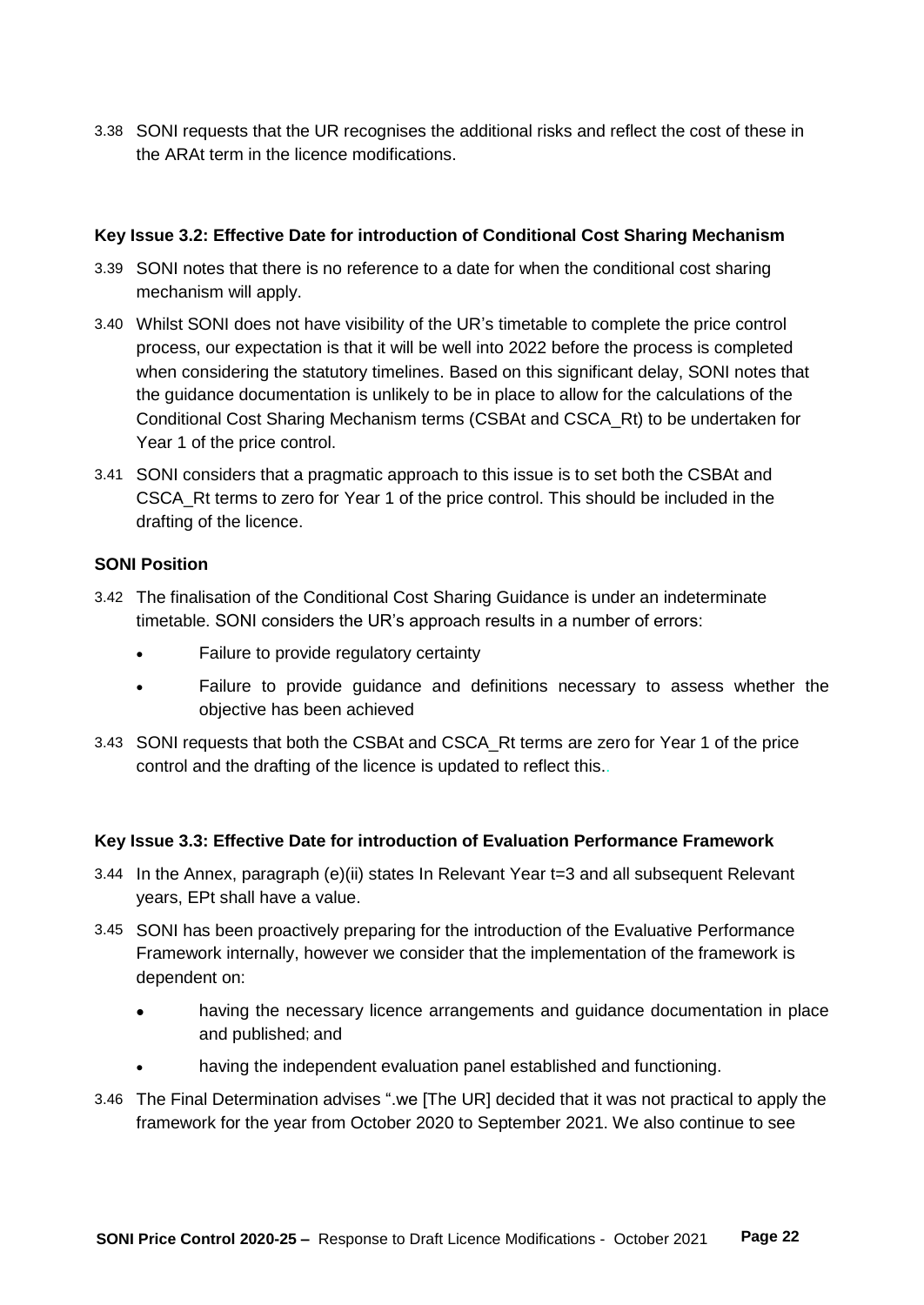3.38 SONI requests that the UR recognises the additional risks and reflect the cost of these in the ARAt term in the licence modifications.

**Key Issue 3.2: Effective Date for introduction of Conditional Cost Sharing Mechanism**

3.39 SONI notes that there is no reference to a date for when the conditional cost sharing mechanism will apply.

3.40 Whilst SONI does not have visibility of the UR's timetable to complete the price control process, our expectation is that it will be well into 2022 before the process is completed when considering the statutory timelines. Based on this significant delay, SONI notes that the guidance documentation is unlikely to be in place to allow for the calculations of the Conditional Cost Sharing Mechanism terms (CSBAt and CSCA_Rt) to be undertaken for Year 1 of the price control.

3.41 SONI considers that a pragmatic approach to this issue is to set both the CSBAt and CSCA_Rt terms to zero for Year 1 of the price control. This should be included in the drafting of the licence.

**SONI Position**

3.42 The finalisation of the Conditional Cost Sharing Guidance is under an indeterminate timetable. SONI considers the UR's approach results in a number of errors:

- Failure to provide regulatory certainty
- Failure to provide guidance and definitions necessary to assess whether the objective has been achieved

3.43 SONI requests that both the CSBAt and CSCA_Rt terms are zero for Year 1 of the price control and the drafting of the licence is updated to reflect this..

**Key Issue 3.3: Effective Date for introduction of Evaluation Performance Framework**

3.44 In the Annex, paragraph (e)(ii) states In Relevant Year t=3 and all subsequent Relevant years, EPt shall have a value.

3.45 SONI has been proactively preparing for the introduction of the Evaluative Performance Framework internally, however we consider that the implementation of the framework is dependent on:

- having the necessary licence arrangements and guidance documentation in place and published; and
- having the independent evaluation panel established and functioning.

3.46 The Final Determination advises ".we [The UR] decided that it was not practical to apply the framework for the year from October 2020 to September 2021. We also continue to see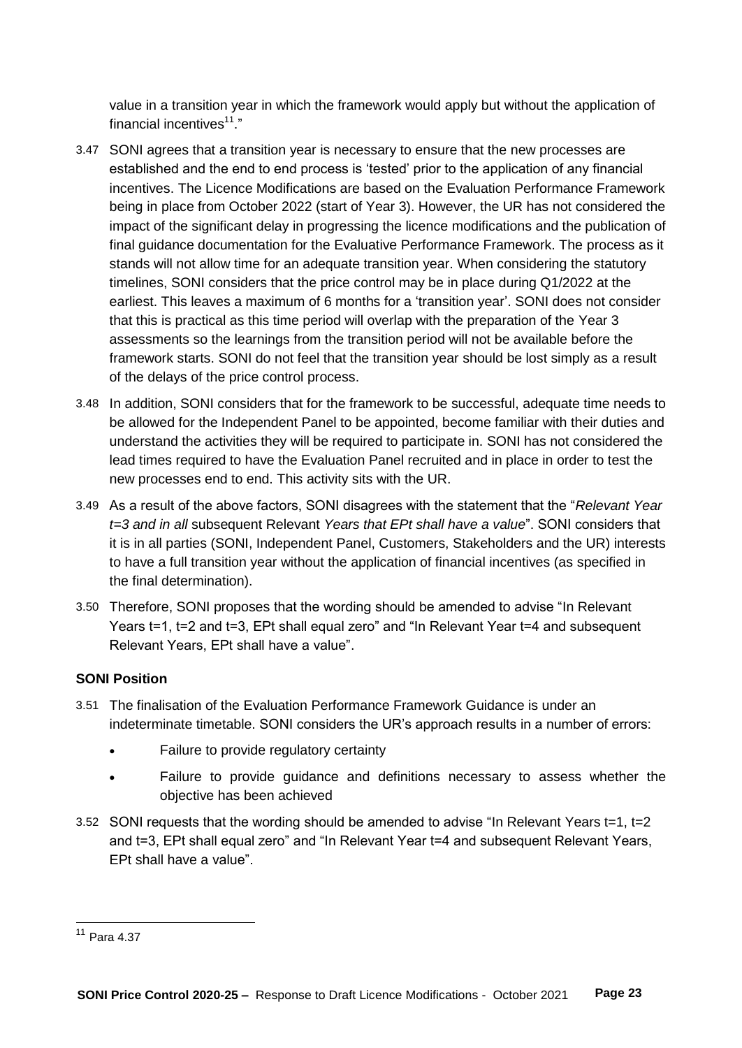value in a transition year in which the framework would apply but without the application of financial incentives[11]."

3.47 SONI agrees that a transition year is necessary to ensure that the new processes are established and the end to end process is 'tested' prior to the application of any financial incentives. The Licence Modifications are based on the Evaluation Performance Framework being in place from October 2022 (start of Year 3). However, the UR has not considered the impact of the significant delay in progressing the licence modifications and the publication of final guidance documentation for the Evaluative Performance Framework. The process as it stands will not allow time for an adequate transition year. When considering the statutory timelines, SONI considers that the price control may be in place during Q1/2022 at the earliest. This leaves a maximum of 6 months for a 'transition year'. SONI does not consider that this is practical as this time period will overlap with the preparation of the Year 3 assessments so the learnings from the transition period will not be available before the framework starts. SONI do not feel that the transition year should be lost simply as a result of the delays of the price control process.

3.48 In addition, SONI considers that for the framework to be successful, adequate time needs to be allowed for the Independent Panel to be appointed, become familiar with their duties and understand the activities they will be required to participate in. SONI has not considered the lead times required to have the Evaluation Panel recruited and in place in order to test the new processes end to end. This activity sits with the UR.

3.49 As a result of the above factors, SONI disagrees with the statement that the "*Relevant Year t=3 and in all* subsequent Relevant *Years that EPt shall have a value*". SONI considers that it is in all parties (SONI, Independent Panel, Customers, Stakeholders and the UR) interests to have a full transition year without the application of financial incentives (as specified in the final determination).

3.50 Therefore, SONI proposes that the wording should be amended to advise "In Relevant Years t=1, t=2 and t=3, EPt shall equal zero" and "In Relevant Year t=4 and subsequent Relevant Years, EPt shall have a value".

**SONI Position**

3.51 The finalisation of the Evaluation Performance Framework Guidance is under an indeterminate timetable. SONI considers the UR's approach results in a number of errors:

- Failure to provide regulatory certainty
- Failure to provide guidance and definitions necessary to assess whether the objective has been achieved

3.52 SONI requests that the wording should be amended to advise "In Relevant Years t=1, t=2 and t=3, EPt shall equal zero" and "In Relevant Year t=4 and subsequent Relevant Years, EPt shall have a value".

[11] Para 4.37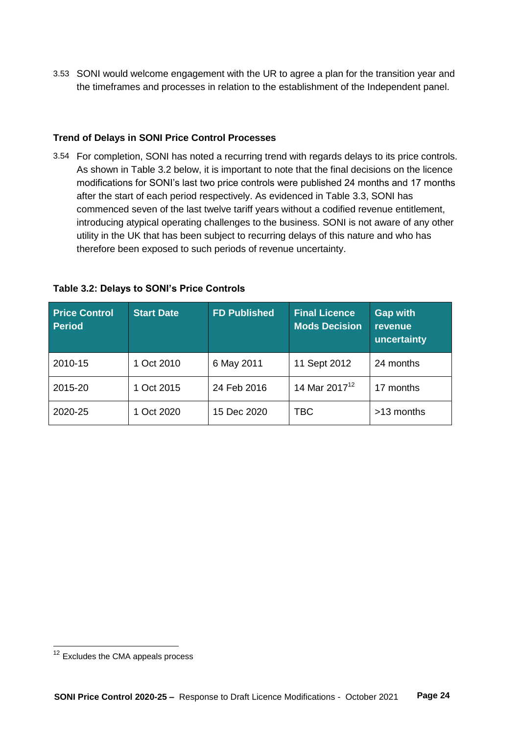3.53 SONI would welcome engagement with the UR to agree a plan for the transition year and the timeframes and processes in relation to the establishment of the Independent panel.

### Trend of Delays in SONI Price Control Processes

3.54 For completion, SONI has noted a recurring trend with regards delays to its price controls. As shown in Table 3.2 below, it is important to note that the final decisions on the licence modifications for SONI's last two price controls were published 24 months and 17 months after the start of each period respectively. As evidenced in Table 3.3, SONI has commenced seven of the last twelve tariff years without a codified revenue entitlement, introducing atypical operating challenges to the business. SONI is not aware of any other utility in the UK that has been subject to recurring delays of this nature and who has therefore been exposed to such periods of revenue uncertainty.

**Table 3.2: Delays to SONI's Price Controls**

| Price Control Period | Start Date | FD Published | Final Licence Mods Decision | Gap with revenue uncertainty |
|---|---|---|---|---|
| 2010-15 | 1 Oct 2010 | 6 May 2011 | 11 Sept 2012 | 24 months |
| 2015-20 | 1 Oct 2015 | 24 Feb 2016 | 14 Mar 2017[12] | 17 months |
| 2020-25 | 1 Oct 2020 | 15 Dec 2020 | TBC | >13 months |

[12] Excludes the CMA appeals process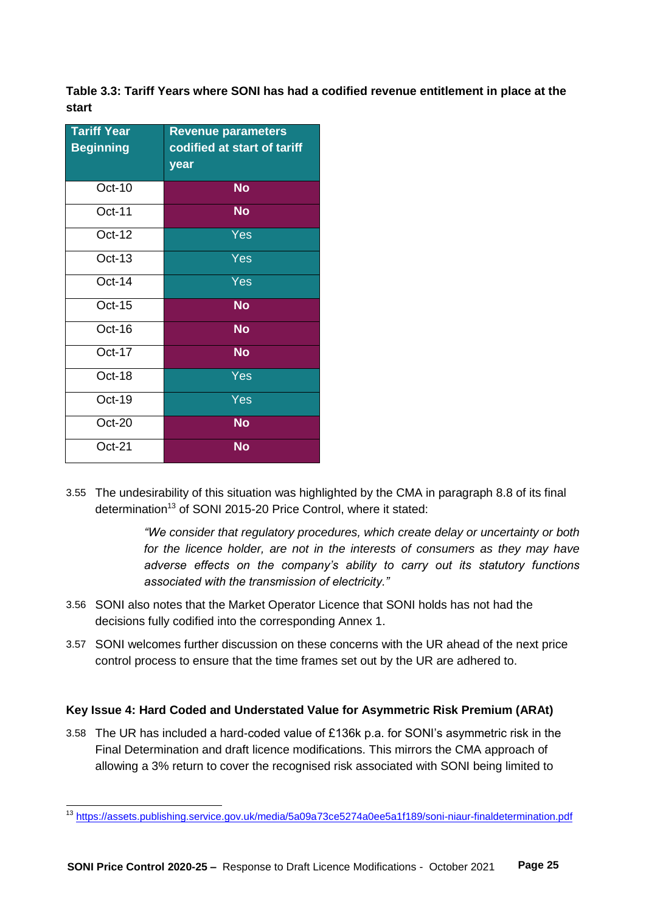**Table 3.3: Tariff Years where SONI has had a codified revenue entitlement in place at the start**

| Tariff Year Beginning | Revenue parameters codified at start of tariff year |
|---|---|
| Oct-10 | **No** |
| Oct-11 | **No** |
| Oct-12 | Yes |
| Oct-13 | Yes |
| Oct-14 | Yes |
| Oct-15 | **No** |
| Oct-16 | **No** |
| Oct-17 | **No** |
| Oct-18 | Yes |
| Oct-19 | Yes |
| Oct-20 | **No** |
| Oct-21 | **No** |

3.55 The undesirability of this situation was highlighted by the CMA in paragraph 8.8 of its final determination[13] of SONI 2015-20 Price Control, where it stated:

> *"We consider that regulatory procedures, which create delay or uncertainty or both for the licence holder, are not in the interests of consumers as they may have adverse effects on the company's ability to carry out its statutory functions associated with the transmission of electricity."*

3.56 SONI also notes that the Market Operator Licence that SONI holds has not had the decisions fully codified into the corresponding Annex 1.

3.57 SONI welcomes further discussion on these concerns with the UR ahead of the next price control process to ensure that the time frames set out by the UR are adhered to.

### Key Issue 4: Hard Coded and Understated Value for Asymmetric Risk Premium (ARAt)

3.58 The UR has included a hard-coded value of £136k p.a. for SONI's asymmetric risk in the Final Determination and draft licence modifications. This mirrors the CMA approach of allowing a 3% return to cover the recognised risk associated with SONI being limited to

[13] https://assets.publishing.service.gov.uk/media/5a09a73ce5274a0ee5a1f189/soni-niaur-finaldetermination.pdf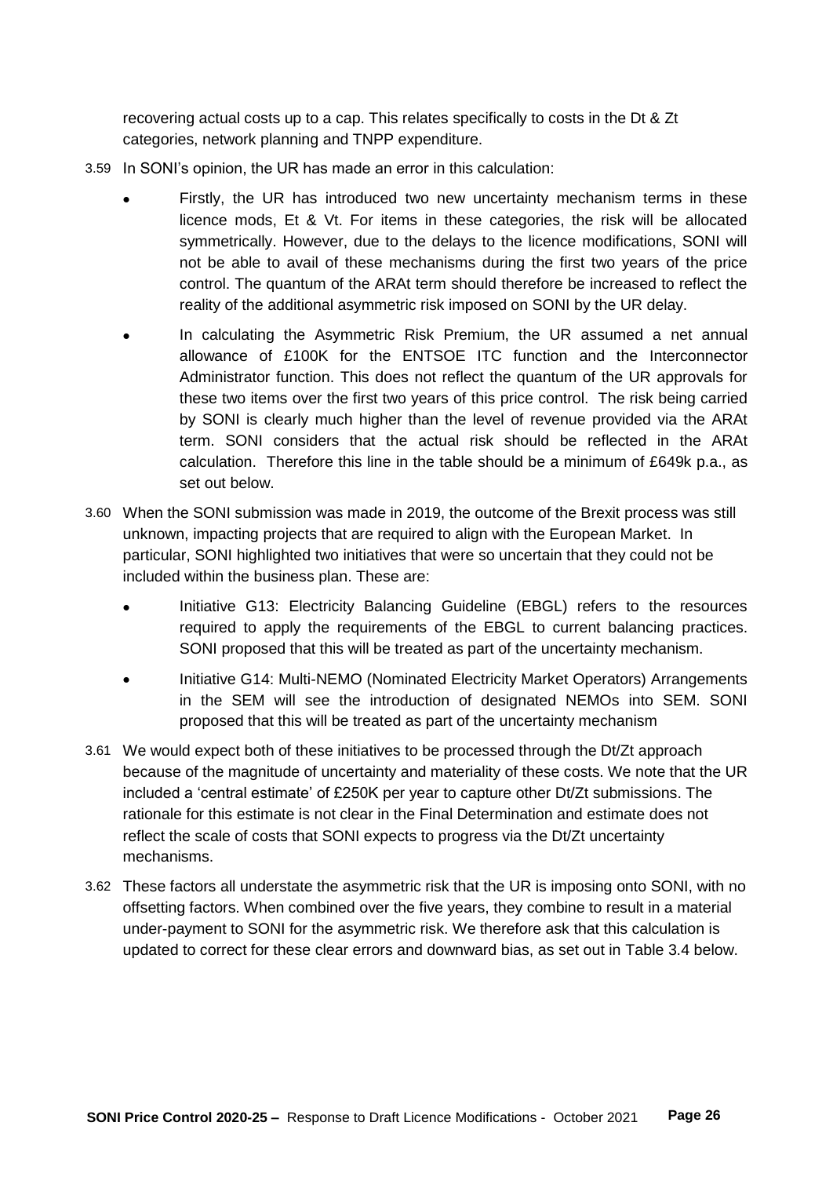recovering actual costs up to a cap. This relates specifically to costs in the Dt & Zt categories, network planning and TNPP expenditure.

3.59 In SONI's opinion, the UR has made an error in this calculation:

- Firstly, the UR has introduced two new uncertainty mechanism terms in these licence mods, Et & Vt. For items in these categories, the risk will be allocated symmetrically. However, due to the delays to the licence modifications, SONI will not be able to avail of these mechanisms during the first two years of the price control. The quantum of the ARAt term should therefore be increased to reflect the reality of the additional asymmetric risk imposed on SONI by the UR delay.
- In calculating the Asymmetric Risk Premium, the UR assumed a net annual allowance of £100K for the ENTSOE ITC function and the Interconnector Administrator function. This does not reflect the quantum of the UR approvals for these two items over the first two years of this price control. The risk being carried by SONI is clearly much higher than the level of revenue provided via the ARAt term. SONI considers that the actual risk should be reflected in the ARAt calculation. Therefore this line in the table should be a minimum of £649k p.a., as set out below.

3.60 When the SONI submission was made in 2019, the outcome of the Brexit process was still unknown, impacting projects that are required to align with the European Market. In particular, SONI highlighted two initiatives that were so uncertain that they could not be included within the business plan. These are:

- Initiative G13: Electricity Balancing Guideline (EBGL) refers to the resources required to apply the requirements of the EBGL to current balancing practices. SONI proposed that this will be treated as part of the uncertainty mechanism.
- Initiative G14: Multi-NEMO (Nominated Electricity Market Operators) Arrangements in the SEM will see the introduction of designated NEMOs into SEM. SONI proposed that this will be treated as part of the uncertainty mechanism

3.61 We would expect both of these initiatives to be processed through the Dt/Zt approach because of the magnitude of uncertainty and materiality of these costs. We note that the UR included a 'central estimate' of £250K per year to capture other Dt/Zt submissions. The rationale for this estimate is not clear in the Final Determination and estimate does not reflect the scale of costs that SONI expects to progress via the Dt/Zt uncertainty mechanisms.

3.62 These factors all understate the asymmetric risk that the UR is imposing onto SONI, with no offsetting factors. When combined over the five years, they combine to result in a material under-payment to SONI for the asymmetric risk. We therefore ask that this calculation is updated to correct for these clear errors and downward bias, as set out in Table 3.4 below.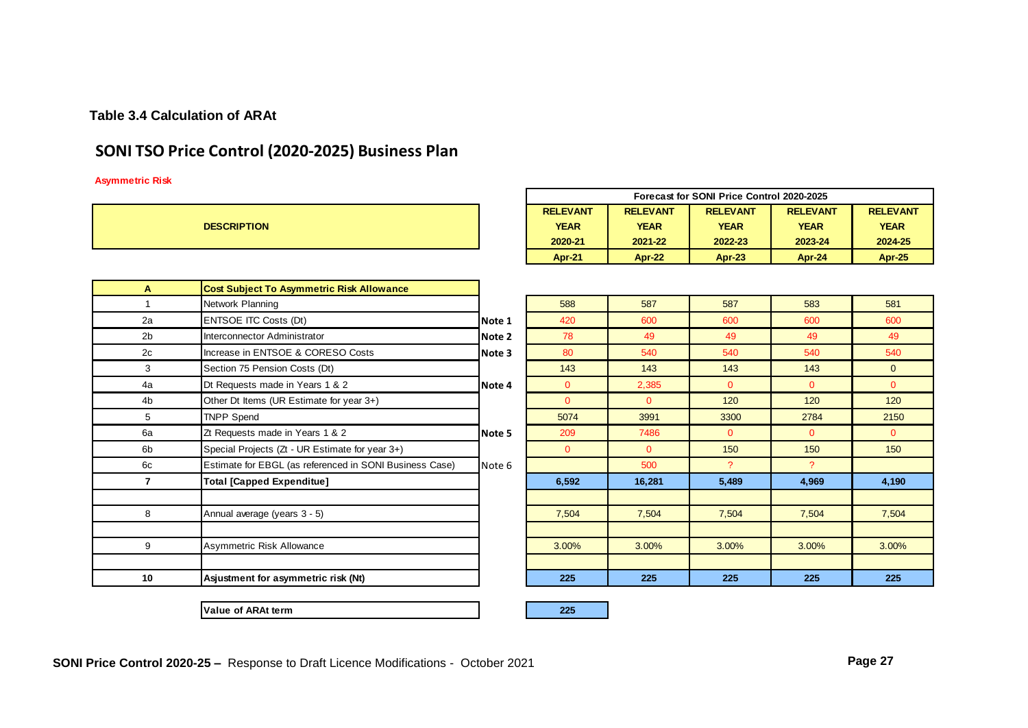**Table 3.4 Calculation of ARAt**

## SONI TSO Price Control (2020-2025) Business Plan

**Asymmetric Risk**

| | DESCRIPTION | | Forecast for SONI Price Control 2020-2025 | | | | |
|---|---|---|---|---|---|---|---|
| | | | RELEVANT YEAR 2020-21 Apr-21 | RELEVANT YEAR 2021-22 Apr-22 | RELEVANT YEAR 2022-23 Apr-23 | RELEVANT YEAR 2023-24 Apr-24 | RELEVANT YEAR 2024-25 Apr-25 |
| **A** | **Cost Subject To Asymmetric Risk Allowance** | | | | | | |
| 1 | Network Planning | | 588 | 587 | 587 | 583 | 581 |
| 2a | ENTSOE ITC Costs (Dt) | **Note 1** | 420 | 600 | 600 | 600 | 600 |
| 2b | Interconnector Administrator | **Note 2** | 78 | 49 | 49 | 49 | 49 |
| 2c | Increase in ENTSOE & CORESO Costs | **Note 3** | 80 | 540 | 540 | 540 | 540 |
| 3 | Section 75 Pension Costs (Dt) | | 143 | 143 | 143 | 143 | 0 |
| 4a | Dt Requests made in Years 1 & 2 | **Note 4** | 0 | 2,385 | 0 | 0 | 0 |
| 4b | Other Dt Items (UR Estimate for year 3+) | | 0 | 0 | 120 | 120 | 120 |
| 5 | TNPP Spend | | 5074 | 3991 | 3300 | 2784 | 2150 |
| 6a | Zt Requests made in Years 1 & 2 | **Note 5** | 209 | 7486 | 0 | 0 | 0 |
| 6b | Special Projects (Zt - UR Estimate for year 3+) | | 0 | 0 | 150 | 150 | 150 |
| 6c | Estimate for EBGL (as referenced in SONI Business Case) | Note 6 | | 500 | ? | ? | |
| **7** | **Total [Capped Expenditue]** | | **6,592** | **16,281** | **5,489** | **4,969** | **4,190** |
| | | | | | | | |
| 8 | Annual average (years 3 - 5) | | 7,504 | 7,504 | 7,504 | 7,504 | 7,504 |
| | | | | | | | |
| 9 | Asymmetric Risk Allowance | | 3.00% | 3.00% | 3.00% | 3.00% | 3.00% |
| | | | | | | | |
| **10** | **Asjustment for asymmetric risk (Nt)** | | **225** | **225** | **225** | **225** | **225** |

| | |
|---|---|
| **Value of ARAt term** | **225** |

**SONI Price Control 2020-25 –** Response to Draft Licence Modifications - October 2021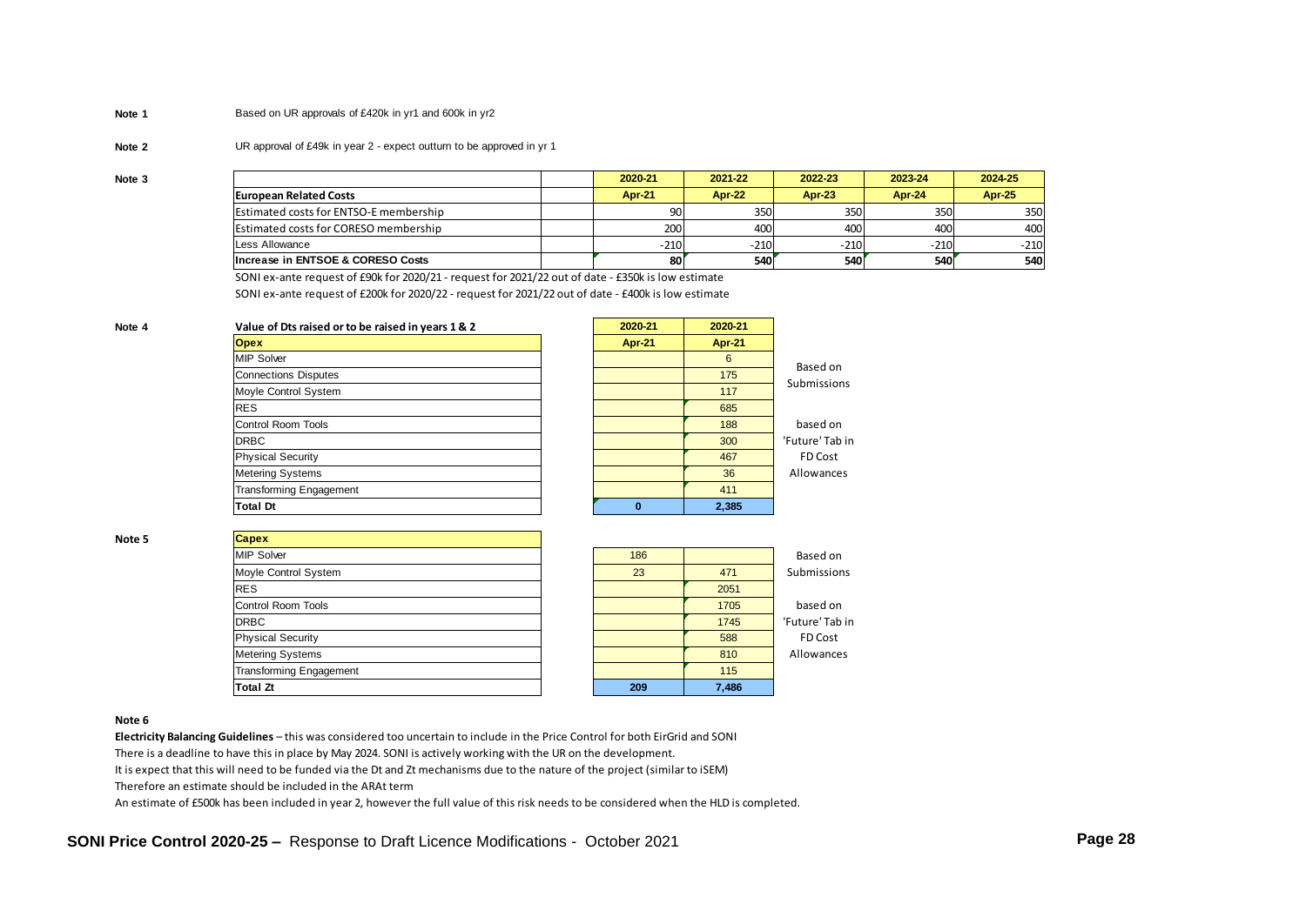**Note 1** Based on UR approvals of £420k in yr1 and 600k in yr2

**Note 2** UR approval of £49k in year 2 - expect outturn to be approved in yr 1

**Note 3**

| | 2020-21 | 2021-22 | 2022-23 | 2023-24 | 2024-25 |
|---|---|---|---|---|---|
| **European Related Costs** | **Apr-21** | **Apr-22** | **Apr-23** | **Apr-24** | **Apr-25** |
| Estimated costs for ENTSO-E membership | 90 | 350 | 350 | 350 | 350 |
| Estimated costs for CORESO membership | 200 | 400 | 400 | 400 | 400 |
| Less Allowance | -210 | -210 | -210 | -210 | -210 |
| **Increase in ENTSOE & CORESO Costs** | **80** | **540** | **540** | **540** | **540** |

SONI ex-ante request of £90k for 2020/21 - request for 2021/22 out of date - £350k is low estimate

SONI ex-ante request of £200k for 2020/22 - request for 2021/22 out of date - £400k is low estimate

**Note 4**

| Value of Dts raised or to be raised in years 1 & 2 | 2020-21 | 2020-21 | |
|---|---|---|---|
| **Opex** | **Apr-21** | **Apr-21** | |
| MIP Solver | | 6 | Based on Submissions |
| Connections Disputes | | 175 | |
| Moyle Control System | | 117 | |
| RES | | 685 | based on 'Future' Tab in FD Cost Allowances |
| Control Room Tools | | 188 | |
| DRBC | | 300 | |
| Physical Security | | 467 | |
| Metering Systems | | 36 | |
| Transforming Engagement | | 411 | |
| **Total Dt** | **0** | **2,385** | |

**Note 5**

| **Capex** | | | |
|---|---|---|---|
| MIP Solver | 186 | | Based on Submissions |
| Moyle Control System | 23 | 471 | |
| RES | | 2051 | based on 'Future' Tab in FD Cost Allowances |
| Control Room Tools | | 1705 | |
| DRBC | | 1745 | |
| Physical Security | | 588 | |
| Metering Systems | | 810 | |
| Transforming Engagement | | 115 | |
| **Total Zt** | **209** | **7,486** | |

**Note 6**

**Electricity Balancing Guidelines** – this was considered too uncertain to include in the Price Control for both EirGrid and SONI

There is a deadline to have this in place by May 2024. SONI is actively working with the UR on the development.

It is expect that this will need to be funded via the Dt and Zt mechanisms due to the nature of the project (similar to iSEM)

Therefore an estimate should be included in the ARAt term

An estimate of £500k has been included in year 2, however the full value of this risk needs to be considered when the HLD is completed.

**SONI Price Control 2020-25 –** Response to Draft Licence Modifications - October 2021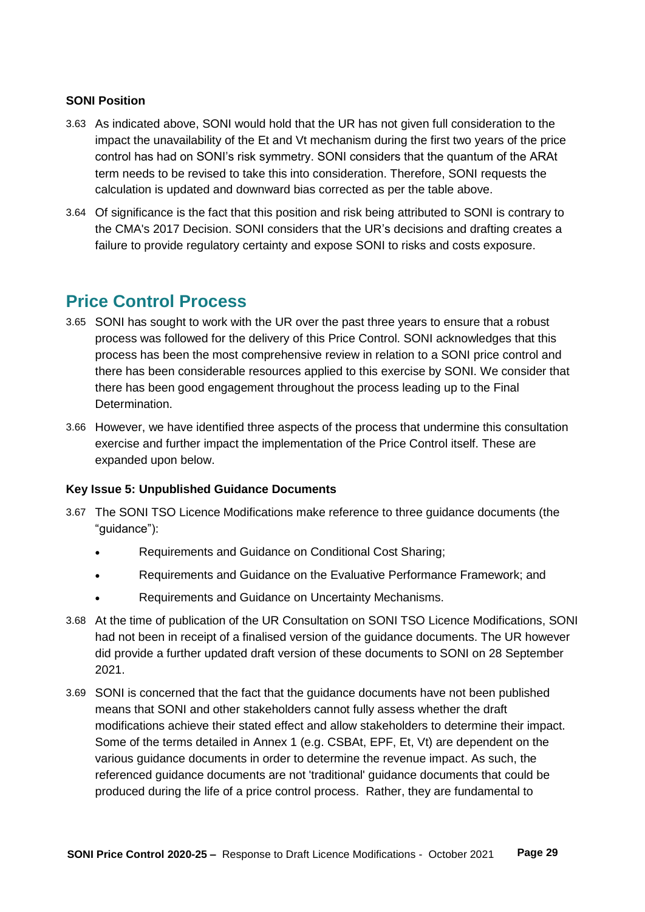**SONI Position**

3.63 As indicated above, SONI would hold that the UR has not given full consideration to the impact the unavailability of the Et and Vt mechanism during the first two years of the price control has had on SONI's risk symmetry. SONI considers that the quantum of the ARAt term needs to be revised to take this into consideration. Therefore, SONI requests the calculation is updated and downward bias corrected as per the table above.

3.64 Of significance is the fact that this position and risk being attributed to SONI is contrary to the CMA's 2017 Decision. SONI considers that the UR's decisions and drafting creates a failure to provide regulatory certainty and expose SONI to risks and costs exposure.

## Price Control Process

3.65 SONI has sought to work with the UR over the past three years to ensure that a robust process was followed for the delivery of this Price Control. SONI acknowledges that this process has been the most comprehensive review in relation to a SONI price control and there has been considerable resources applied to this exercise by SONI. We consider that there has been good engagement throughout the process leading up to the Final Determination.

3.66 However, we have identified three aspects of the process that undermine this consultation exercise and further impact the implementation of the Price Control itself. These are expanded upon below.

**Key Issue 5: Unpublished Guidance Documents**

3.67 The SONI TSO Licence Modifications make reference to three guidance documents (the "guidance"):

- Requirements and Guidance on Conditional Cost Sharing;
- Requirements and Guidance on the Evaluative Performance Framework; and
- Requirements and Guidance on Uncertainty Mechanisms.

3.68 At the time of publication of the UR Consultation on SONI TSO Licence Modifications, SONI had not been in receipt of a finalised version of the guidance documents. The UR however did provide a further updated draft version of these documents to SONI on 28 September 2021.

3.69 SONI is concerned that the fact that the guidance documents have not been published means that SONI and other stakeholders cannot fully assess whether the draft modifications achieve their stated effect and allow stakeholders to determine their impact. Some of the terms detailed in Annex 1 (e.g. CSBAt, EPF, Et, Vt) are dependent on the various guidance documents in order to determine the revenue impact. As such, the referenced guidance documents are not 'traditional' guidance documents that could be produced during the life of a price control process. Rather, they are fundamental to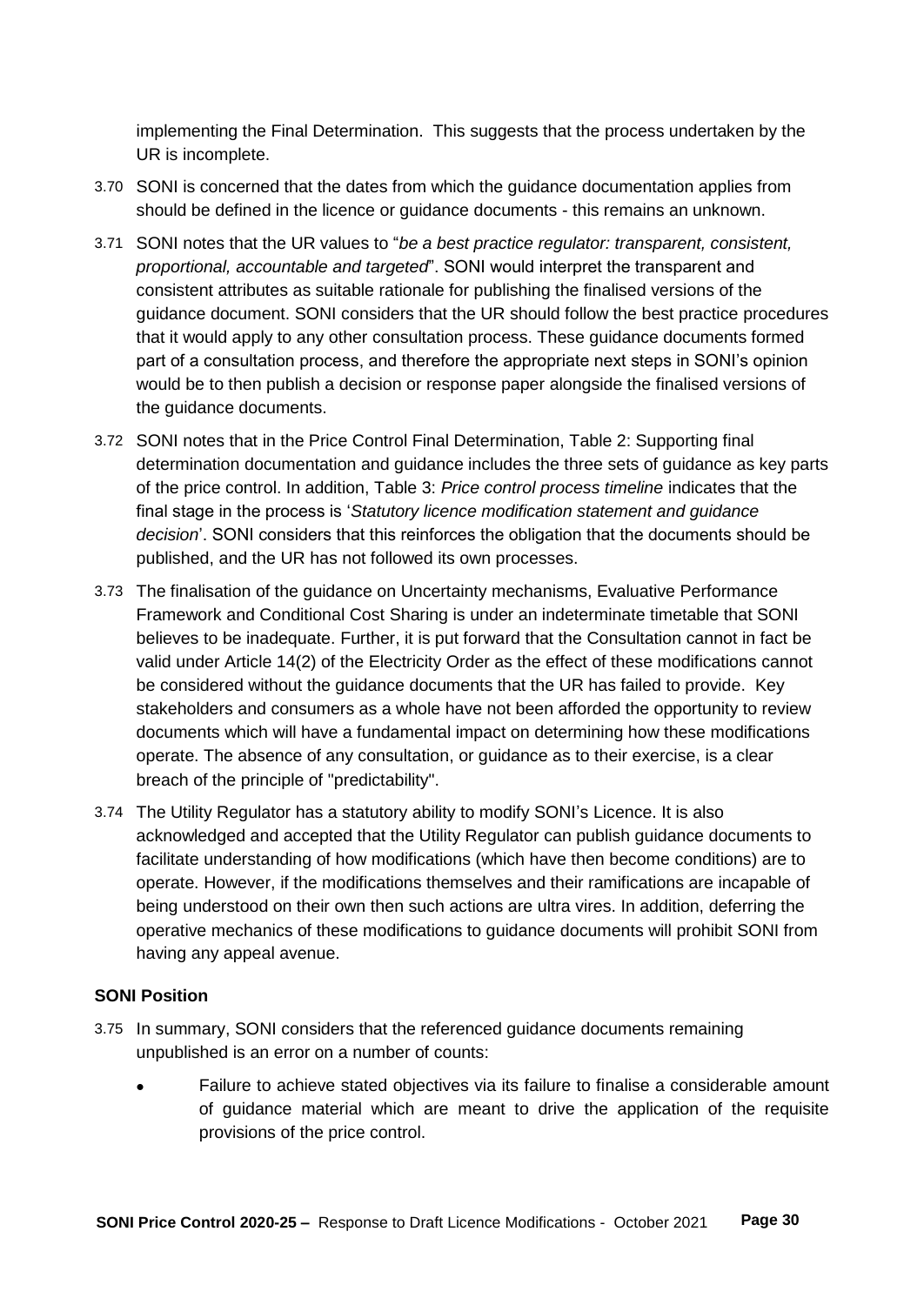implementing the Final Determination. This suggests that the process undertaken by the UR is incomplete.

3.70 SONI is concerned that the dates from which the guidance documentation applies from should be defined in the licence or guidance documents - this remains an unknown.

3.71 SONI notes that the UR values to "*be a best practice regulator: transparent, consistent, proportional, accountable and targeted*". SONI would interpret the transparent and consistent attributes as suitable rationale for publishing the finalised versions of the guidance document. SONI considers that the UR should follow the best practice procedures that it would apply to any other consultation process. These guidance documents formed part of a consultation process, and therefore the appropriate next steps in SONI's opinion would be to then publish a decision or response paper alongside the finalised versions of the guidance documents.

3.72 SONI notes that in the Price Control Final Determination, Table 2: Supporting final determination documentation and guidance includes the three sets of guidance as key parts of the price control. In addition, Table 3: *Price control process timeline* indicates that the final stage in the process is '*Statutory licence modification statement and guidance decision*'. SONI considers that this reinforces the obligation that the documents should be published, and the UR has not followed its own processes.

3.73 The finalisation of the guidance on Uncertainty mechanisms, Evaluative Performance Framework and Conditional Cost Sharing is under an indeterminate timetable that SONI believes to be inadequate. Further, it is put forward that the Consultation cannot in fact be valid under Article 14(2) of the Electricity Order as the effect of these modifications cannot be considered without the guidance documents that the UR has failed to provide. Key stakeholders and consumers as a whole have not been afforded the opportunity to review documents which will have a fundamental impact on determining how these modifications operate. The absence of any consultation, or guidance as to their exercise, is a clear breach of the principle of "predictability".

3.74 The Utility Regulator has a statutory ability to modify SONI's Licence. It is also acknowledged and accepted that the Utility Regulator can publish guidance documents to facilitate understanding of how modifications (which have then become conditions) are to operate. However, if the modifications themselves and their ramifications are incapable of being understood on their own then such actions are ultra vires. In addition, deferring the operative mechanics of these modifications to guidance documents will prohibit SONI from having any appeal avenue.

**SONI Position**

3.75 In summary, SONI considers that the referenced guidance documents remaining unpublished is an error on a number of counts:

- Failure to achieve stated objectives via its failure to finalise a considerable amount of guidance material which are meant to drive the application of the requisite provisions of the price control.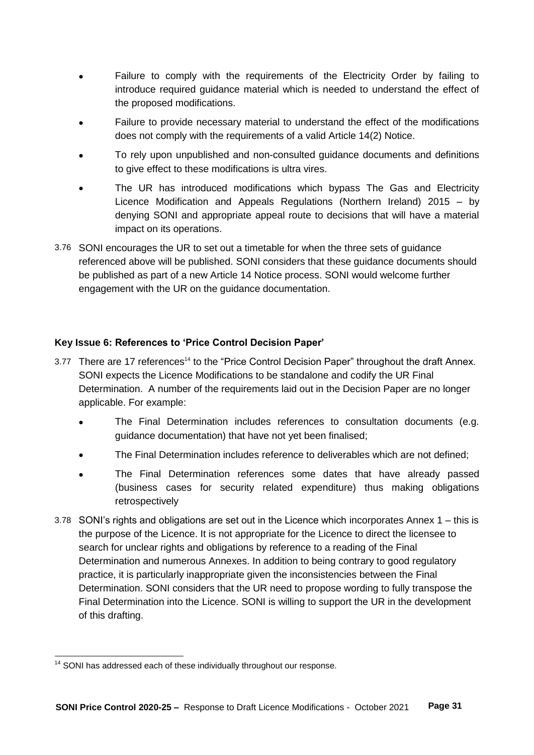- Failure to comply with the requirements of the Electricity Order by failing to introduce required guidance material which is needed to understand the effect of the proposed modifications.
- Failure to provide necessary material to understand the effect of the modifications does not comply with the requirements of a valid Article 14(2) Notice.
- To rely upon unpublished and non-consulted guidance documents and definitions to give effect to these modifications is ultra vires.
- The UR has introduced modifications which bypass The Gas and Electricity Licence Modification and Appeals Regulations (Northern Ireland) 2015 – by denying SONI and appropriate appeal route to decisions that will have a material impact on its operations.

3.76 SONI encourages the UR to set out a timetable for when the three sets of guidance referenced above will be published. SONI considers that these guidance documents should be published as part of a new Article 14 Notice process. SONI would welcome further engagement with the UR on the guidance documentation.

**Key Issue 6: References to 'Price Control Decision Paper'**

3.77 There are 17 references[14] to the "Price Control Decision Paper" throughout the draft Annex. SONI expects the Licence Modifications to be standalone and codify the UR Final Determination. A number of the requirements laid out in the Decision Paper are no longer applicable. For example:

- The Final Determination includes references to consultation documents (e.g. guidance documentation) that have not yet been finalised;
- The Final Determination includes reference to deliverables which are not defined;
- The Final Determination references some dates that have already passed (business cases for security related expenditure) thus making obligations retrospectively

3.78 SONI's rights and obligations are set out in the Licence which incorporates Annex 1 – this is the purpose of the Licence. It is not appropriate for the Licence to direct the licensee to search for unclear rights and obligations by reference to a reading of the Final Determination and numerous Annexes. In addition to being contrary to good regulatory practice, it is particularly inappropriate given the inconsistencies between the Final Determination. SONI considers that the UR need to propose wording to fully transpose the Final Determination into the Licence. SONI is willing to support the UR in the development of this drafting.

[14] SONI has addressed each of these individually throughout our response.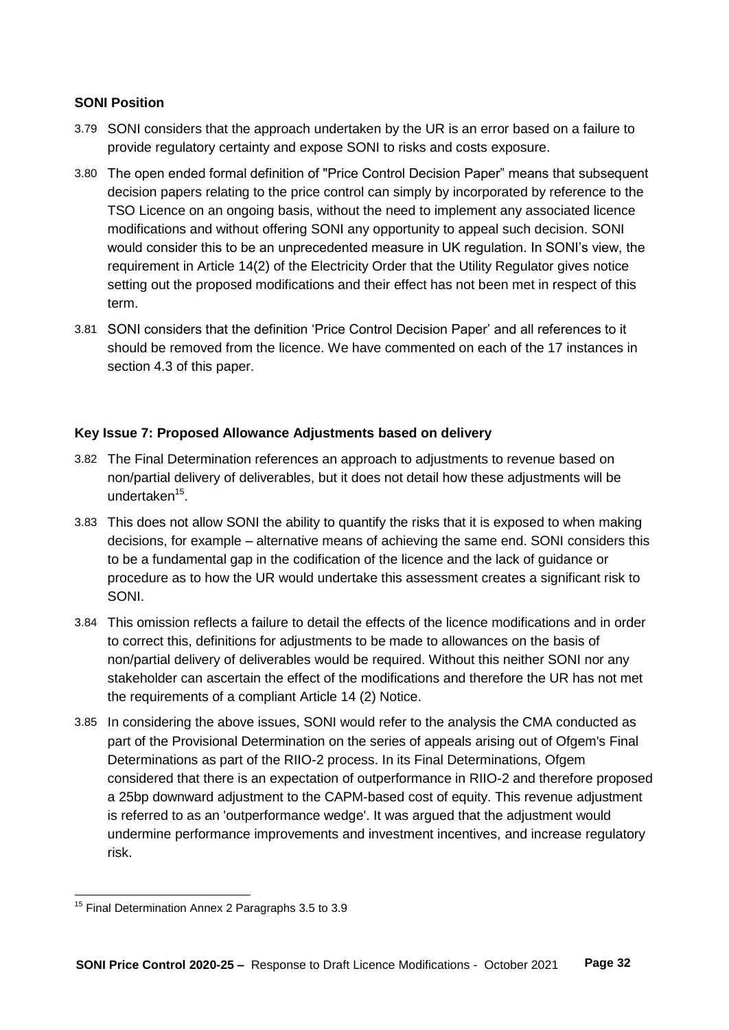**SONI Position**

3.79 SONI considers that the approach undertaken by the UR is an error based on a failure to provide regulatory certainty and expose SONI to risks and costs exposure.

3.80 The open ended formal definition of "Price Control Decision Paper" means that subsequent decision papers relating to the price control can simply by incorporated by reference to the TSO Licence on an ongoing basis, without the need to implement any associated licence modifications and without offering SONI any opportunity to appeal such decision. SONI would consider this to be an unprecedented measure in UK regulation. In SONI's view, the requirement in Article 14(2) of the Electricity Order that the Utility Regulator gives notice setting out the proposed modifications and their effect has not been met in respect of this term.

3.81 SONI considers that the definition 'Price Control Decision Paper' and all references to it should be removed from the licence. We have commented on each of the 17 instances in section 4.3 of this paper.

**Key Issue 7: Proposed Allowance Adjustments based on delivery**

3.82 The Final Determination references an approach to adjustments to revenue based on non/partial delivery of deliverables, but it does not detail how these adjustments will be undertaken[15].

3.83 This does not allow SONI the ability to quantify the risks that it is exposed to when making decisions, for example – alternative means of achieving the same end. SONI considers this to be a fundamental gap in the codification of the licence and the lack of guidance or procedure as to how the UR would undertake this assessment creates a significant risk to SONI.

3.84 This omission reflects a failure to detail the effects of the licence modifications and in order to correct this, definitions for adjustments to be made to allowances on the basis of non/partial delivery of deliverables would be required. Without this neither SONI nor any stakeholder can ascertain the effect of the modifications and therefore the UR has not met the requirements of a compliant Article 14 (2) Notice.

3.85 In considering the above issues, SONI would refer to the analysis the CMA conducted as part of the Provisional Determination on the series of appeals arising out of Ofgem's Final Determinations as part of the RIIO-2 process. In its Final Determinations, Ofgem considered that there is an expectation of outperformance in RIIO-2 and therefore proposed a 25bp downward adjustment to the CAPM-based cost of equity. This revenue adjustment is referred to as an 'outperformance wedge'. It was argued that the adjustment would undermine performance improvements and investment incentives, and increase regulatory risk.

[15] Final Determination Annex 2 Paragraphs 3.5 to 3.9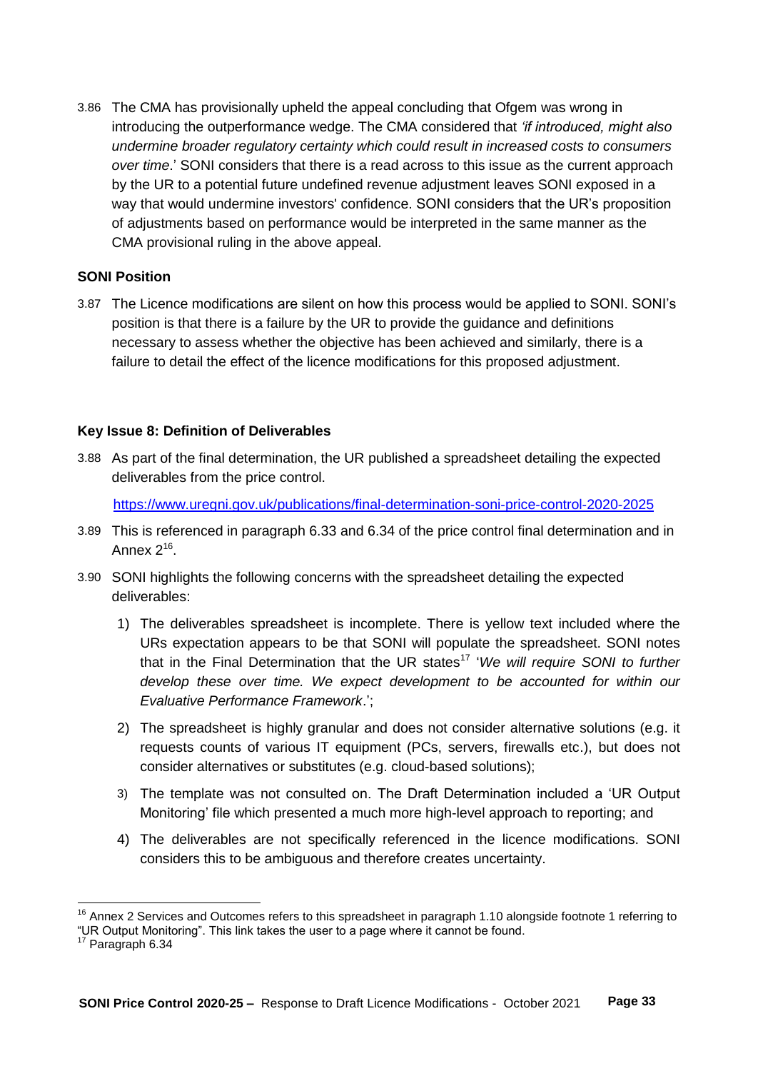3.86 The CMA has provisionally upheld the appeal concluding that Ofgem was wrong in introducing the outperformance wedge. The CMA considered that *'if introduced, might also undermine broader regulatory certainty which could result in increased costs to consumers over time*.' SONI considers that there is a read across to this issue as the current approach by the UR to a potential future undefined revenue adjustment leaves SONI exposed in a way that would undermine investors' confidence. SONI considers that the UR's proposition of adjustments based on performance would be interpreted in the same manner as the CMA provisional ruling in the above appeal.

**SONI Position**

3.87 The Licence modifications are silent on how this process would be applied to SONI. SONI's position is that there is a failure by the UR to provide the guidance and definitions necessary to assess whether the objective has been achieved and similarly, there is a failure to detail the effect of the licence modifications for this proposed adjustment.

**Key Issue 8: Definition of Deliverables**

3.88 As part of the final determination, the UR published a spreadsheet detailing the expected deliverables from the price control.

https://www.uregni.gov.uk/publications/final-determination-soni-price-control-2020-2025

3.89 This is referenced in paragraph 6.33 and 6.34 of the price control final determination and in Annex 2[16].

3.90 SONI highlights the following concerns with the spreadsheet detailing the expected deliverables:

1) The deliverables spreadsheet is incomplete. There is yellow text included where the URs expectation appears to be that SONI will populate the spreadsheet. SONI notes that in the Final Determination that the UR states[17] '*We will require SONI to further develop these over time. We expect development to be accounted for within our Evaluative Performance Framework*.';
2) The spreadsheet is highly granular and does not consider alternative solutions (e.g. it requests counts of various IT equipment (PCs, servers, firewalls etc.), but does not consider alternatives or substitutes (e.g. cloud-based solutions);
3) The template was not consulted on. The Draft Determination included a 'UR Output Monitoring' file which presented a much more high-level approach to reporting; and
4) The deliverables are not specifically referenced in the licence modifications. SONI considers this to be ambiguous and therefore creates uncertainty.

---

[16] Annex 2 Services and Outcomes refers to this spreadsheet in paragraph 1.10 alongside footnote 1 referring to "UR Output Monitoring". This link takes the user to a page where it cannot be found.

[17] Paragraph 6.34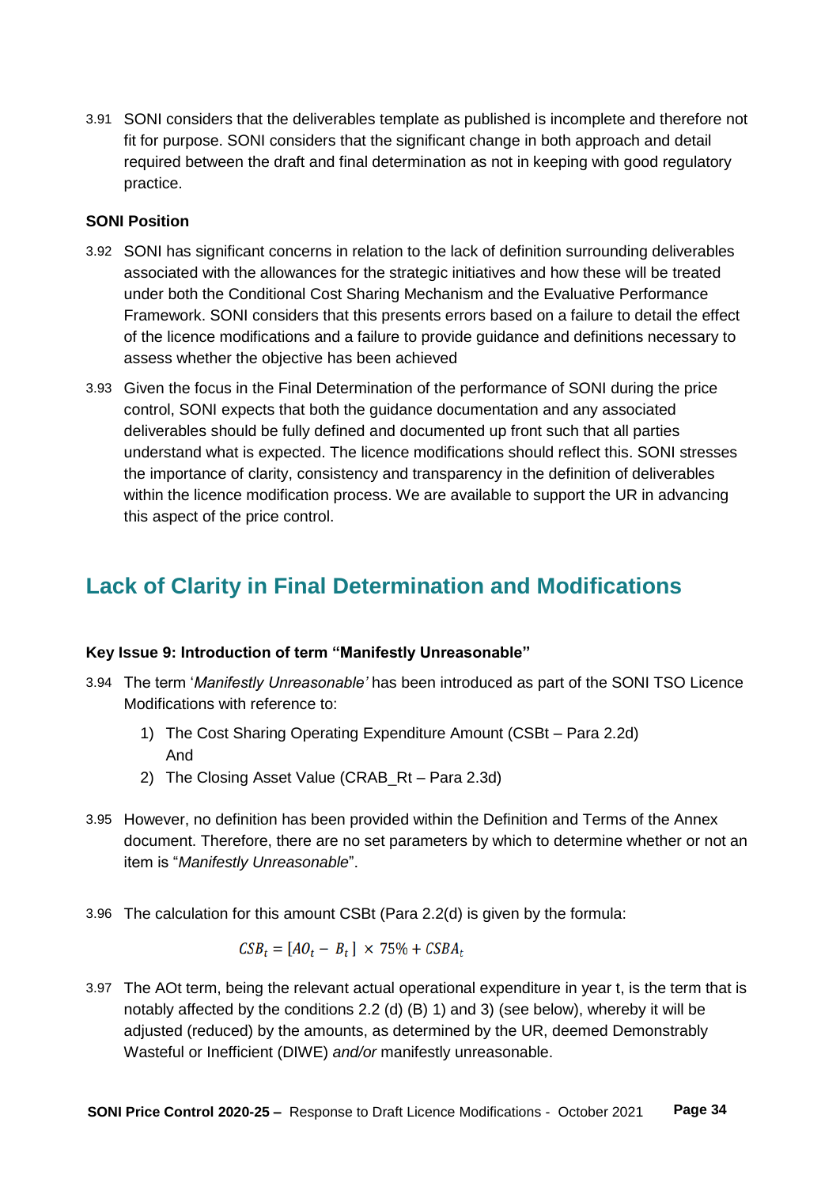3.91 SONI considers that the deliverables template as published is incomplete and therefore not fit for purpose. SONI considers that the significant change in both approach and detail required between the draft and final determination as not in keeping with good regulatory practice.

**SONI Position**

3.92 SONI has significant concerns in relation to the lack of definition surrounding deliverables associated with the allowances for the strategic initiatives and how these will be treated under both the Conditional Cost Sharing Mechanism and the Evaluative Performance Framework. SONI considers that this presents errors based on a failure to detail the effect of the licence modifications and a failure to provide guidance and definitions necessary to assess whether the objective has been achieved

3.93 Given the focus in the Final Determination of the performance of SONI during the price control, SONI expects that both the guidance documentation and any associated deliverables should be fully defined and documented up front such that all parties understand what is expected. The licence modifications should reflect this. SONI stresses the importance of clarity, consistency and transparency in the definition of deliverables within the licence modification process. We are available to support the UR in advancing this aspect of the price control.

## Lack of Clarity in Final Determination and Modifications

**Key Issue 9: Introduction of term "Manifestly Unreasonable"**

3.94 The term '*Manifestly Unreasonable'* has been introduced as part of the SONI TSO Licence Modifications with reference to:

1) The Cost Sharing Operating Expenditure Amount (CSBt – Para 2.2d)
   And
2) The Closing Asset Value (CRAB_Rt – Para 2.3d)

3.95 However, no definition has been provided within the Definition and Terms of the Annex document. Therefore, there are no set parameters by which to determine whether or not an item is "*Manifestly Unreasonable*".

3.96 The calculation for this amount CSBt (Para 2.2(d) is given by the formula:

$$CSB_t = [AO_t - B_t] \times 75\% + CSBA_t$$

3.97 The AOt term, being the relevant actual operational expenditure in year t, is the term that is notably affected by the conditions 2.2 (d) (B) 1) and 3) (see below), whereby it will be adjusted (reduced) by the amounts, as determined by the UR, deemed Demonstrably Wasteful or Inefficient (DIWE) *and/or* manifestly unreasonable.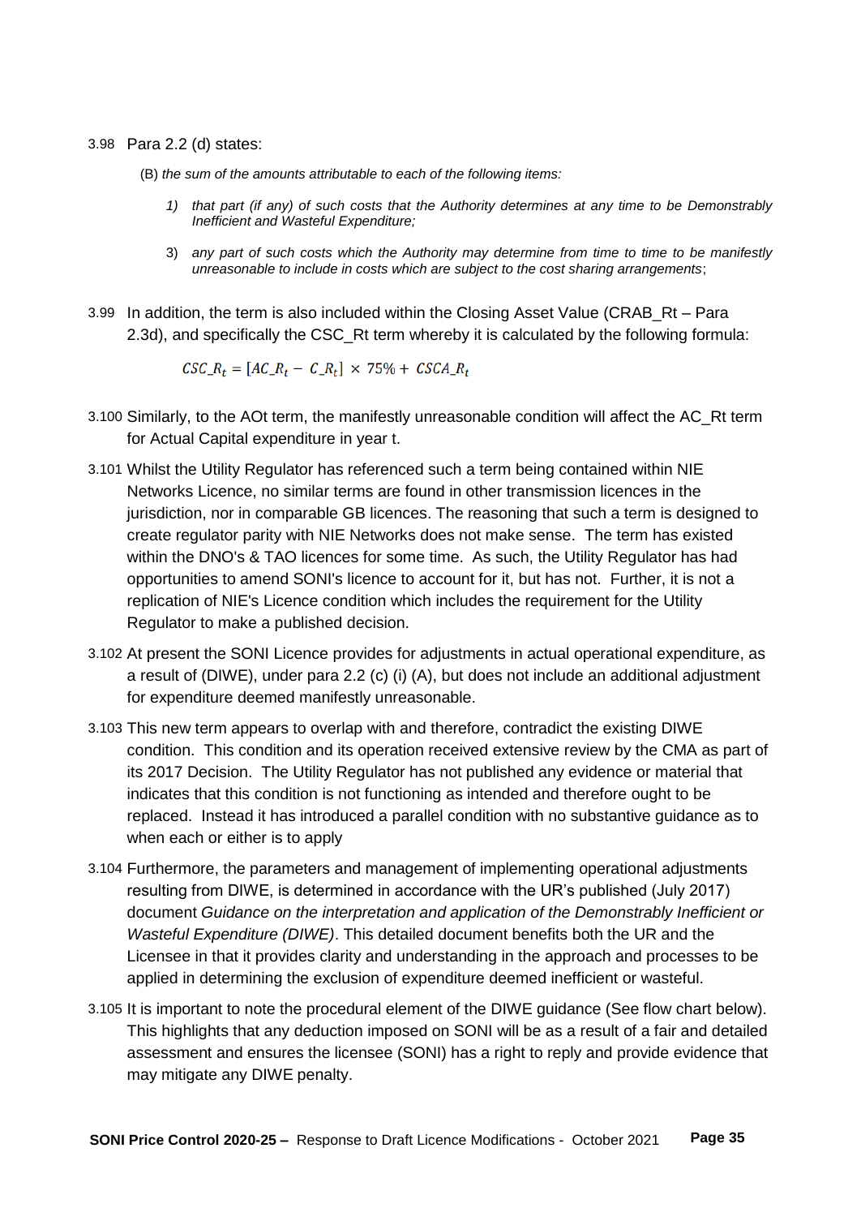3.98 Para 2.2 (d) states:

(B) *the sum of the amounts attributable to each of the following items:*

1) *that part (if any) of such costs that the Authority determines at any time to be Demonstrably Inefficient and Wasteful Expenditure;*

3) *any part of such costs which the Authority may determine from time to time to be manifestly unreasonable to include in costs which are subject to the cost sharing arrangements*;

3.99 In addition, the term is also included within the Closing Asset Value (CRAB_Rt – Para 2.3d), and specifically the CSC_Rt term whereby it is calculated by the following formula:

$$CSC\_R_t = [AC\_R_t - C\_R_t] \times 75\% + CSCA\_R_t$$

3.100 Similarly, to the AOt term, the manifestly unreasonable condition will affect the AC_Rt term for Actual Capital expenditure in year t.

3.101 Whilst the Utility Regulator has referenced such a term being contained within NIE Networks Licence, no similar terms are found in other transmission licences in the jurisdiction, nor in comparable GB licences. The reasoning that such a term is designed to create regulator parity with NIE Networks does not make sense. The term has existed within the DNO's & TAO licences for some time. As such, the Utility Regulator has had opportunities to amend SONI's licence to account for it, but has not. Further, it is not a replication of NIE's Licence condition which includes the requirement for the Utility Regulator to make a published decision.

3.102 At present the SONI Licence provides for adjustments in actual operational expenditure, as a result of (DIWE), under para 2.2 (c) (i) (A), but does not include an additional adjustment for expenditure deemed manifestly unreasonable.

3.103 This new term appears to overlap with and therefore, contradict the existing DIWE condition. This condition and its operation received extensive review by the CMA as part of its 2017 Decision. The Utility Regulator has not published any evidence or material that indicates that this condition is not functioning as intended and therefore ought to be replaced. Instead it has introduced a parallel condition with no substantive guidance as to when each or either is to apply

3.104 Furthermore, the parameters and management of implementing operational adjustments resulting from DIWE, is determined in accordance with the UR's published (July 2017) document *Guidance on the interpretation and application of the Demonstrably Inefficient or Wasteful Expenditure (DIWE)*. This detailed document benefits both the UR and the Licensee in that it provides clarity and understanding in the approach and processes to be applied in determining the exclusion of expenditure deemed inefficient or wasteful.

3.105 It is important to note the procedural element of the DIWE guidance (See flow chart below). This highlights that any deduction imposed on SONI will be as a result of a fair and detailed assessment and ensures the licensee (SONI) has a right to reply and provide evidence that may mitigate any DIWE penalty.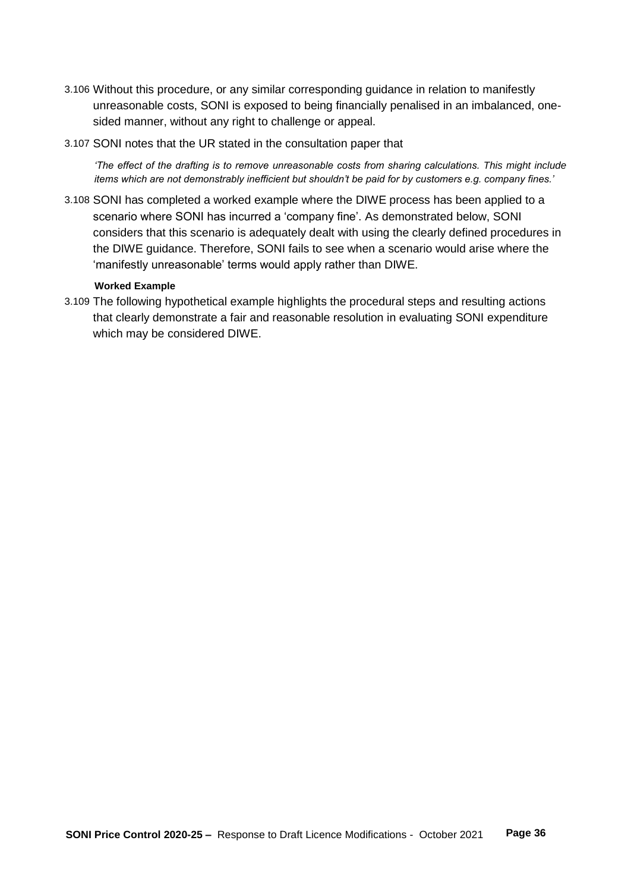3.106 Without this procedure, or any similar corresponding guidance in relation to manifestly unreasonable costs, SONI is exposed to being financially penalised in an imbalanced, one-sided manner, without any right to challenge or appeal.

3.107 SONI notes that the UR stated in the consultation paper that

> *'The effect of the drafting is to remove unreasonable costs from sharing calculations. This might include items which are not demonstrably inefficient but shouldn't be paid for by customers e.g. company fines.'*

3.108 SONI has completed a worked example where the DIWE process has been applied to a scenario where SONI has incurred a 'company fine'. As demonstrated below, SONI considers that this scenario is adequately dealt with using the clearly defined procedures in the DIWE guidance. Therefore, SONI fails to see when a scenario would arise where the 'manifestly unreasonable' terms would apply rather than DIWE.

**Worked Example**

3.109 The following hypothetical example highlights the procedural steps and resulting actions that clearly demonstrate a fair and reasonable resolution in evaluating SONI expenditure which may be considered DIWE.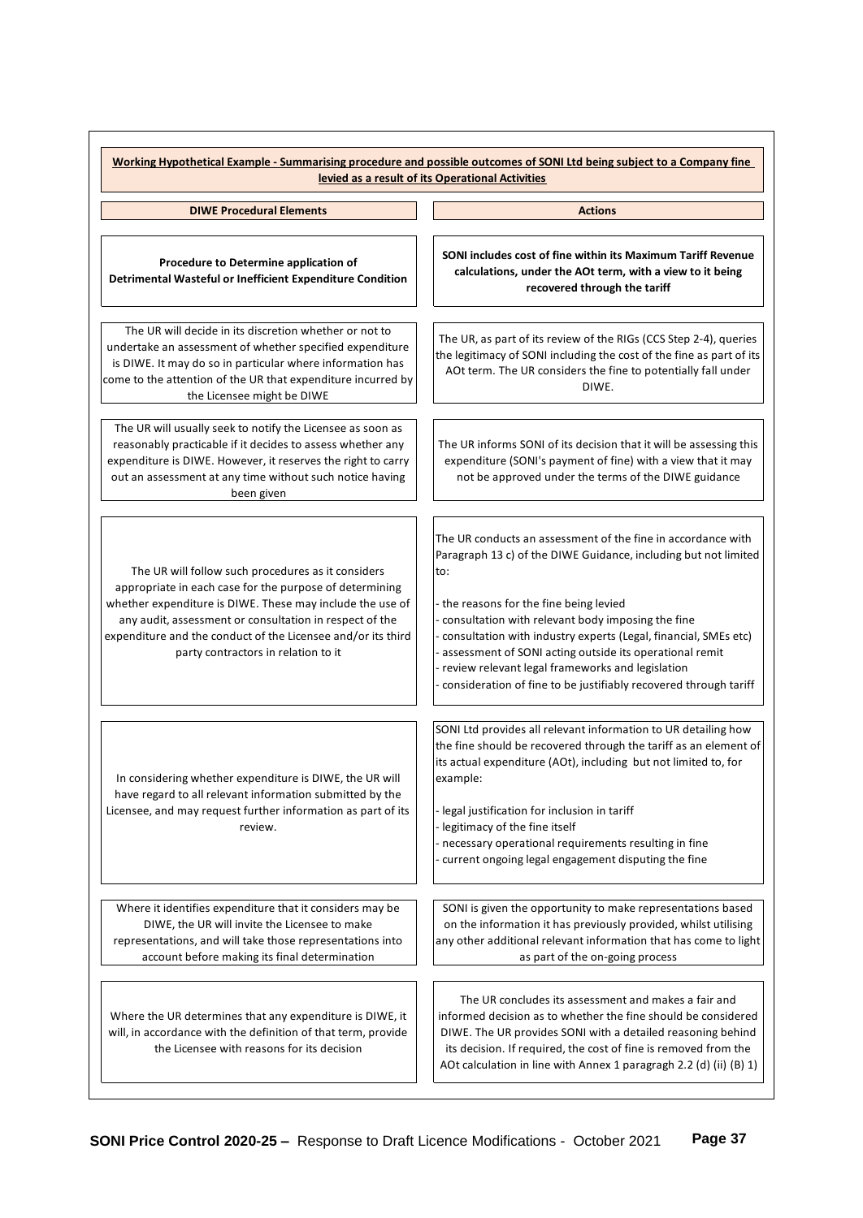**Working Hypothetical Example - Summarising procedure and possible outcomes of SONI Ltd being subject to a Company fine levied as a result of its Operational Activities**

| DIWE Procedural Elements | Actions |
|---|---|
| **Procedure to Determine application of Detrimental Wasteful or Inefficient Expenditure Condition** | **SONI includes cost of fine within its Maximum Tariff Revenue calculations, under the AOt term, with a view to it being recovered through the tariff** |
| The UR will decide in its discretion whether or not to undertake an assessment of whether specified expenditure is DIWE. It may do so in particular where information has come to the attention of the UR that expenditure incurred by the Licensee might be DIWE | The UR, as part of its review of the RIGs (CCS Step 2-4), queries the legitimacy of SONI including the cost of the fine as part of its AOt term. The UR considers the fine to potentially fall under DIWE. |
| The UR will usually seek to notify the Licensee as soon as reasonably practicable if it decides to assess whether any expenditure is DIWE. However, it reserves the right to carry out an assessment at any time without such notice having been given | The UR informs SONI of its decision that it will be assessing this expenditure (SONI's payment of fine) with a view that it may not be approved under the terms of the DIWE guidance |
| The UR will follow such procedures as it considers appropriate in each case for the purpose of determining whether expenditure is DIWE. These may include the use of any audit, assessment or consultation in respect of the expenditure and the conduct of the Licensee and/or its third party contractors in relation to it | The UR conducts an assessment of the fine in accordance with Paragraph 13 c) of the DIWE Guidance, including but not limited to:<br><br>- the reasons for the fine being levied<br>- consultation with relevant body imposing the fine<br>- consultation with industry experts (Legal, financial, SMEs etc)<br>- assessment of SONI acting outside its operational remit<br>- review relevant legal frameworks and legislation<br>- consideration of fine to be justifiably recovered through tariff |
| In considering whether expenditure is DIWE, the UR will have regard to all relevant information submitted by the Licensee, and may request further information as part of its review. | SONI Ltd provides all relevant information to UR detailing how the fine should be recovered through the tariff as an element of its actual expenditure (AOt), including but not limited to, for example:<br><br>- legal justification for inclusion in tariff<br>- legitimacy of the fine itself<br>- necessary operational requirements resulting in fine<br>- current ongoing legal engagement disputing the fine |
| Where it identifies expenditure that it considers may be DIWE, the UR will invite the Licensee to make representations, and will take those representations into account before making its final determination | SONI is given the opportunity to make representations based on the information it has previously provided, whilst utilising any other additional relevant information that has come to light as part of the on-going process |
| Where the UR determines that any expenditure is DIWE, it will, in accordance with the definition of that term, provide the Licensee with reasons for its decision | The UR concludes its assessment and makes a fair and informed decision as to whether the fine should be considered DIWE. The UR provides SONI with a detailed reasoning behind its decision. If required, the cost of fine is removed from the AOt calculation in line with Annex 1 paragragh 2.2 (d) (ii) (B) 1) |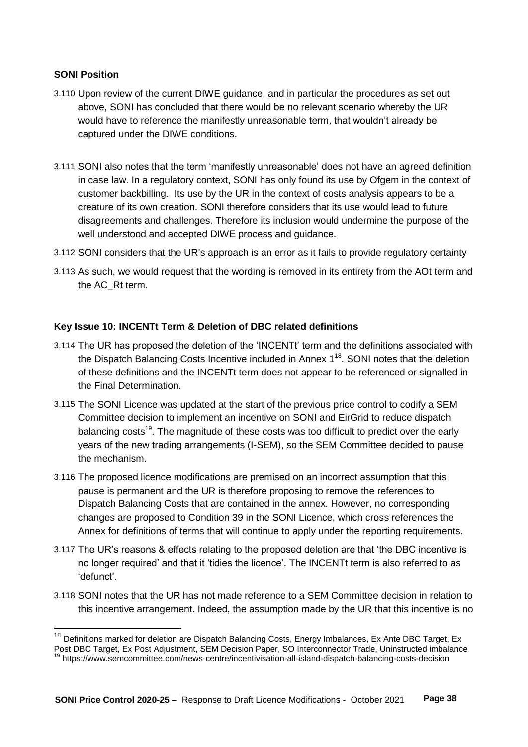**SONI Position**

3.110 Upon review of the current DIWE guidance, and in particular the procedures as set out above, SONI has concluded that there would be no relevant scenario whereby the UR would have to reference the manifestly unreasonable term, that wouldn't already be captured under the DIWE conditions.

3.111 SONI also notes that the term 'manifestly unreasonable' does not have an agreed definition in case law. In a regulatory context, SONI has only found its use by Ofgem in the context of customer backbilling. Its use by the UR in the context of costs analysis appears to be a creature of its own creation. SONI therefore considers that its use would lead to future disagreements and challenges. Therefore its inclusion would undermine the purpose of the well understood and accepted DIWE process and guidance.

3.112 SONI considers that the UR's approach is an error as it fails to provide regulatory certainty

3.113 As such, we would request that the wording is removed in its entirety from the AOt term and the AC_Rt term.

**Key Issue 10: INCENTt Term & Deletion of DBC related definitions**

3.114 The UR has proposed the deletion of the 'INCENTt' term and the definitions associated with the Dispatch Balancing Costs Incentive included in Annex 1[18]. SONI notes that the deletion of these definitions and the INCENTt term does not appear to be referenced or signalled in the Final Determination.

3.115 The SONI Licence was updated at the start of the previous price control to codify a SEM Committee decision to implement an incentive on SONI and EirGrid to reduce dispatch balancing costs[19]. The magnitude of these costs was too difficult to predict over the early years of the new trading arrangements (I-SEM), so the SEM Committee decided to pause the mechanism.

3.116 The proposed licence modifications are premised on an incorrect assumption that this pause is permanent and the UR is therefore proposing to remove the references to Dispatch Balancing Costs that are contained in the annex. However, no corresponding changes are proposed to Condition 39 in the SONI Licence, which cross references the Annex for definitions of terms that will continue to apply under the reporting requirements.

3.117 The UR's reasons & effects relating to the proposed deletion are that 'the DBC incentive is no longer required' and that it 'tidies the licence'. The INCENTt term is also referred to as 'defunct'.

3.118 SONI notes that the UR has not made reference to a SEM Committee decision in relation to this incentive arrangement. Indeed, the assumption made by the UR that this incentive is no

[18] Definitions marked for deletion are Dispatch Balancing Costs, Energy Imbalances, Ex Ante DBC Target, Ex Post DBC Target, Ex Post Adjustment, SEM Decision Paper, SO Interconnector Trade, Uninstructed imbalance

[19] https://www.semcommittee.com/news-centre/incentivisation-all-island-dispatch-balancing-costs-decision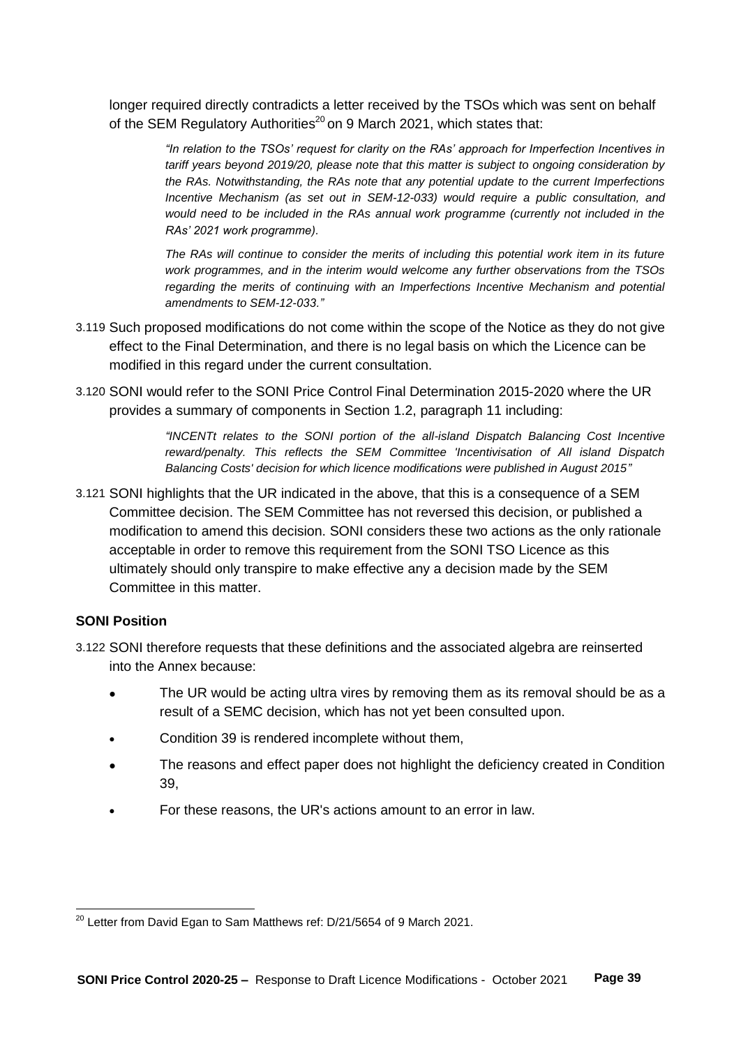longer required directly contradicts a letter received by the TSOs which was sent on behalf of the SEM Regulatory Authorities[20] on 9 March 2021, which states that:

> *"In relation to the TSOs' request for clarity on the RAs' approach for Imperfection Incentives in tariff years beyond 2019/20, please note that this matter is subject to ongoing consideration by the RAs. Notwithstanding, the RAs note that any potential update to the current Imperfections Incentive Mechanism (as set out in SEM-12-033) would require a public consultation, and would need to be included in the RAs annual work programme (currently not included in the RAs' 2021 work programme).*
>
> *The RAs will continue to consider the merits of including this potential work item in its future work programmes, and in the interim would welcome any further observations from the TSOs regarding the merits of continuing with an Imperfections Incentive Mechanism and potential amendments to SEM-12-033."*

3.119 Such proposed modifications do not come within the scope of the Notice as they do not give effect to the Final Determination, and there is no legal basis on which the Licence can be modified in this regard under the current consultation.

3.120 SONI would refer to the SONI Price Control Final Determination 2015-2020 where the UR provides a summary of components in Section 1.2, paragraph 11 including:

> *"INCENTt relates to the SONI portion of the all-island Dispatch Balancing Cost Incentive reward/penalty. This reflects the SEM Committee 'Incentivisation of All island Dispatch Balancing Costs' decision for which licence modifications were published in August 2015"*

3.121 SONI highlights that the UR indicated in the above, that this is a consequence of a SEM Committee decision. The SEM Committee has not reversed this decision, or published a modification to amend this decision. SONI considers these two actions as the only rationale acceptable in order to remove this requirement from the SONI TSO Licence as this ultimately should only transpire to make effective any a decision made by the SEM Committee in this matter.

**SONI Position**

3.122 SONI therefore requests that these definitions and the associated algebra are reinserted into the Annex because:

- The UR would be acting ultra vires by removing them as its removal should be as a result of a SEMC decision, which has not yet been consulted upon.
- Condition 39 is rendered incomplete without them,
- The reasons and effect paper does not highlight the deficiency created in Condition 39,
- For these reasons, the UR's actions amount to an error in law.

[20] Letter from David Egan to Sam Matthews ref: D/21/5654 of 9 March 2021.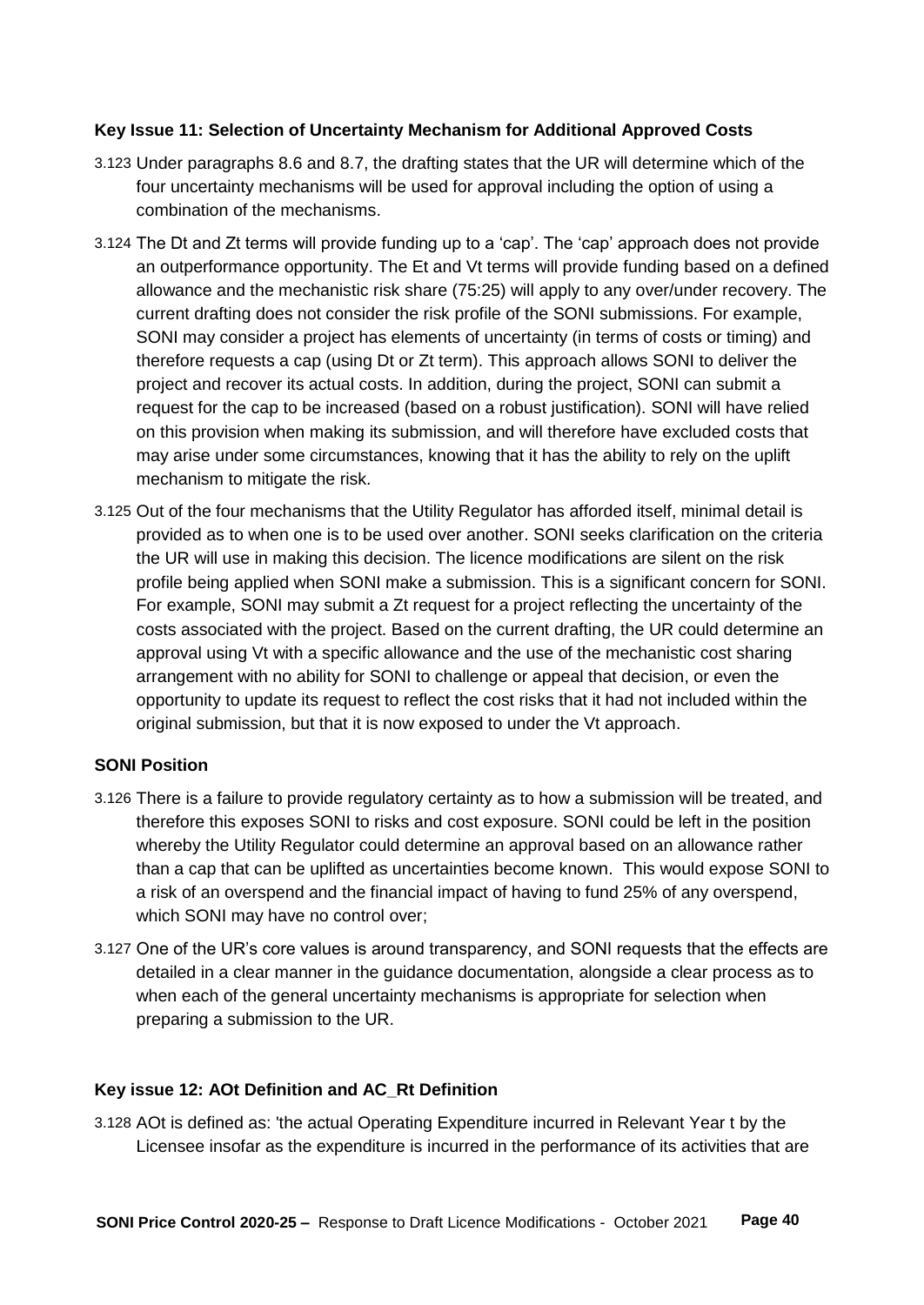### Key Issue 11: Selection of Uncertainty Mechanism for Additional Approved Costs

3.123 Under paragraphs 8.6 and 8.7, the drafting states that the UR will determine which of the four uncertainty mechanisms will be used for approval including the option of using a combination of the mechanisms.

3.124 The Dt and Zt terms will provide funding up to a 'cap'. The 'cap' approach does not provide an outperformance opportunity. The Et and Vt terms will provide funding based on a defined allowance and the mechanistic risk share (75:25) will apply to any over/under recovery. The current drafting does not consider the risk profile of the SONI submissions. For example, SONI may consider a project has elements of uncertainty (in terms of costs or timing) and therefore requests a cap (using Dt or Zt term). This approach allows SONI to deliver the project and recover its actual costs. In addition, during the project, SONI can submit a request for the cap to be increased (based on a robust justification). SONI will have relied on this provision when making its submission, and will therefore have excluded costs that may arise under some circumstances, knowing that it has the ability to rely on the uplift mechanism to mitigate the risk.

3.125 Out of the four mechanisms that the Utility Regulator has afforded itself, minimal detail is provided as to when one is to be used over another. SONI seeks clarification on the criteria the UR will use in making this decision. The licence modifications are silent on the risk profile being applied when SONI make a submission. This is a significant concern for SONI. For example, SONI may submit a Zt request for a project reflecting the uncertainty of the costs associated with the project. Based on the current drafting, the UR could determine an approval using Vt with a specific allowance and the use of the mechanistic cost sharing arrangement with no ability for SONI to challenge or appeal that decision, or even the opportunity to update its request to reflect the cost risks that it had not included within the original submission, but that it is now exposed to under the Vt approach.

### SONI Position

3.126 There is a failure to provide regulatory certainty as to how a submission will be treated, and therefore this exposes SONI to risks and cost exposure. SONI could be left in the position whereby the Utility Regulator could determine an approval based on an allowance rather than a cap that can be uplifted as uncertainties become known. This would expose SONI to a risk of an overspend and the financial impact of having to fund 25% of any overspend, which SONI may have no control over;

3.127 One of the UR's core values is around transparency, and SONI requests that the effects are detailed in a clear manner in the guidance documentation, alongside a clear process as to when each of the general uncertainty mechanisms is appropriate for selection when preparing a submission to the UR.

### Key issue 12: AOt Definition and AC_Rt Definition

3.128 AOt is defined as: 'the actual Operating Expenditure incurred in Relevant Year t by the Licensee insofar as the expenditure is incurred in the performance of its activities that are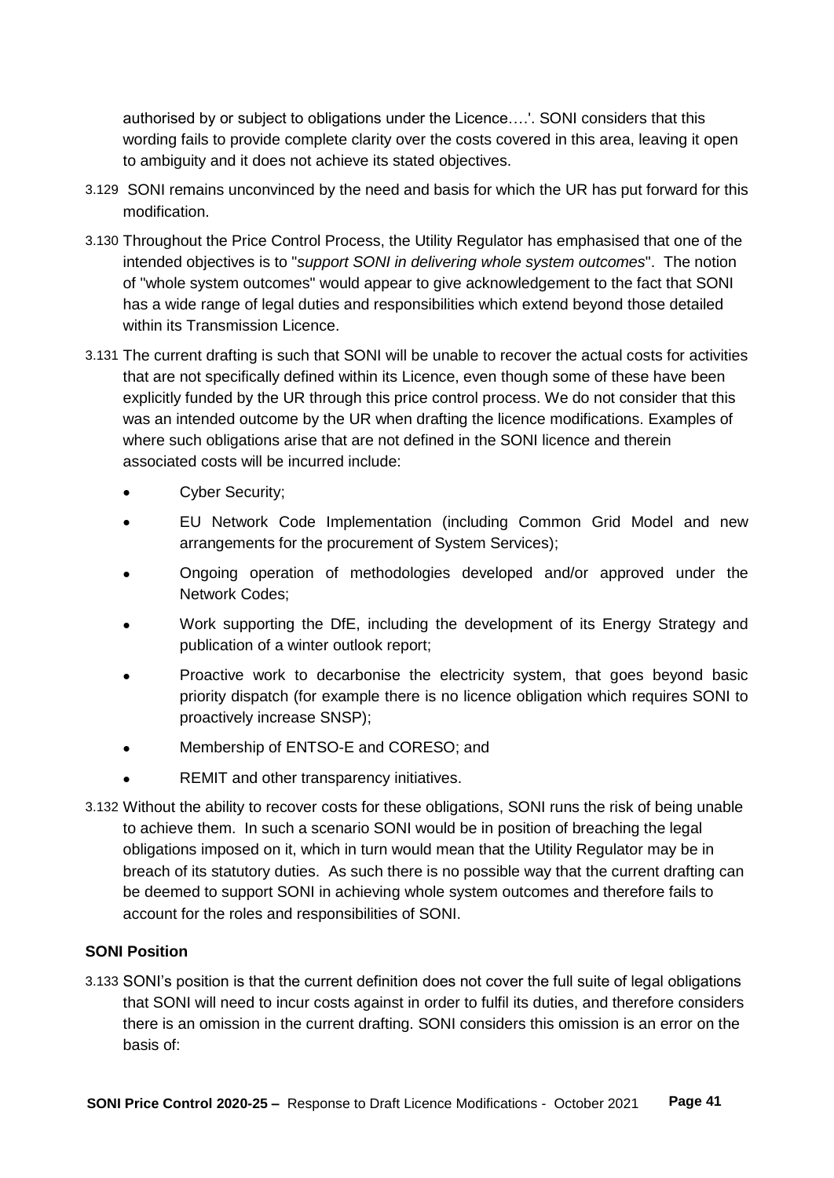authorised by or subject to obligations under the Licence….'. SONI considers that this wording fails to provide complete clarity over the costs covered in this area, leaving it open to ambiguity and it does not achieve its stated objectives.

3.129 SONI remains unconvinced by the need and basis for which the UR has put forward for this modification.

3.130 Throughout the Price Control Process, the Utility Regulator has emphasised that one of the intended objectives is to "*support SONI in delivering whole system outcomes*". The notion of "whole system outcomes" would appear to give acknowledgement to the fact that SONI has a wide range of legal duties and responsibilities which extend beyond those detailed within its Transmission Licence.

3.131 The current drafting is such that SONI will be unable to recover the actual costs for activities that are not specifically defined within its Licence, even though some of these have been explicitly funded by the UR through this price control process. We do not consider that this was an intended outcome by the UR when drafting the licence modifications. Examples of where such obligations arise that are not defined in the SONI licence and therein associated costs will be incurred include:

- Cyber Security;
- EU Network Code Implementation (including Common Grid Model and new arrangements for the procurement of System Services);
- Ongoing operation of methodologies developed and/or approved under the Network Codes;
- Work supporting the DfE, including the development of its Energy Strategy and publication of a winter outlook report;
- Proactive work to decarbonise the electricity system, that goes beyond basic priority dispatch (for example there is no licence obligation which requires SONI to proactively increase SNSP);
- Membership of ENTSO-E and CORESO; and
- REMIT and other transparency initiatives.

3.132 Without the ability to recover costs for these obligations, SONI runs the risk of being unable to achieve them. In such a scenario SONI would be in position of breaching the legal obligations imposed on it, which in turn would mean that the Utility Regulator may be in breach of its statutory duties. As such there is no possible way that the current drafting can be deemed to support SONI in achieving whole system outcomes and therefore fails to account for the roles and responsibilities of SONI.

**SONI Position**

3.133 SONI's position is that the current definition does not cover the full suite of legal obligations that SONI will need to incur costs against in order to fulfil its duties, and therefore considers there is an omission in the current drafting. SONI considers this omission is an error on the basis of: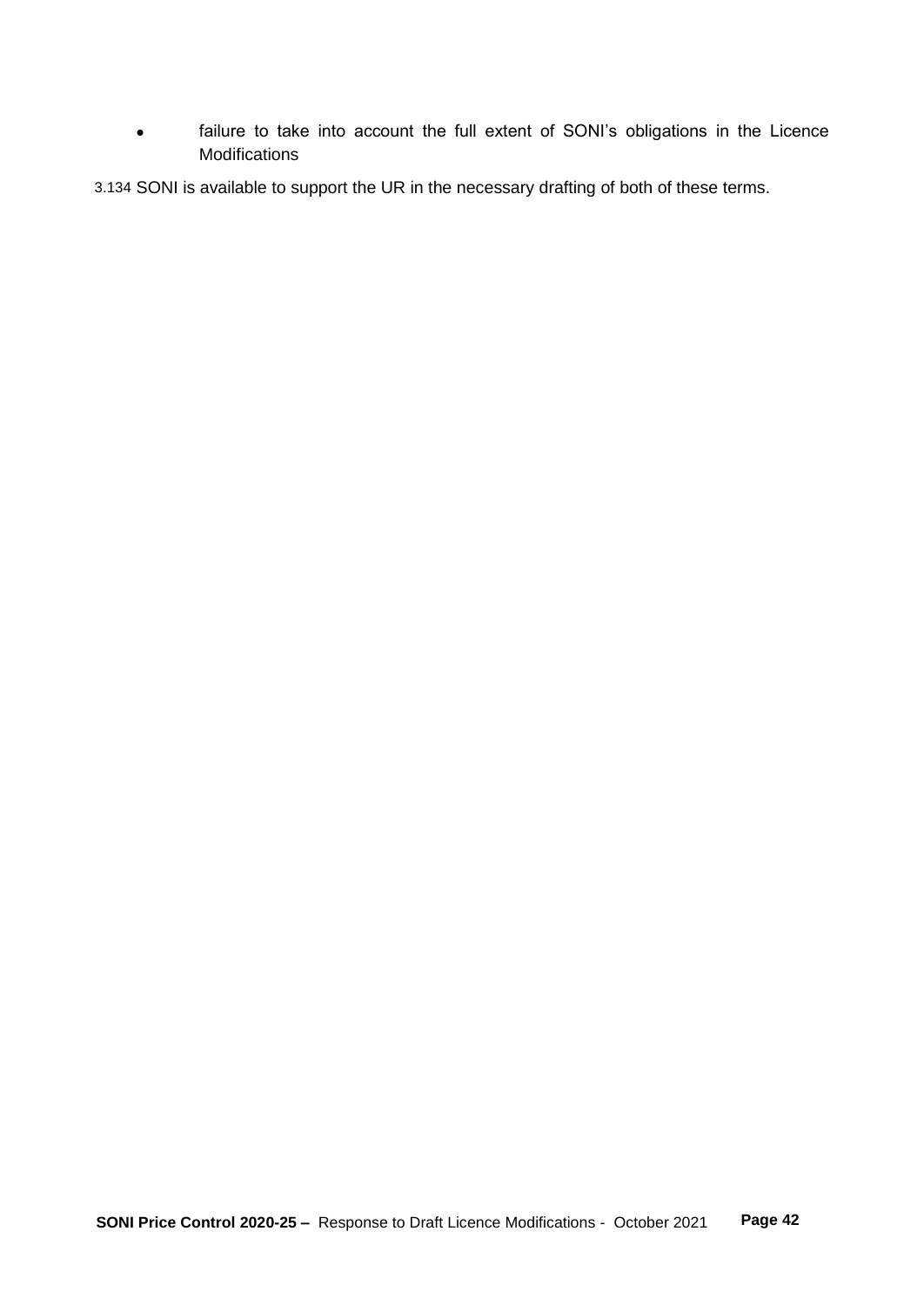- failure to take into account the full extent of SONI's obligations in the Licence Modifications

3.134 SONI is available to support the UR in the necessary drafting of both of these terms.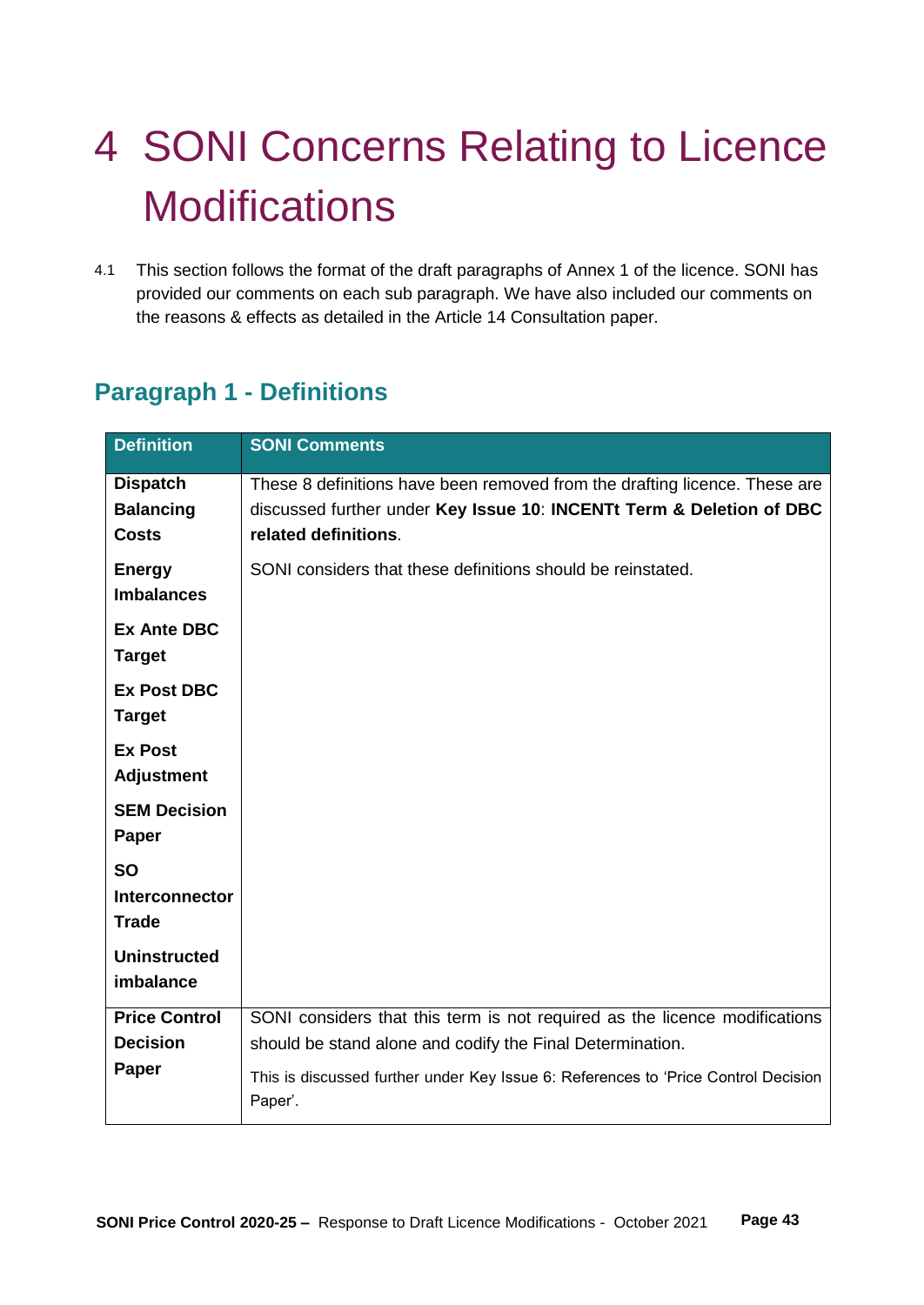# 4 SONI Concerns Relating to Licence Modifications

4.1 This section follows the format of the draft paragraphs of Annex 1 of the licence. SONI has provided our comments on each sub paragraph. We have also included our comments on the reasons & effects as detailed in the Article 14 Consultation paper.

## Paragraph 1 - Definitions

| Definition | SONI Comments |
|---|---|
| **Dispatch Balancing Costs**<br><br>**Energy Imbalances**<br><br>**Ex Ante DBC Target**<br><br>**Ex Post DBC Target**<br><br>**Ex Post Adjustment**<br><br>**SEM Decision Paper**<br><br>**SO Interconnector Trade**<br><br>**Uninstructed imbalance** | These 8 definitions have been removed from the drafting licence. These are discussed further under **Key Issue 10**: **INCENTt Term & Deletion of DBC related definitions**.<br><br>SONI considers that these definitions should be reinstated. |
| **Price Control Decision Paper** | SONI considers that this term is not required as the licence modifications should be stand alone and codify the Final Determination.<br><br>This is discussed further under Key Issue 6: References to 'Price Control Decision Paper'. |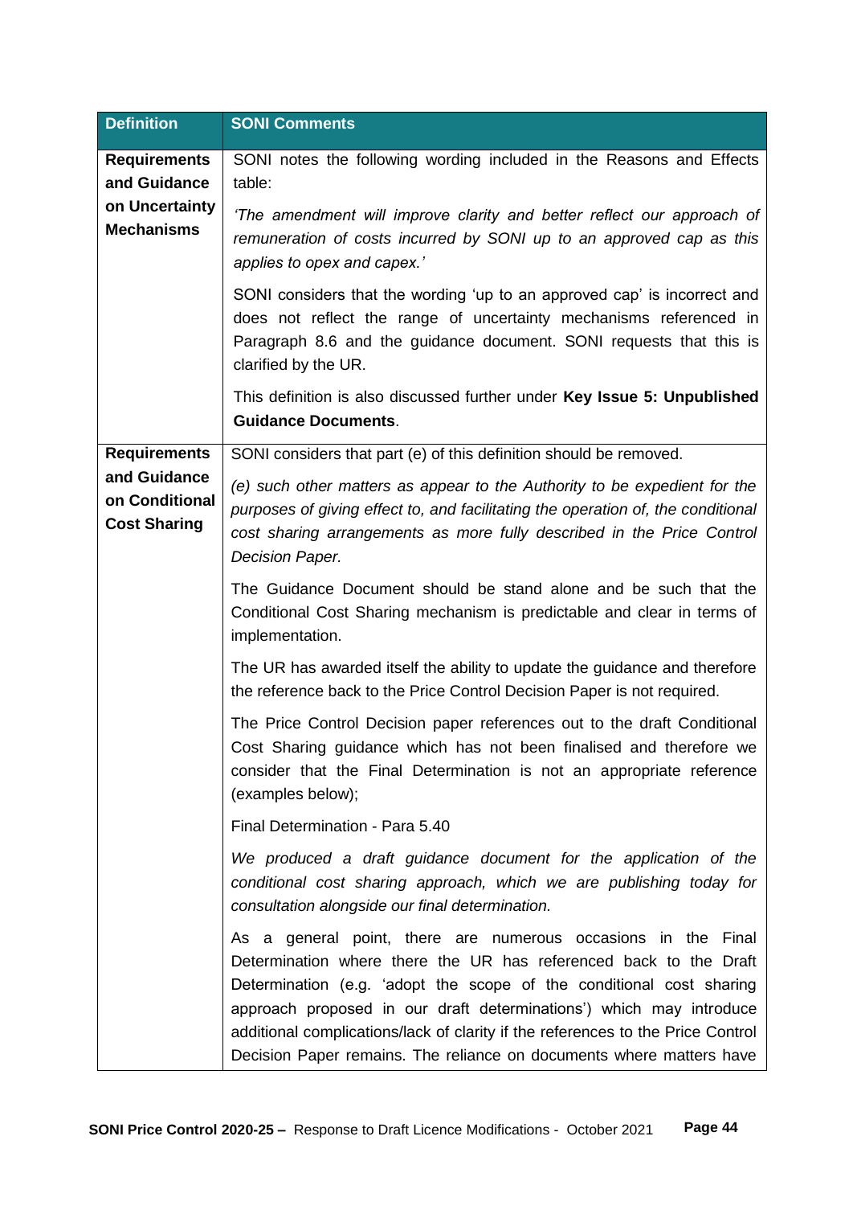| Definition | SONI Comments |
|---|---|
| **Requirements and Guidance on Uncertainty Mechanisms** | SONI notes the following wording included in the Reasons and Effects table:<br><br>*'The amendment will improve clarity and better reflect our approach of remuneration of costs incurred by SONI up to an approved cap as this applies to opex and capex.'*<br><br>SONI considers that the wording 'up to an approved cap' is incorrect and does not reflect the range of uncertainty mechanisms referenced in Paragraph 8.6 and the guidance document. SONI requests that this is clarified by the UR.<br><br>This definition is also discussed further under **Key Issue 5: Unpublished Guidance Documents**. |
| **Requirements and Guidance on Conditional Cost Sharing** | SONI considers that part (e) of this definition should be removed.<br><br>*(e) such other matters as appear to the Authority to be expedient for the purposes of giving effect to, and facilitating the operation of, the conditional cost sharing arrangements as more fully described in the Price Control Decision Paper.*<br><br>The Guidance Document should be stand alone and be such that the Conditional Cost Sharing mechanism is predictable and clear in terms of implementation.<br><br>The UR has awarded itself the ability to update the guidance and therefore the reference back to the Price Control Decision Paper is not required.<br><br>The Price Control Decision paper references out to the draft Conditional Cost Sharing guidance which has not been finalised and therefore we consider that the Final Determination is not an appropriate reference (examples below);<br><br>Final Determination - Para 5.40<br><br>*We produced a draft guidance document for the application of the conditional cost sharing approach, which we are publishing today for consultation alongside our final determination.*<br><br>As a general point, there are numerous occasions in the Final Determination where there the UR has referenced back to the Draft Determination (e.g. 'adopt the scope of the conditional cost sharing approach proposed in our draft determinations') which may introduce additional complications/lack of clarity if the references to the Price Control Decision Paper remains. The reliance on documents where matters have |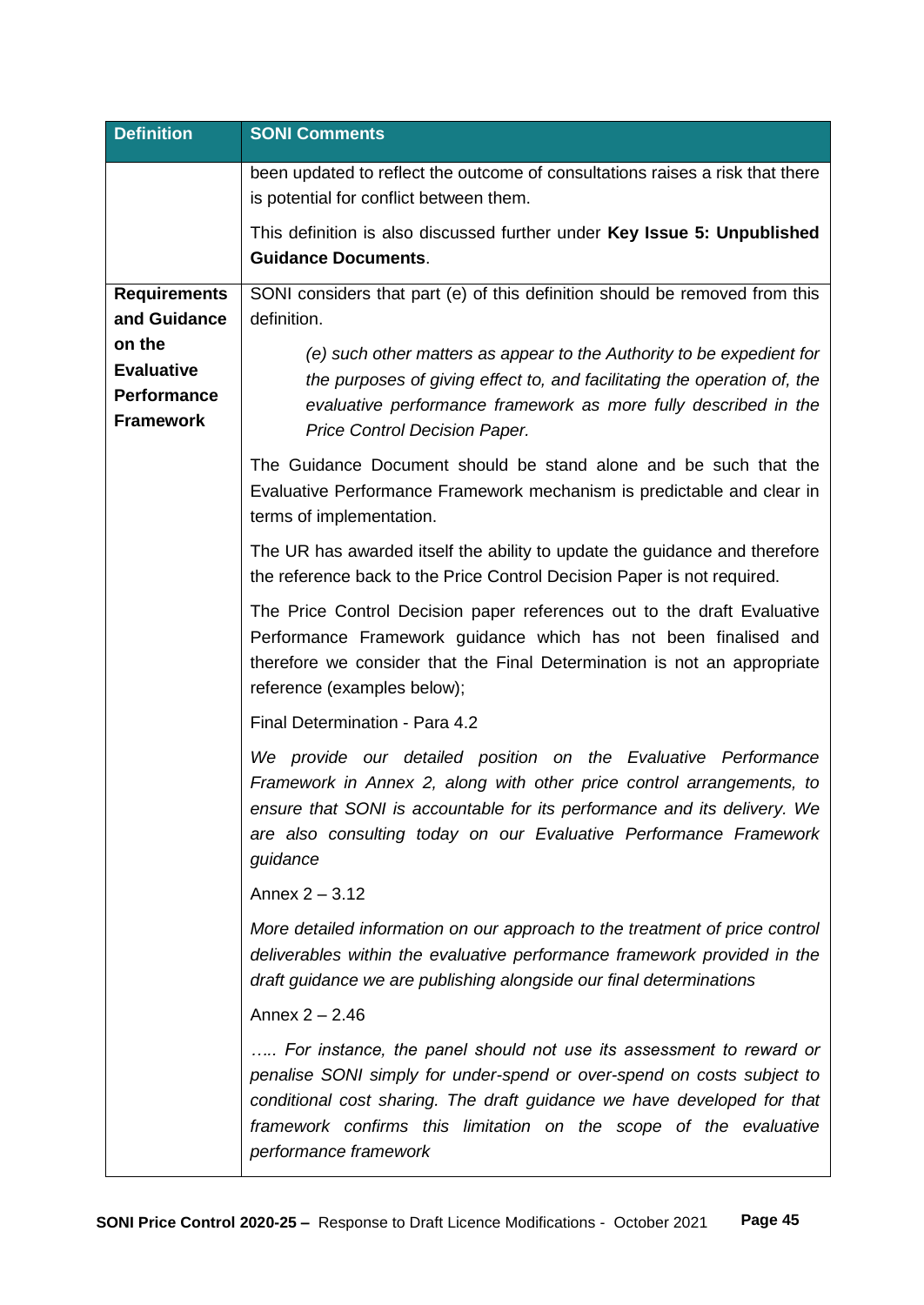| Definition | SONI Comments |
| --- | --- |
| | been updated to reflect the outcome of consultations raises a risk that there is potential for conflict between them.<br><br>This definition is also discussed further under **Key Issue 5: Unpublished Guidance Documents**. |
| **Requirements and Guidance on the Evaluative Performance Framework** | SONI considers that part (e) of this definition should be removed from this definition.<br><br>*(e) such other matters as appear to the Authority to be expedient for the purposes of giving effect to, and facilitating the operation of, the evaluative performance framework as more fully described in the Price Control Decision Paper.*<br><br>The Guidance Document should be stand alone and be such that the Evaluative Performance Framework mechanism is predictable and clear in terms of implementation.<br><br>The UR has awarded itself the ability to update the guidance and therefore the reference back to the Price Control Decision Paper is not required.<br><br>The Price Control Decision paper references out to the draft Evaluative Performance Framework guidance which has not been finalised and therefore we consider that the Final Determination is not an appropriate reference (examples below);<br><br>Final Determination - Para 4.2<br><br>*We provide our detailed position on the Evaluative Performance Framework in Annex 2, along with other price control arrangements, to ensure that SONI is accountable for its performance and its delivery. We are also consulting today on our Evaluative Performance Framework guidance*<br><br>Annex 2 – 3.12<br><br>*More detailed information on our approach to the treatment of price control deliverables within the evaluative performance framework provided in the draft guidance we are publishing alongside our final determinations*<br><br>Annex 2 – 2.46<br><br>*….. For instance, the panel should not use its assessment to reward or penalise SONI simply for under-spend or over-spend on costs subject to conditional cost sharing. The draft guidance we have developed for that framework confirms this limitation on the scope of the evaluative performance framework* |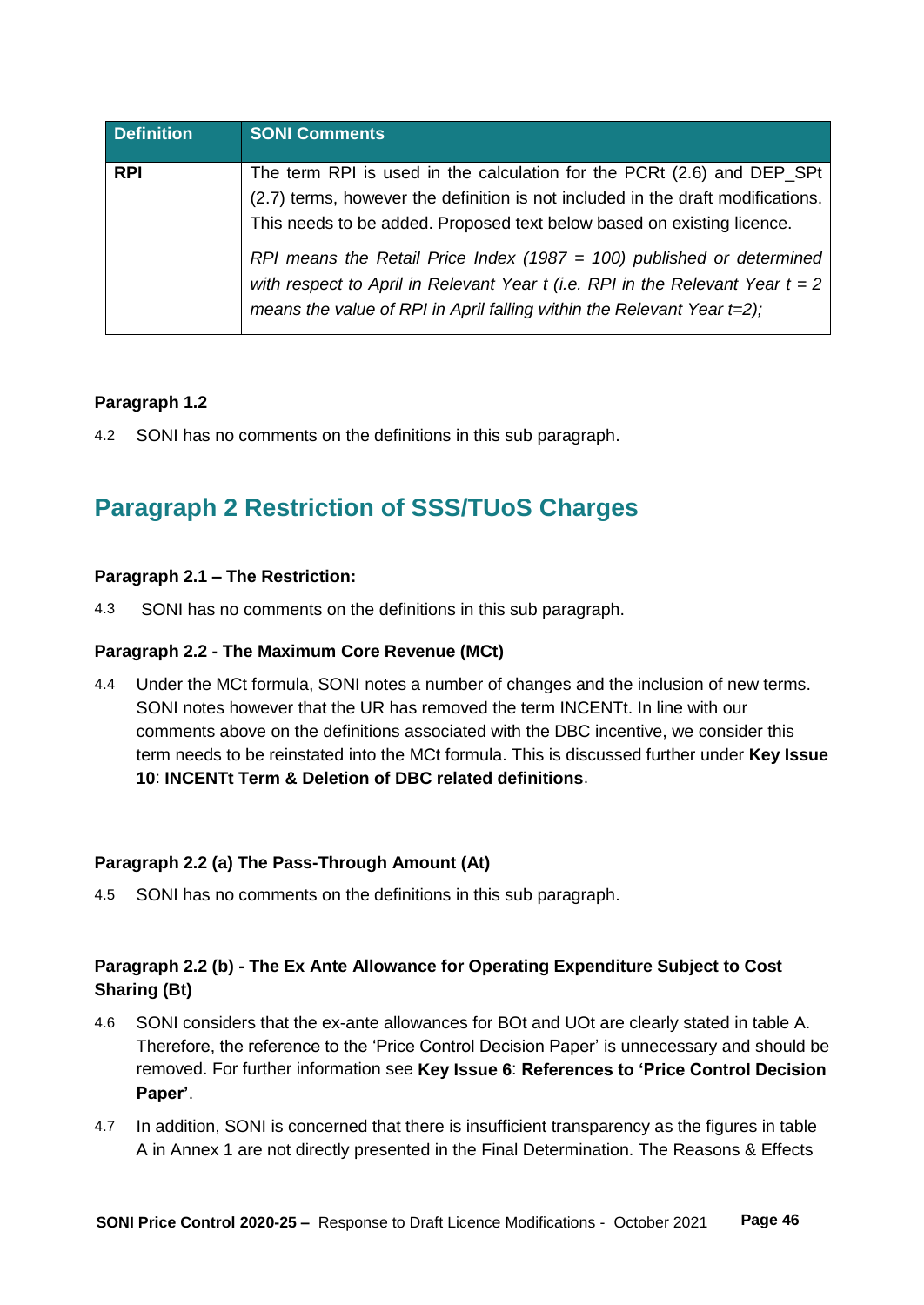| Definition | SONI Comments |
|---|---|
| **RPI** | The term RPI is used in the calculation for the PCRt (2.6) and DEP_SPt (2.7) terms, however the definition is not included in the draft modifications. This needs to be added. Proposed text below based on existing licence.<br><br>*RPI means the Retail Price Index (1987 = 100) published or determined with respect to April in Relevant Year t (i.e. RPI in the Relevant Year t = 2 means the value of RPI in April falling within the Relevant Year t=2);* |

**Paragraph 1.2**

4.2 SONI has no comments on the definitions in this sub paragraph.

## Paragraph 2 Restriction of SSS/TUoS Charges

**Paragraph 2.1 – The Restriction:**

4.3 SONI has no comments on the definitions in this sub paragraph.

**Paragraph 2.2 - The Maximum Core Revenue (MCt)**

4.4 Under the MCt formula, SONI notes a number of changes and the inclusion of new terms. SONI notes however that the UR has removed the term INCENTt. In line with our comments above on the definitions associated with the DBC incentive, we consider this term needs to be reinstated into the MCt formula. This is discussed further under **Key Issue 10**: **INCENTt Term & Deletion of DBC related definitions**.

**Paragraph 2.2 (a) The Pass-Through Amount (At)**

4.5 SONI has no comments on the definitions in this sub paragraph.

**Paragraph 2.2 (b) - The Ex Ante Allowance for Operating Expenditure Subject to Cost Sharing (Bt)**

4.6 SONI considers that the ex-ante allowances for BOt and UOt are clearly stated in table A. Therefore, the reference to the 'Price Control Decision Paper' is unnecessary and should be removed. For further information see **Key Issue 6**: **References to 'Price Control Decision Paper'**.

4.7 In addition, SONI is concerned that there is insufficient transparency as the figures in table A in Annex 1 are not directly presented in the Final Determination. The Reasons & Effects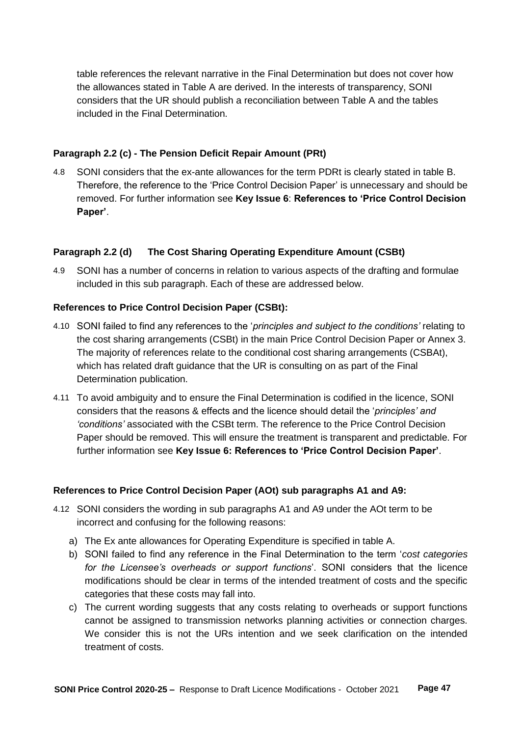table references the relevant narrative in the Final Determination but does not cover how the allowances stated in Table A are derived. In the interests of transparency, SONI considers that the UR should publish a reconciliation between Table A and the tables included in the Final Determination.

**Paragraph 2.2 (c) - The Pension Deficit Repair Amount (PRt)**

4.8 SONI considers that the ex-ante allowances for the term PDRt is clearly stated in table B. Therefore, the reference to the 'Price Control Decision Paper' is unnecessary and should be removed. For further information see **Key Issue 6**: **References to 'Price Control Decision Paper'**.

**Paragraph 2.2 (d) The Cost Sharing Operating Expenditure Amount (CSBt)**

4.9 SONI has a number of concerns in relation to various aspects of the drafting and formulae included in this sub paragraph. Each of these are addressed below.

**References to Price Control Decision Paper (CSBt):**

4.10 SONI failed to find any references to the '*principles and subject to the conditions'* relating to the cost sharing arrangements (CSBt) in the main Price Control Decision Paper or Annex 3. The majority of references relate to the conditional cost sharing arrangements (CSBAt), which has related draft guidance that the UR is consulting on as part of the Final Determination publication.

4.11 To avoid ambiguity and to ensure the Final Determination is codified in the licence, SONI considers that the reasons & effects and the licence should detail the '*principles' and 'conditions'* associated with the CSBt term. The reference to the Price Control Decision Paper should be removed. This will ensure the treatment is transparent and predictable. For further information see **Key Issue 6: References to 'Price Control Decision Paper'**.

**References to Price Control Decision Paper (AOt) sub paragraphs A1 and A9:**

4.12 SONI considers the wording in sub paragraphs A1 and A9 under the AOt term to be incorrect and confusing for the following reasons:

a) The Ex ante allowances for Operating Expenditure is specified in table A.
b) SONI failed to find any reference in the Final Determination to the term '*cost categories for the Licensee's overheads or support functions*'. SONI considers that the licence modifications should be clear in terms of the intended treatment of costs and the specific categories that these costs may fall into.
c) The current wording suggests that any costs relating to overheads or support functions cannot be assigned to transmission networks planning activities or connection charges. We consider this is not the URs intention and we seek clarification on the intended treatment of costs.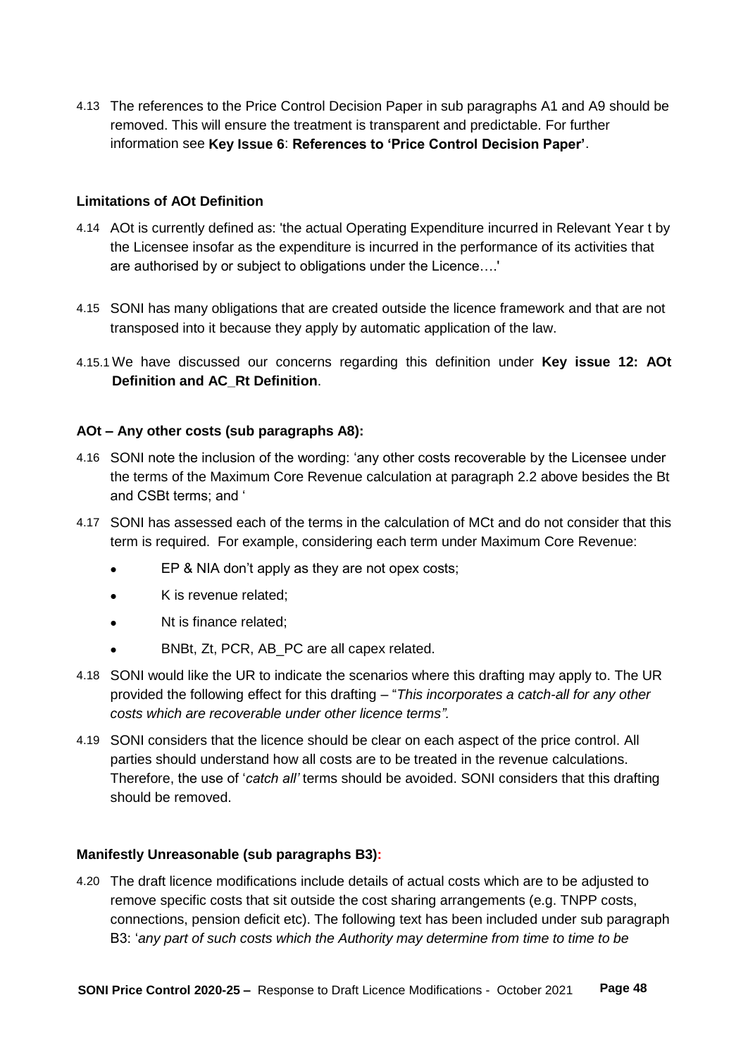4.13 The references to the Price Control Decision Paper in sub paragraphs A1 and A9 should be removed. This will ensure the treatment is transparent and predictable. For further information see **Key Issue 6**: **References to 'Price Control Decision Paper'**.

**Limitations of AOt Definition**

4.14 AOt is currently defined as: 'the actual Operating Expenditure incurred in Relevant Year t by the Licensee insofar as the expenditure is incurred in the performance of its activities that are authorised by or subject to obligations under the Licence….'

4.15 SONI has many obligations that are created outside the licence framework and that are not transposed into it because they apply by automatic application of the law.

4.15.1 We have discussed our concerns regarding this definition under **Key issue 12: AOt Definition and AC_Rt Definition**.

**AOt – Any other costs (sub paragraphs A8):**

4.16 SONI note the inclusion of the wording: 'any other costs recoverable by the Licensee under the terms of the Maximum Core Revenue calculation at paragraph 2.2 above besides the Bt and CSBt terms; and '

4.17 SONI has assessed each of the terms in the calculation of MCt and do not consider that this term is required. For example, considering each term under Maximum Core Revenue:

- EP & NIA don't apply as they are not opex costs;
- K is revenue related;
- Nt is finance related;
- BNBt, Zt, PCR, AB_PC are all capex related.

4.18 SONI would like the UR to indicate the scenarios where this drafting may apply to. The UR provided the following effect for this drafting – "*This incorporates a catch-all for any other costs which are recoverable under other licence terms".*

4.19 SONI considers that the licence should be clear on each aspect of the price control. All parties should understand how all costs are to be treated in the revenue calculations. Therefore, the use of '*catch all'* terms should be avoided. SONI considers that this drafting should be removed.

**Manifestly Unreasonable (sub paragraphs B3):**

4.20 The draft licence modifications include details of actual costs which are to be adjusted to remove specific costs that sit outside the cost sharing arrangements (e.g. TNPP costs, connections, pension deficit etc). The following text has been included under sub paragraph B3: '*any part of such costs which the Authority may determine from time to time to be*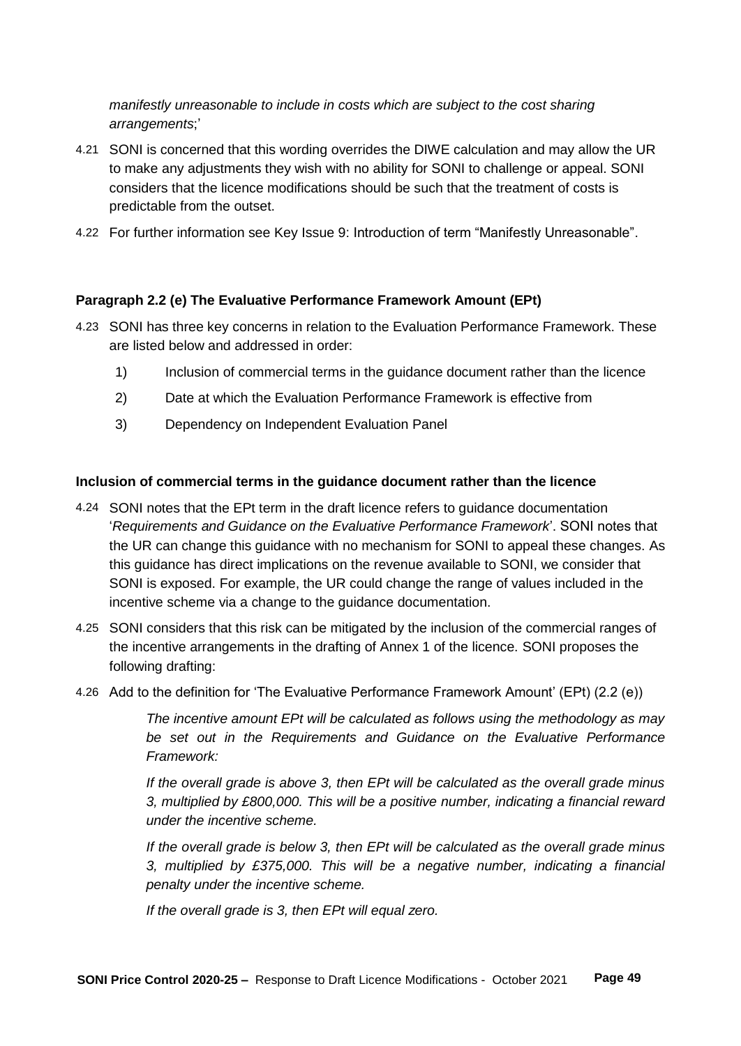*manifestly unreasonable to include in costs which are subject to the cost sharing arrangements*;'

4.21 SONI is concerned that this wording overrides the DIWE calculation and may allow the UR to make any adjustments they wish with no ability for SONI to challenge or appeal. SONI considers that the licence modifications should be such that the treatment of costs is predictable from the outset.

4.22 For further information see Key Issue 9: Introduction of term "Manifestly Unreasonable".

**Paragraph 2.2 (e) The Evaluative Performance Framework Amount (EPt)**

4.23 SONI has three key concerns in relation to the Evaluation Performance Framework. These are listed below and addressed in order:

1) Inclusion of commercial terms in the guidance document rather than the licence
2) Date at which the Evaluation Performance Framework is effective from
3) Dependency on Independent Evaluation Panel

**Inclusion of commercial terms in the guidance document rather than the licence**

4.24 SONI notes that the EPt term in the draft licence refers to guidance documentation '*Requirements and Guidance on the Evaluative Performance Framework*'. SONI notes that the UR can change this guidance with no mechanism for SONI to appeal these changes. As this guidance has direct implications on the revenue available to SONI, we consider that SONI is exposed. For example, the UR could change the range of values included in the incentive scheme via a change to the guidance documentation.

4.25 SONI considers that this risk can be mitigated by the inclusion of the commercial ranges of the incentive arrangements in the drafting of Annex 1 of the licence. SONI proposes the following drafting:

4.26 Add to the definition for 'The Evaluative Performance Framework Amount' (EPt) (2.2 (e))

> *The incentive amount EPt will be calculated as follows using the methodology as may be set out in the Requirements and Guidance on the Evaluative Performance Framework:*
>
> *If the overall grade is above 3, then EPt will be calculated as the overall grade minus 3, multiplied by £800,000. This will be a positive number, indicating a financial reward under the incentive scheme.*
>
> *If the overall grade is below 3, then EPt will be calculated as the overall grade minus 3, multiplied by £375,000. This will be a negative number, indicating a financial penalty under the incentive scheme.*
>
> *If the overall grade is 3, then EPt will equal zero.*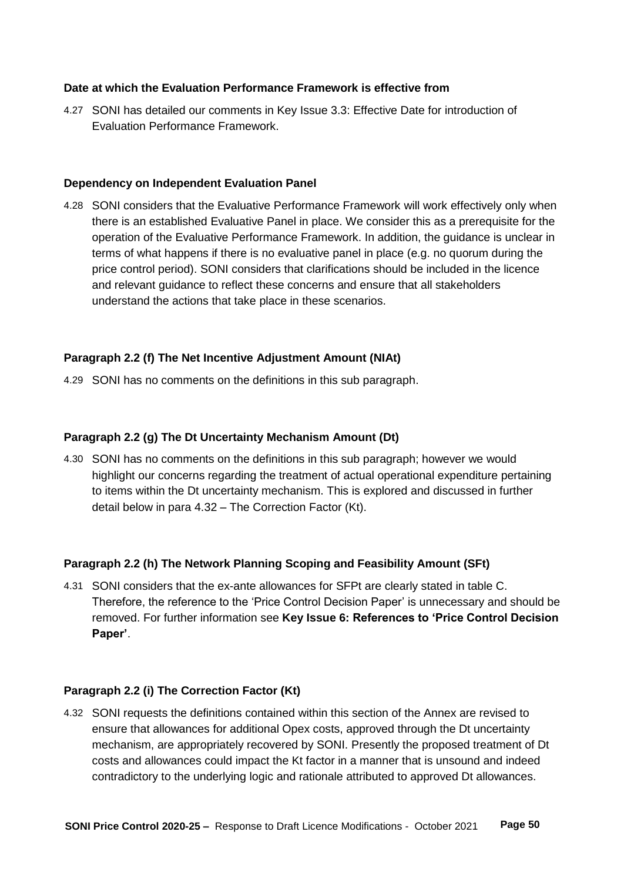**Date at which the Evaluation Performance Framework is effective from**

4.27 SONI has detailed our comments in Key Issue 3.3: Effective Date for introduction of Evaluation Performance Framework.

**Dependency on Independent Evaluation Panel**

4.28 SONI considers that the Evaluative Performance Framework will work effectively only when there is an established Evaluative Panel in place. We consider this as a prerequisite for the operation of the Evaluative Performance Framework. In addition, the guidance is unclear in terms of what happens if there is no evaluative panel in place (e.g. no quorum during the price control period). SONI considers that clarifications should be included in the licence and relevant guidance to reflect these concerns and ensure that all stakeholders understand the actions that take place in these scenarios.

**Paragraph 2.2 (f) The Net Incentive Adjustment Amount (NIAt)**

4.29 SONI has no comments on the definitions in this sub paragraph.

**Paragraph 2.2 (g) The Dt Uncertainty Mechanism Amount (Dt)**

4.30 SONI has no comments on the definitions in this sub paragraph; however we would highlight our concerns regarding the treatment of actual operational expenditure pertaining to items within the Dt uncertainty mechanism. This is explored and discussed in further detail below in para 4.32 – The Correction Factor (Kt).

**Paragraph 2.2 (h) The Network Planning Scoping and Feasibility Amount (SFt)**

4.31 SONI considers that the ex-ante allowances for SFPt are clearly stated in table C. Therefore, the reference to the 'Price Control Decision Paper' is unnecessary and should be removed. For further information see **Key Issue 6: References to 'Price Control Decision Paper'**.

**Paragraph 2.2 (i) The Correction Factor (Kt)**

4.32 SONI requests the definitions contained within this section of the Annex are revised to ensure that allowances for additional Opex costs, approved through the Dt uncertainty mechanism, are appropriately recovered by SONI. Presently the proposed treatment of Dt costs and allowances could impact the Kt factor in a manner that is unsound and indeed contradictory to the underlying logic and rationale attributed to approved Dt allowances.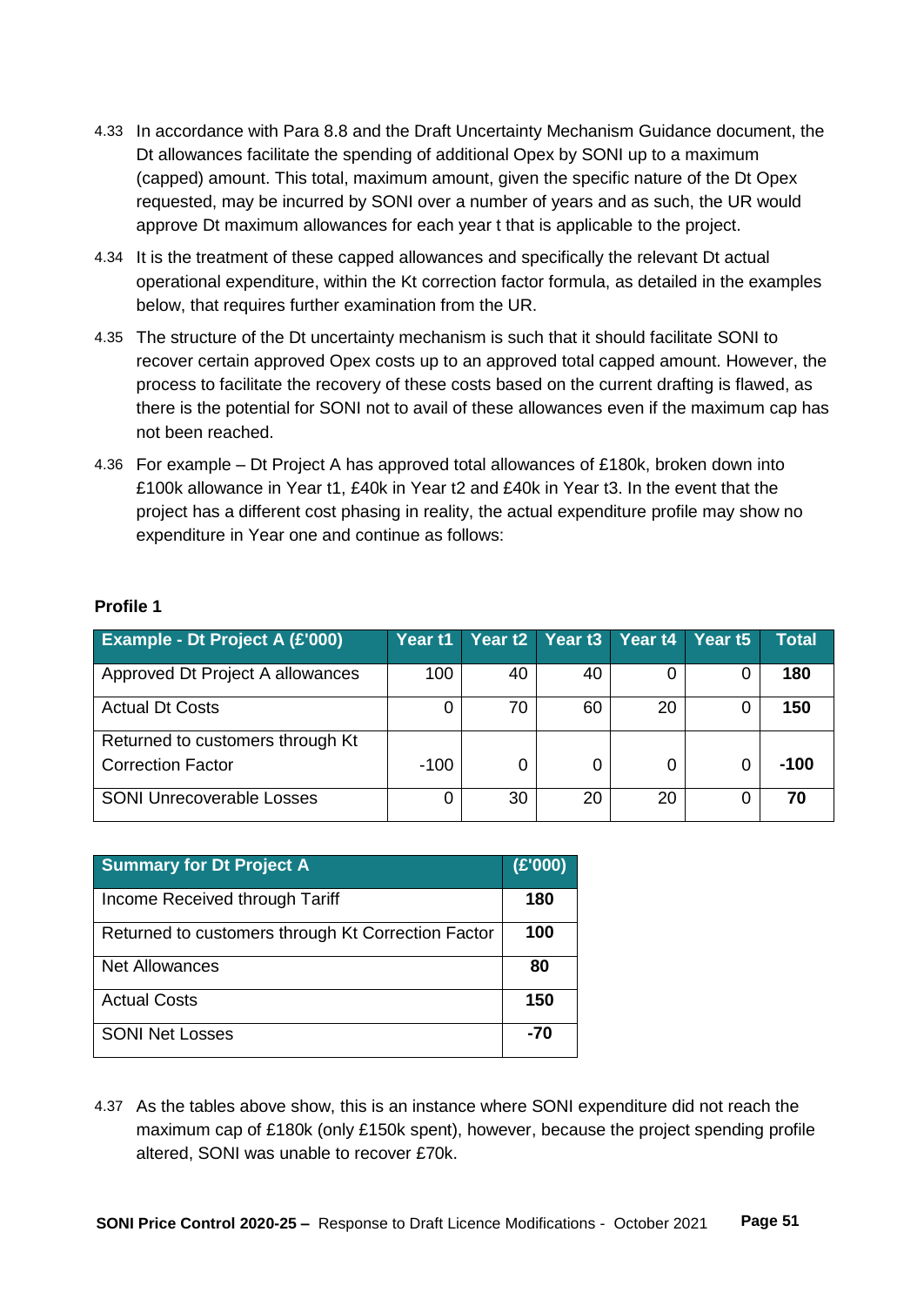4.33 In accordance with Para 8.8 and the Draft Uncertainty Mechanism Guidance document, the Dt allowances facilitate the spending of additional Opex by SONI up to a maximum (capped) amount. This total, maximum amount, given the specific nature of the Dt Opex requested, may be incurred by SONI over a number of years and as such, the UR would approve Dt maximum allowances for each year t that is applicable to the project.

4.34 It is the treatment of these capped allowances and specifically the relevant Dt actual operational expenditure, within the Kt correction factor formula, as detailed in the examples below, that requires further examination from the UR.

4.35 The structure of the Dt uncertainty mechanism is such that it should facilitate SONI to recover certain approved Opex costs up to an approved total capped amount. However, the process to facilitate the recovery of these costs based on the current drafting is flawed, as there is the potential for SONI not to avail of these allowances even if the maximum cap has not been reached.

4.36 For example – Dt Project A has approved total allowances of £180k, broken down into £100k allowance in Year t1, £40k in Year t2 and £40k in Year t3. In the event that the project has a different cost phasing in reality, the actual expenditure profile may show no expenditure in Year one and continue as follows:

**Profile 1**

| Example - Dt Project A (£'000) | Year t1 | Year t2 | Year t3 | Year t4 | Year t5 | Total |
|---|---|---|---|---|---|---|
| Approved Dt Project A allowances | 100 | 40 | 40 | 0 | 0 | **180** |
| Actual Dt Costs | 0 | 70 | 60 | 20 | 0 | **150** |
| Returned to customers through Kt Correction Factor | -100 | 0 | 0 | 0 | 0 | **-100** |
| SONI Unrecoverable Losses | 0 | 30 | 20 | 20 | 0 | **70** |

| Summary for Dt Project A | (£'000) |
|---|---|
| Income Received through Tariff | **180** |
| Returned to customers through Kt Correction Factor | **100** |
| Net Allowances | **80** |
| Actual Costs | **150** |
| SONI Net Losses | **-70** |

4.37 As the tables above show, this is an instance where SONI expenditure did not reach the maximum cap of £180k (only £150k spent), however, because the project spending profile altered, SONI was unable to recover £70k.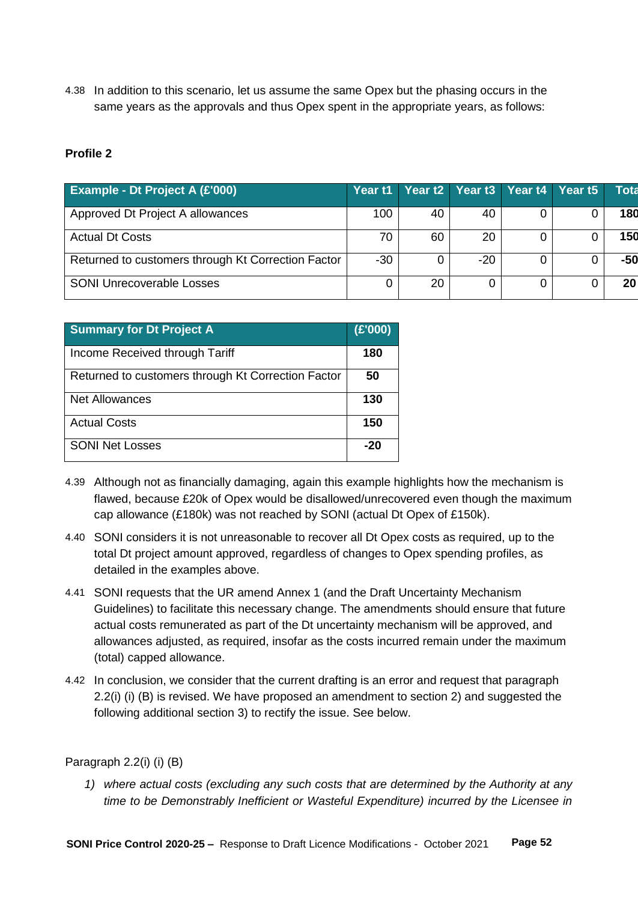4.38 In addition to this scenario, let us assume the same Opex but the phasing occurs in the same years as the approvals and thus Opex spent in the appropriate years, as follows:

**Profile 2**

| Example - Dt Project A (£'000) | Year t1 | Year t2 | Year t3 | Year t4 | Year t5 | Total |
|---|---|---|---|---|---|---|
| Approved Dt Project A allowances | 100 | 40 | 40 | 0 | 0 | **180** |
| Actual Dt Costs | 70 | 60 | 20 | 0 | 0 | **150** |
| Returned to customers through Kt Correction Factor | -30 | 0 | -20 | 0 | 0 | **-50** |
| SONI Unrecoverable Losses | 0 | 20 | 0 | 0 | 0 | **20** |

| Summary for Dt Project A | (£'000) |
|---|---|
| Income Received through Tariff | **180** |
| Returned to customers through Kt Correction Factor | **50** |
| Net Allowances | **130** |
| Actual Costs | **150** |
| SONI Net Losses | **-20** |

4.39 Although not as financially damaging, again this example highlights how the mechanism is flawed, because £20k of Opex would be disallowed/unrecovered even though the maximum cap allowance (£180k) was not reached by SONI (actual Dt Opex of £150k).

4.40 SONI considers it is not unreasonable to recover all Dt Opex costs as required, up to the total Dt project amount approved, regardless of changes to Opex spending profiles, as detailed in the examples above.

4.41 SONI requests that the UR amend Annex 1 (and the Draft Uncertainty Mechanism Guidelines) to facilitate this necessary change. The amendments should ensure that future actual costs remunerated as part of the Dt uncertainty mechanism will be approved, and allowances adjusted, as required, insofar as the costs incurred remain under the maximum (total) capped allowance.

4.42 In conclusion, we consider that the current drafting is an error and request that paragraph 2.2(i) (i) (B) is revised. We have proposed an amendment to section 2) and suggested the following additional section 3) to rectify the issue. See below.

Paragraph 2.2(i) (i) (B)

*1) where actual costs (excluding any such costs that are determined by the Authority at any time to be Demonstrably Inefficient or Wasteful Expenditure) incurred by the Licensee in*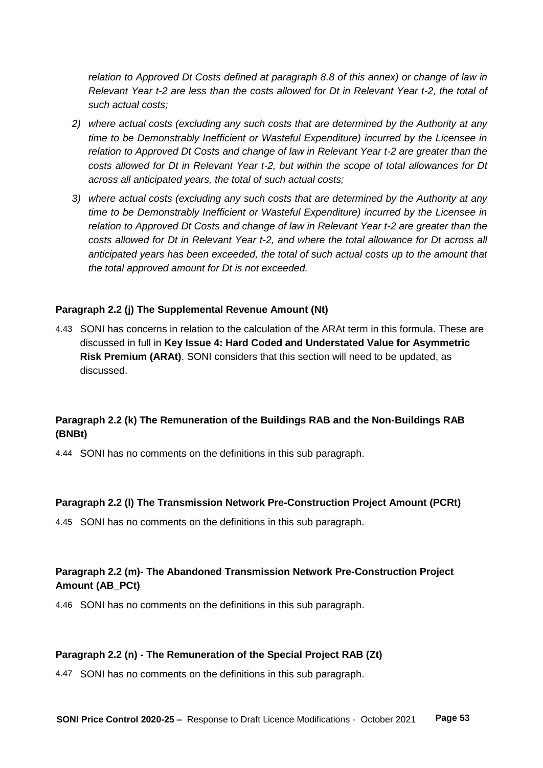*relation to Approved Dt Costs defined at paragraph 8.8 of this annex) or change of law in Relevant Year t-2 are less than the costs allowed for Dt in Relevant Year t-2, the total of such actual costs;*

2) *where actual costs (excluding any such costs that are determined by the Authority at any time to be Demonstrably Inefficient or Wasteful Expenditure) incurred by the Licensee in relation to Approved Dt Costs and change of law in Relevant Year t-2 are greater than the costs allowed for Dt in Relevant Year t-2, but within the scope of total allowances for Dt across all anticipated years, the total of such actual costs;*
3) *where actual costs (excluding any such costs that are determined by the Authority at any time to be Demonstrably Inefficient or Wasteful Expenditure) incurred by the Licensee in relation to Approved Dt Costs and change of law in Relevant Year t-2 are greater than the costs allowed for Dt in Relevant Year t-2, and where the total allowance for Dt across all anticipated years has been exceeded, the total of such actual costs up to the amount that the total approved amount for Dt is not exceeded.*

#### Paragraph 2.2 (j) The Supplemental Revenue Amount (Nt)

4.43 SONI has concerns in relation to the calculation of the ARAt term in this formula. These are discussed in full in **Key Issue 4: Hard Coded and Understated Value for Asymmetric Risk Premium (ARAt)**. SONI considers that this section will need to be updated, as discussed.

#### Paragraph 2.2 (k) The Remuneration of the Buildings RAB and the Non-Buildings RAB (BNBt)

4.44 SONI has no comments on the definitions in this sub paragraph.

#### Paragraph 2.2 (l) The Transmission Network Pre-Construction Project Amount (PCRt)

4.45 SONI has no comments on the definitions in this sub paragraph.

#### Paragraph 2.2 (m)- The Abandoned Transmission Network Pre-Construction Project Amount (AB_PCt)

4.46 SONI has no comments on the definitions in this sub paragraph.

#### Paragraph 2.2 (n) - The Remuneration of the Special Project RAB (Zt)

4.47 SONI has no comments on the definitions in this sub paragraph.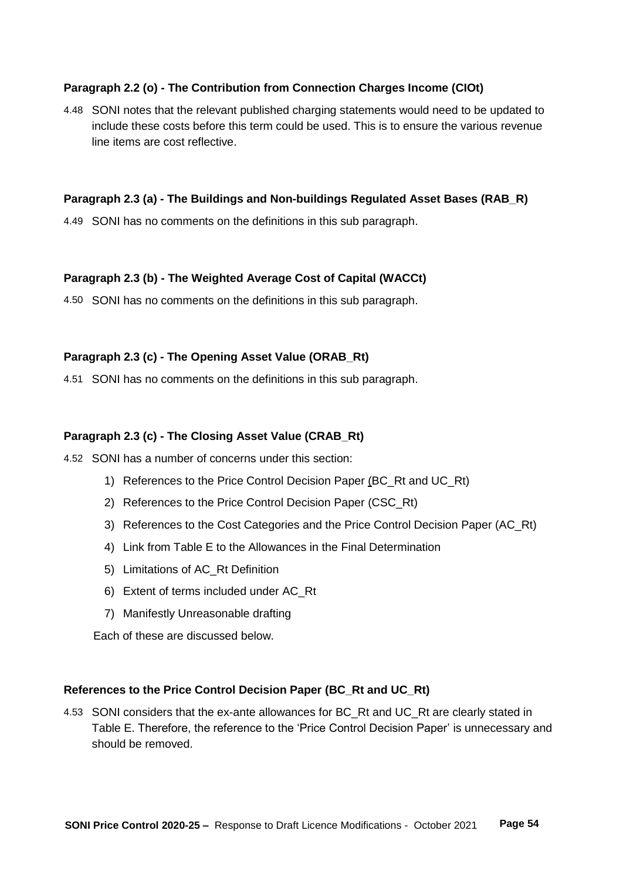**Paragraph 2.2 (o) - The Contribution from Connection Charges Income (CIOt)**

4.48 SONI notes that the relevant published charging statements would need to be updated to include these costs before this term could be used. This is to ensure the various revenue line items are cost reflective.

**Paragraph 2.3 (a) - The Buildings and Non-buildings Regulated Asset Bases (RAB_R)**

4.49 SONI has no comments on the definitions in this sub paragraph.

**Paragraph 2.3 (b) - The Weighted Average Cost of Capital (WACCt)**

4.50 SONI has no comments on the definitions in this sub paragraph.

**Paragraph 2.3 (c) - The Opening Asset Value (ORAB_Rt)**

4.51 SONI has no comments on the definitions in this sub paragraph.

**Paragraph 2.3 (c) - The Closing Asset Value (CRAB_Rt)**

4.52 SONI has a number of concerns under this section:

1) References to the Price Control Decision Paper (BC_Rt and UC_Rt)
2) References to the Price Control Decision Paper (CSC_Rt)
3) References to the Cost Categories and the Price Control Decision Paper (AC_Rt)
4) Link from Table E to the Allowances in the Final Determination
5) Limitations of AC_Rt Definition
6) Extent of terms included under AC_Rt
7) Manifestly Unreasonable drafting

Each of these are discussed below.

**References to the Price Control Decision Paper (BC_Rt and UC_Rt)**

4.53 SONI considers that the ex-ante allowances for BC_Rt and UC_Rt are clearly stated in Table E. Therefore, the reference to the 'Price Control Decision Paper' is unnecessary and should be removed.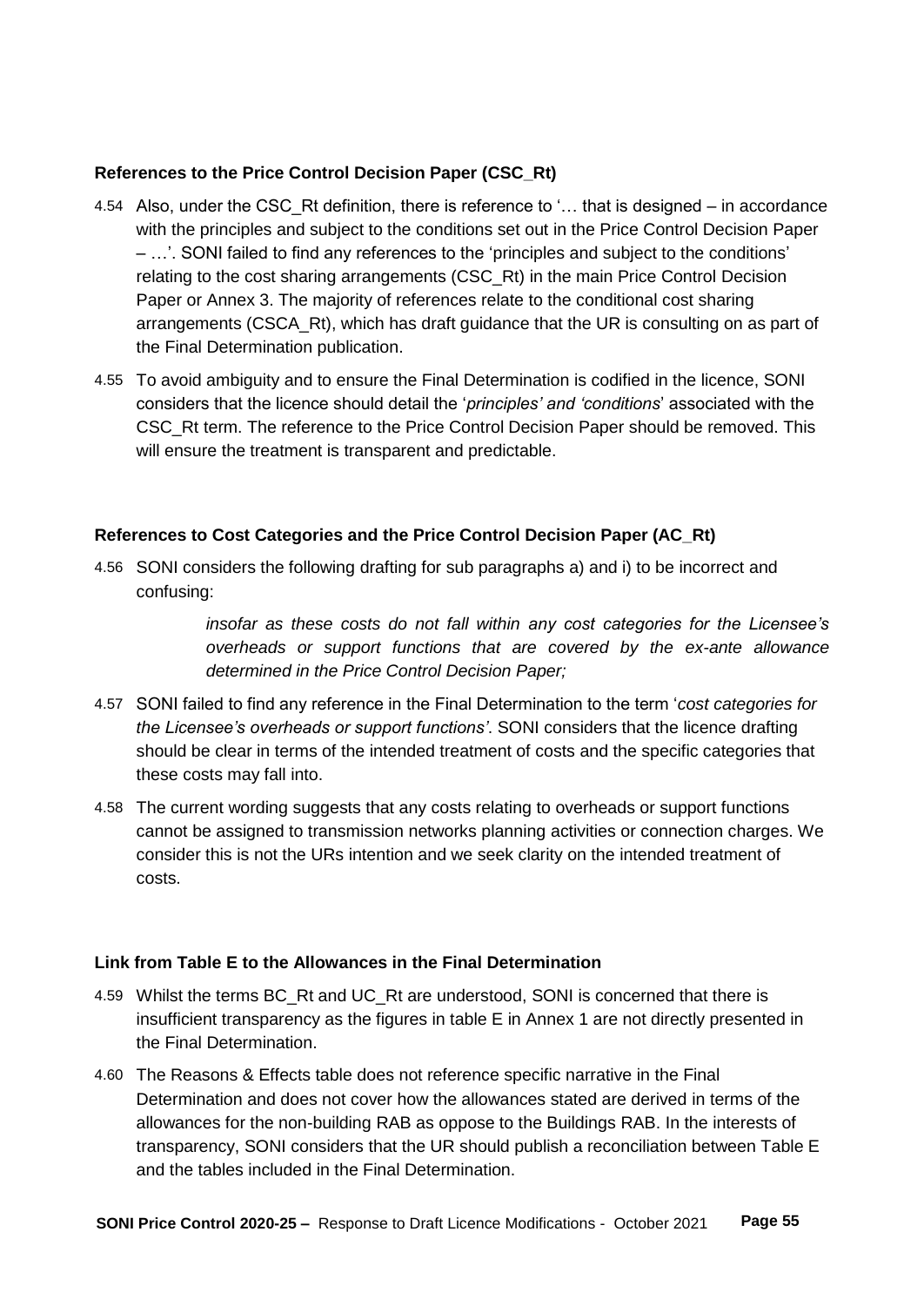### References to the Price Control Decision Paper (CSC_Rt)

4.54 Also, under the CSC_Rt definition, there is reference to '… that is designed – in accordance with the principles and subject to the conditions set out in the Price Control Decision Paper – …'. SONI failed to find any references to the 'principles and subject to the conditions' relating to the cost sharing arrangements (CSC_Rt) in the main Price Control Decision Paper or Annex 3. The majority of references relate to the conditional cost sharing arrangements (CSCA_Rt), which has draft guidance that the UR is consulting on as part of the Final Determination publication.

4.55 To avoid ambiguity and to ensure the Final Determination is codified in the licence, SONI considers that the licence should detail the '*principles' and 'conditions*' associated with the CSC_Rt term. The reference to the Price Control Decision Paper should be removed. This will ensure the treatment is transparent and predictable.

### References to Cost Categories and the Price Control Decision Paper (AC_Rt)

4.56 SONI considers the following drafting for sub paragraphs a) and i) to be incorrect and confusing:

> *insofar as these costs do not fall within any cost categories for the Licensee's overheads or support functions that are covered by the ex-ante allowance determined in the Price Control Decision Paper;*

4.57 SONI failed to find any reference in the Final Determination to the term '*cost categories for the Licensee's overheads or support functions'*. SONI considers that the licence drafting should be clear in terms of the intended treatment of costs and the specific categories that these costs may fall into.

4.58 The current wording suggests that any costs relating to overheads or support functions cannot be assigned to transmission networks planning activities or connection charges. We consider this is not the URs intention and we seek clarity on the intended treatment of costs.

### Link from Table E to the Allowances in the Final Determination

4.59 Whilst the terms BC_Rt and UC_Rt are understood, SONI is concerned that there is insufficient transparency as the figures in table E in Annex 1 are not directly presented in the Final Determination.

4.60 The Reasons & Effects table does not reference specific narrative in the Final Determination and does not cover how the allowances stated are derived in terms of the allowances for the non-building RAB as oppose to the Buildings RAB. In the interests of transparency, SONI considers that the UR should publish a reconciliation between Table E and the tables included in the Final Determination.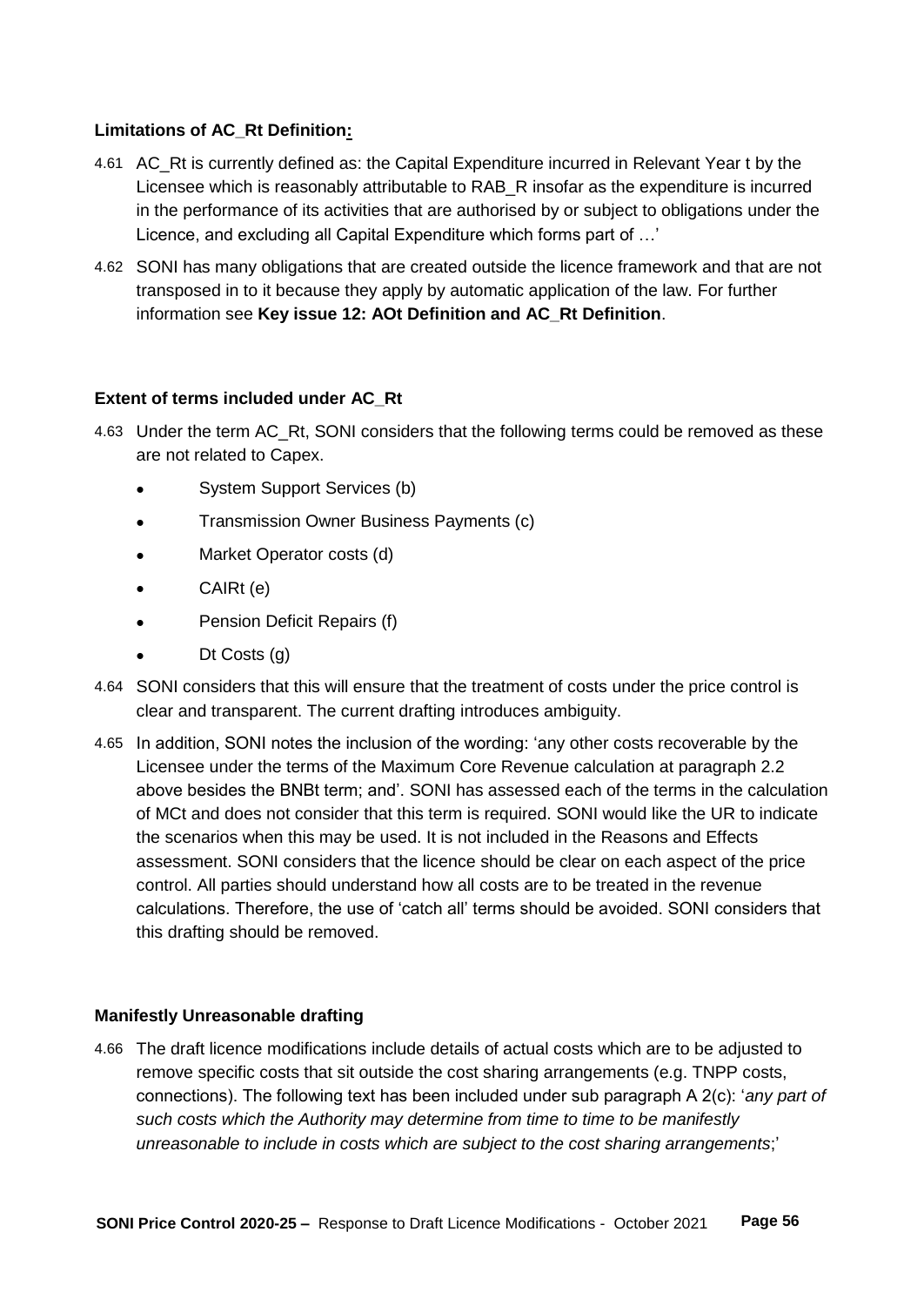**Limitations of AC_Rt Definition:**

4.61 AC_Rt is currently defined as: the Capital Expenditure incurred in Relevant Year t by the Licensee which is reasonably attributable to RAB_R insofar as the expenditure is incurred in the performance of its activities that are authorised by or subject to obligations under the Licence, and excluding all Capital Expenditure which forms part of …'

4.62 SONI has many obligations that are created outside the licence framework and that are not transposed in to it because they apply by automatic application of the law. For further information see **Key issue 12: AOt Definition and AC_Rt Definition**.

**Extent of terms included under AC_Rt**

4.63 Under the term AC_Rt, SONI considers that the following terms could be removed as these are not related to Capex.

- System Support Services (b)
- Transmission Owner Business Payments (c)
- Market Operator costs (d)
- CAIRt (e)
- Pension Deficit Repairs (f)
- Dt Costs (g)

4.64 SONI considers that this will ensure that the treatment of costs under the price control is clear and transparent. The current drafting introduces ambiguity.

4.65 In addition, SONI notes the inclusion of the wording: 'any other costs recoverable by the Licensee under the terms of the Maximum Core Revenue calculation at paragraph 2.2 above besides the BNBt term; and'. SONI has assessed each of the terms in the calculation of MCt and does not consider that this term is required. SONI would like the UR to indicate the scenarios when this may be used. It is not included in the Reasons and Effects assessment. SONI considers that the licence should be clear on each aspect of the price control. All parties should understand how all costs are to be treated in the revenue calculations. Therefore, the use of 'catch all' terms should be avoided. SONI considers that this drafting should be removed.

**Manifestly Unreasonable drafting**

4.66 The draft licence modifications include details of actual costs which are to be adjusted to remove specific costs that sit outside the cost sharing arrangements (e.g. TNPP costs, connections). The following text has been included under sub paragraph A 2(c): '*any part of such costs which the Authority may determine from time to time to be manifestly unreasonable to include in costs which are subject to the cost sharing arrangements*;'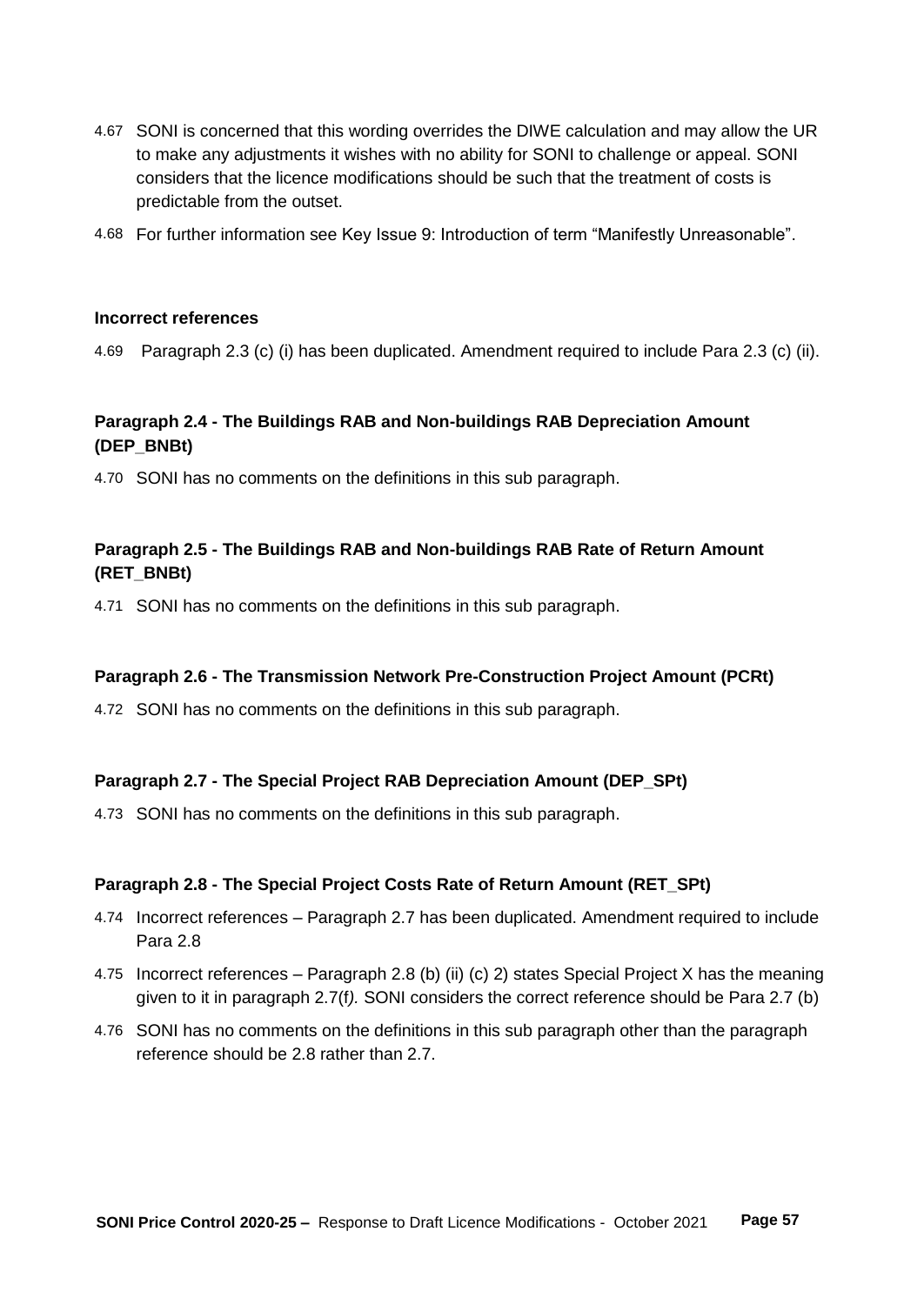4.67 SONI is concerned that this wording overrides the DIWE calculation and may allow the UR to make any adjustments it wishes with no ability for SONI to challenge or appeal. SONI considers that the licence modifications should be such that the treatment of costs is predictable from the outset.

4.68 For further information see Key Issue 9: Introduction of term "Manifestly Unreasonable".

**Incorrect references**

4.69 Paragraph 2.3 (c) (i) has been duplicated. Amendment required to include Para 2.3 (c) (ii).

**Paragraph 2.4 - The Buildings RAB and Non-buildings RAB Depreciation Amount (DEP_BNBt)**

4.70 SONI has no comments on the definitions in this sub paragraph.

**Paragraph 2.5 - The Buildings RAB and Non-buildings RAB Rate of Return Amount (RET_BNBt)**

4.71 SONI has no comments on the definitions in this sub paragraph.

**Paragraph 2.6 - The Transmission Network Pre-Construction Project Amount (PCRt)**

4.72 SONI has no comments on the definitions in this sub paragraph.

**Paragraph 2.7 - The Special Project RAB Depreciation Amount (DEP_SPt)**

4.73 SONI has no comments on the definitions in this sub paragraph.

**Paragraph 2.8 - The Special Project Costs Rate of Return Amount (RET_SPt)**

4.74 Incorrect references – Paragraph 2.7 has been duplicated. Amendment required to include Para 2.8

4.75 Incorrect references – Paragraph 2.8 (b) (ii) (c) 2) states Special Project X has the meaning given to it in paragraph 2.7(f*).* SONI considers the correct reference should be Para 2.7 (b)

4.76 SONI has no comments on the definitions in this sub paragraph other than the paragraph reference should be 2.8 rather than 2.7.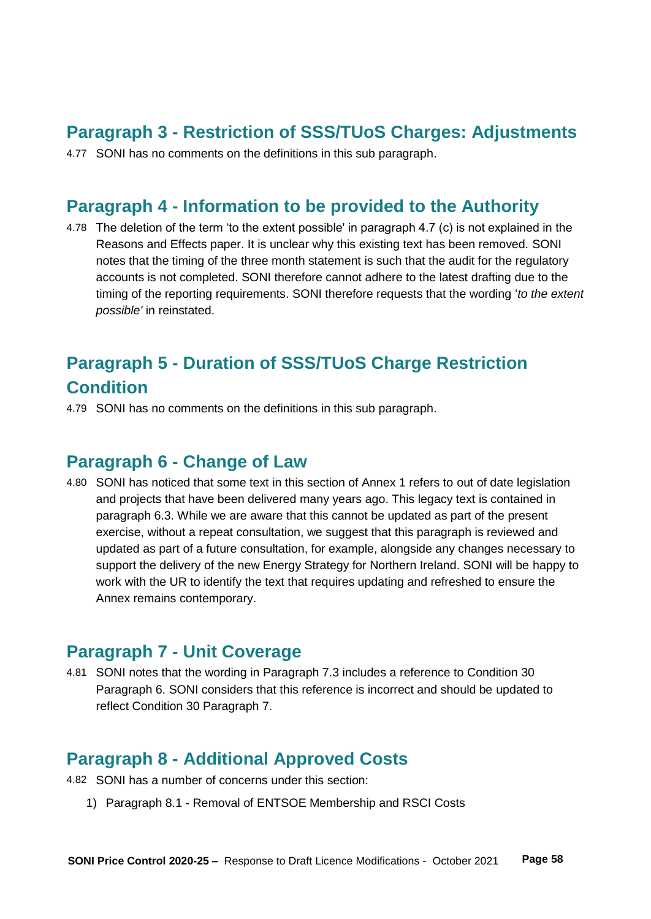## Paragraph 3 - Restriction of SSS/TUoS Charges: Adjustments

4.77 SONI has no comments on the definitions in this sub paragraph.

## Paragraph 4 - Information to be provided to the Authority

4.78 The deletion of the term 'to the extent possible' in paragraph 4.7 (c) is not explained in the Reasons and Effects paper. It is unclear why this existing text has been removed. SONI notes that the timing of the three month statement is such that the audit for the regulatory accounts is not completed. SONI therefore cannot adhere to the latest drafting due to the timing of the reporting requirements. SONI therefore requests that the wording '*to the extent possible'* in reinstated.

## Paragraph 5 - Duration of SSS/TUoS Charge Restriction Condition

4.79 SONI has no comments on the definitions in this sub paragraph.

## Paragraph 6 - Change of Law

4.80 SONI has noticed that some text in this section of Annex 1 refers to out of date legislation and projects that have been delivered many years ago. This legacy text is contained in paragraph 6.3. While we are aware that this cannot be updated as part of the present exercise, without a repeat consultation, we suggest that this paragraph is reviewed and updated as part of a future consultation, for example, alongside any changes necessary to support the delivery of the new Energy Strategy for Northern Ireland. SONI will be happy to work with the UR to identify the text that requires updating and refreshed to ensure the Annex remains contemporary.

## Paragraph 7 - Unit Coverage

4.81 SONI notes that the wording in Paragraph 7.3 includes a reference to Condition 30 Paragraph 6. SONI considers that this reference is incorrect and should be updated to reflect Condition 30 Paragraph 7.

## Paragraph 8 - Additional Approved Costs

4.82 SONI has a number of concerns under this section:

1) Paragraph 8.1 - Removal of ENTSOE Membership and RSCI Costs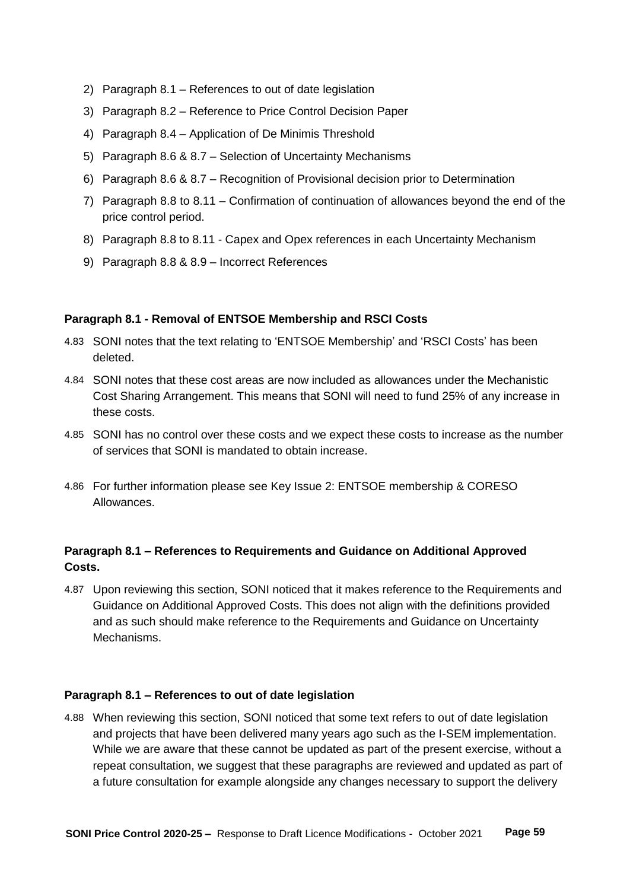2) Paragraph 8.1 – References to out of date legislation
3) Paragraph 8.2 – Reference to Price Control Decision Paper
4) Paragraph 8.4 – Application of De Minimis Threshold
5) Paragraph 8.6 & 8.7 – Selection of Uncertainty Mechanisms
6) Paragraph 8.6 & 8.7 – Recognition of Provisional decision prior to Determination
7) Paragraph 8.8 to 8.11 – Confirmation of continuation of allowances beyond the end of the price control period.
8) Paragraph 8.8 to 8.11 - Capex and Opex references in each Uncertainty Mechanism
9) Paragraph 8.8 & 8.9 – Incorrect References

**Paragraph 8.1 - Removal of ENTSOE Membership and RSCI Costs**

4.83 SONI notes that the text relating to 'ENTSOE Membership' and 'RSCI Costs' has been deleted.

4.84 SONI notes that these cost areas are now included as allowances under the Mechanistic Cost Sharing Arrangement. This means that SONI will need to fund 25% of any increase in these costs.

4.85 SONI has no control over these costs and we expect these costs to increase as the number of services that SONI is mandated to obtain increase.

4.86 For further information please see Key Issue 2: ENTSOE membership & CORESO Allowances.

**Paragraph 8.1 – References to Requirements and Guidance on Additional Approved Costs.**

4.87 Upon reviewing this section, SONI noticed that it makes reference to the Requirements and Guidance on Additional Approved Costs. This does not align with the definitions provided and as such should make reference to the Requirements and Guidance on Uncertainty Mechanisms.

**Paragraph 8.1 – References to out of date legislation**

4.88 When reviewing this section, SONI noticed that some text refers to out of date legislation and projects that have been delivered many years ago such as the I-SEM implementation. While we are aware that these cannot be updated as part of the present exercise, without a repeat consultation, we suggest that these paragraphs are reviewed and updated as part of a future consultation for example alongside any changes necessary to support the delivery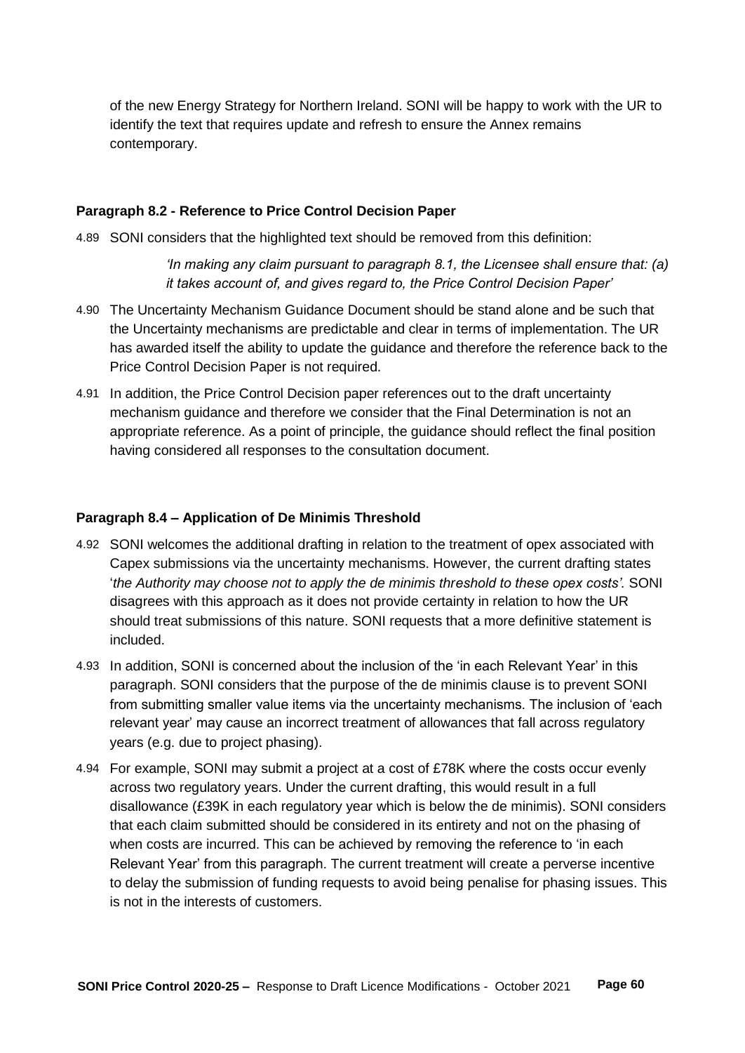of the new Energy Strategy for Northern Ireland. SONI will be happy to work with the UR to identify the text that requires update and refresh to ensure the Annex remains contemporary.

#### Paragraph 8.2 - Reference to Price Control Decision Paper

4.89 SONI considers that the highlighted text should be removed from this definition:

> *'In making any claim pursuant to paragraph 8.1, the Licensee shall ensure that: (a) it takes account of, and gives regard to, the Price Control Decision Paper'*

4.90 The Uncertainty Mechanism Guidance Document should be stand alone and be such that the Uncertainty mechanisms are predictable and clear in terms of implementation. The UR has awarded itself the ability to update the guidance and therefore the reference back to the Price Control Decision Paper is not required.

4.91 In addition, the Price Control Decision paper references out to the draft uncertainty mechanism guidance and therefore we consider that the Final Determination is not an appropriate reference. As a point of principle, the guidance should reflect the final position having considered all responses to the consultation document.

#### Paragraph 8.4 – Application of De Minimis Threshold

4.92 SONI welcomes the additional drafting in relation to the treatment of opex associated with Capex submissions via the uncertainty mechanisms. However, the current drafting states '*the Authority may choose not to apply the de minimis threshold to these opex costs'.* SONI disagrees with this approach as it does not provide certainty in relation to how the UR should treat submissions of this nature. SONI requests that a more definitive statement is included.

4.93 In addition, SONI is concerned about the inclusion of the 'in each Relevant Year' in this paragraph. SONI considers that the purpose of the de minimis clause is to prevent SONI from submitting smaller value items via the uncertainty mechanisms. The inclusion of 'each relevant year' may cause an incorrect treatment of allowances that fall across regulatory years (e.g. due to project phasing).

4.94 For example, SONI may submit a project at a cost of £78K where the costs occur evenly across two regulatory years. Under the current drafting, this would result in a full disallowance (£39K in each regulatory year which is below the de minimis). SONI considers that each claim submitted should be considered in its entirety and not on the phasing of when costs are incurred. This can be achieved by removing the reference to 'in each Relevant Year' from this paragraph. The current treatment will create a perverse incentive to delay the submission of funding requests to avoid being penalise for phasing issues. This is not in the interests of customers.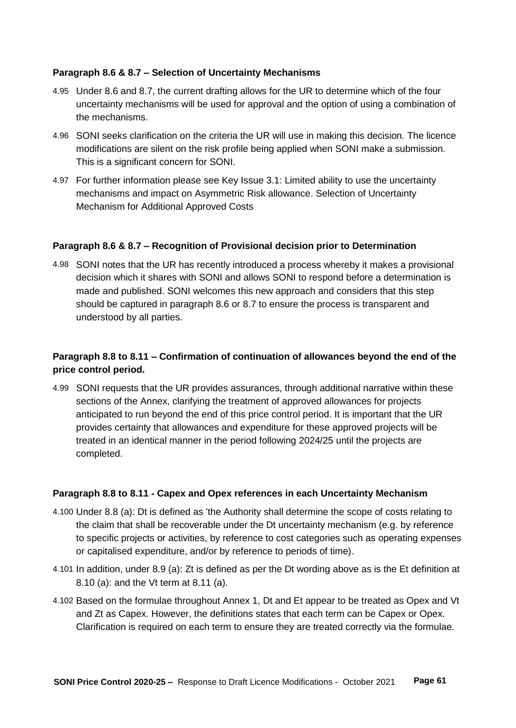**Paragraph 8.6 & 8.7 – Selection of Uncertainty Mechanisms**

4.95 Under 8.6 and 8.7, the current drafting allows for the UR to determine which of the four uncertainty mechanisms will be used for approval and the option of using a combination of the mechanisms.

4.96 SONI seeks clarification on the criteria the UR will use in making this decision. The licence modifications are silent on the risk profile being applied when SONI make a submission. This is a significant concern for SONI.

4.97 For further information please see Key Issue 3.1: Limited ability to use the uncertainty mechanisms and impact on Asymmetric Risk allowance. Selection of Uncertainty Mechanism for Additional Approved Costs

**Paragraph 8.6 & 8.7 – Recognition of Provisional decision prior to Determination**

4.98 SONI notes that the UR has recently introduced a process whereby it makes a provisional decision which it shares with SONI and allows SONI to respond before a determination is made and published. SONI welcomes this new approach and considers that this step should be captured in paragraph 8.6 or 8.7 to ensure the process is transparent and understood by all parties.

**Paragraph 8.8 to 8.11 – Confirmation of continuation of allowances beyond the end of the price control period.**

4.99 SONI requests that the UR provides assurances, through additional narrative within these sections of the Annex, clarifying the treatment of approved allowances for projects anticipated to run beyond the end of this price control period. It is important that the UR provides certainty that allowances and expenditure for these approved projects will be treated in an identical manner in the period following 2024/25 until the projects are completed.

**Paragraph 8.8 to 8.11 - Capex and Opex references in each Uncertainty Mechanism**

4.100 Under 8.8 (a): Dt is defined as 'the Authority shall determine the scope of costs relating to the claim that shall be recoverable under the Dt uncertainty mechanism (e.g. by reference to specific projects or activities, by reference to cost categories such as operating expenses or capitalised expenditure, and/or by reference to periods of time).

4.101 In addition, under 8.9 (a): Zt is defined as per the Dt wording above as is the Et definition at 8.10 (a): and the Vt term at 8.11 (a).

4.102 Based on the formulae throughout Annex 1, Dt and Et appear to be treated as Opex and Vt and Zt as Capex. However, the definitions states that each term can be Capex or Opex. Clarification is required on each term to ensure they are treated correctly via the formulae.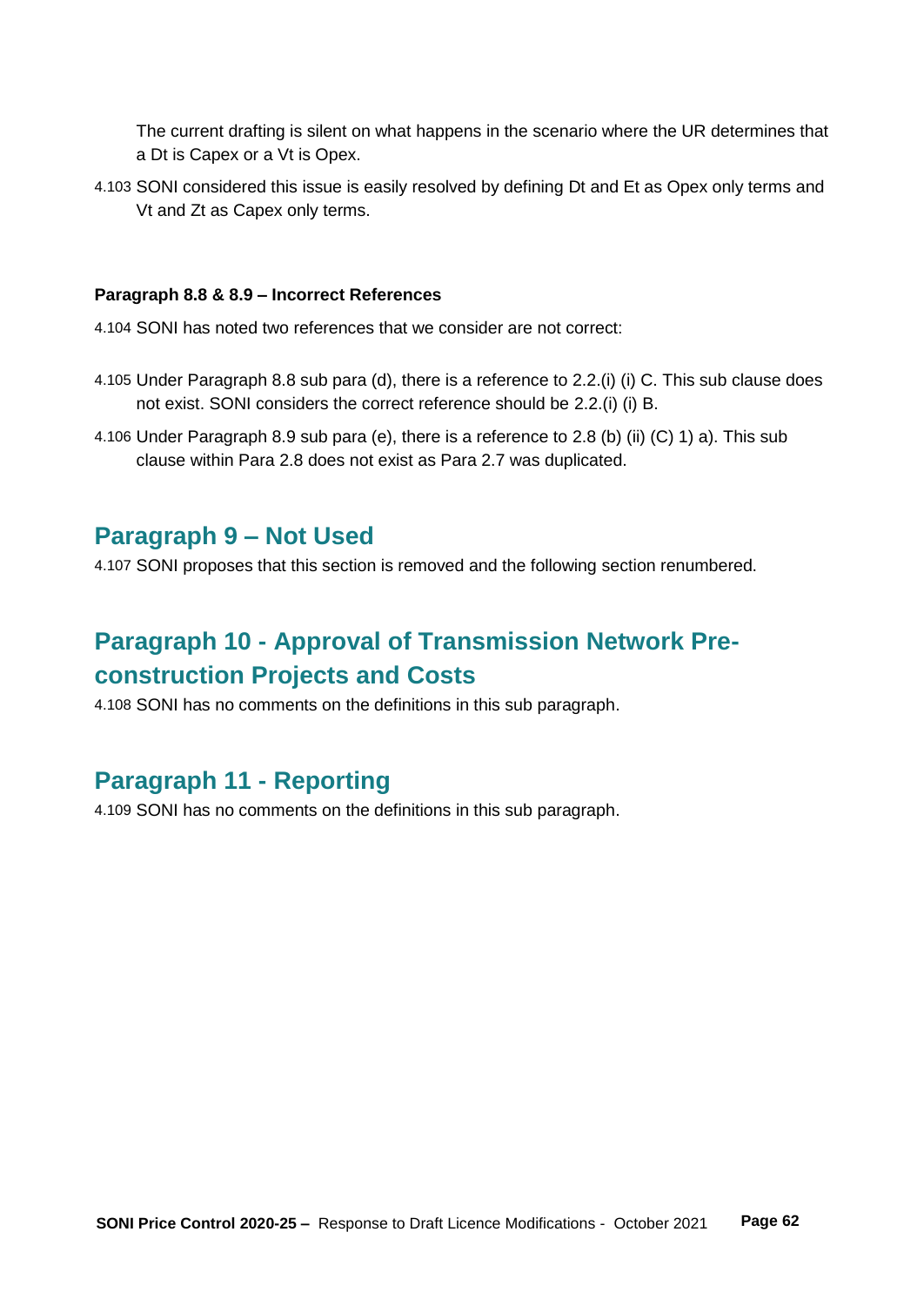The current drafting is silent on what happens in the scenario where the UR determines that a $D_t$ is Capex or a $V_t$ is Opex.

4.103 SONI considered this issue is easily resolved by defining $D_t$ and $E_t$ as Opex only terms and $V_t$ and $Z_t$ as Capex only terms.

**Paragraph 8.8 & 8.9 – Incorrect References**

4.104 SONI has noted two references that we consider are not correct:

4.105 Under Paragraph 8.8 sub para (d), there is a reference to 2.2.(i) (i) C. This sub clause does not exist. SONI considers the correct reference should be 2.2.(i) (i) B.

4.106 Under Paragraph 8.9 sub para (e), there is a reference to 2.8 (b) (ii) (C) 1) a). This sub clause within Para 2.8 does not exist as Para 2.7 was duplicated.

## Paragraph 9 – Not Used

4.107 SONI proposes that this section is removed and the following section renumbered.

## Paragraph 10 - Approval of Transmission Network Pre-construction Projects and Costs

4.108 SONI has no comments on the definitions in this sub paragraph.

## Paragraph 11 - Reporting

4.109 SONI has no comments on the definitions in this sub paragraph.